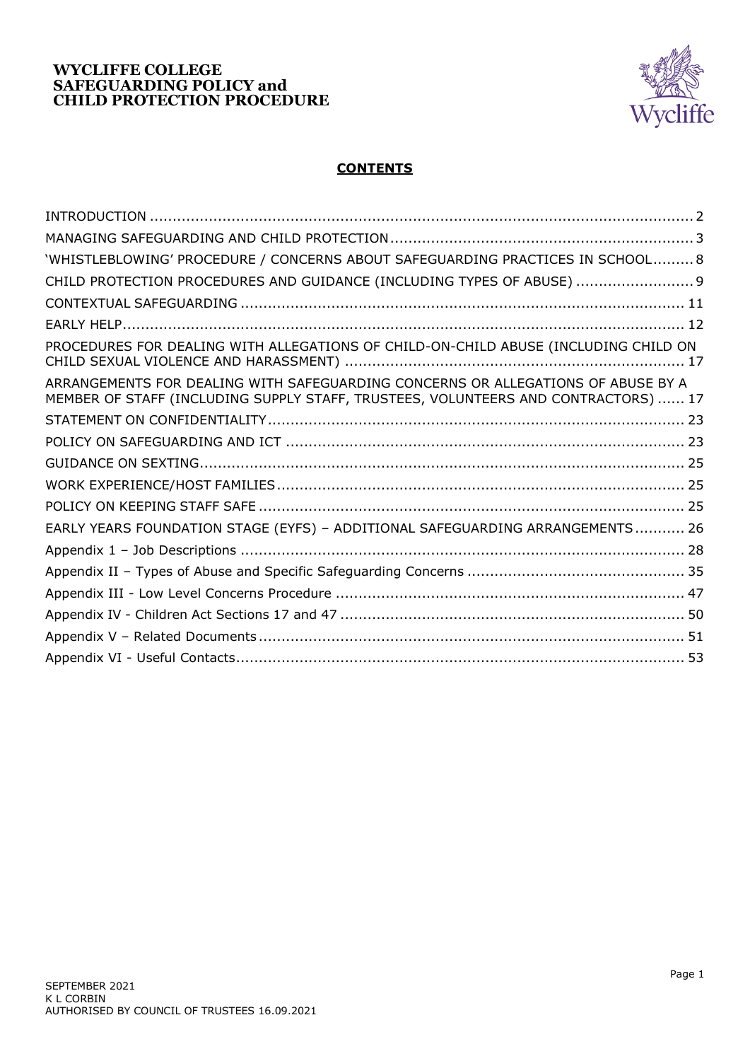# WYCLIFFE COLLEGE SAFEGUARDING POLICY and CHILD PROTECTION PROCEDURE

## CONTENTS

| | |
|---|---|
| INTRODUCTION | 2 |
| MANAGING SAFEGUARDING AND CHILD PROTECTION | 3 |
| 'WHISTLEBLOWING' PROCEDURE / CONCERNS ABOUT SAFEGUARDING PRACTICES IN SCHOOL | 8 |
| CHILD PROTECTION PROCEDURES AND GUIDANCE (INCLUDING TYPES OF ABUSE) | 9 |
| CONTEXTUAL SAFEGUARDING | 11 |
| EARLY HELP | 12 |
| PROCEDURES FOR DEALING WITH ALLEGATIONS OF CHILD-ON-CHILD ABUSE (INCLUDING CHILD ON CHILD SEXUAL VIOLENCE AND HARASSMENT) | 17 |
| ARRANGEMENTS FOR DEALING WITH SAFEGUARDING CONCERNS OR ALLEGATIONS OF ABUSE BY A MEMBER OF STAFF (INCLUDING SUPPLY STAFF, TRUSTEES, VOLUNTEERS AND CONTRACTORS) | 17 |
| STATEMENT ON CONFIDENTIALITY | 23 |
| POLICY ON SAFEGUARDING AND ICT | 23 |
| GUIDANCE ON SEXTING | 25 |
| WORK EXPERIENCE/HOST FAMILIES | 25 |
| POLICY ON KEEPING STAFF SAFE | 25 |
| EARLY YEARS FOUNDATION STAGE (EYFS) – ADDITIONAL SAFEGUARDING ARRANGEMENTS | 26 |
| Appendix 1 – Job Descriptions | 28 |
| Appendix II – Types of Abuse and Specific Safeguarding Concerns | 35 |
| Appendix III - Low Level Concerns Procedure | 47 |
| Appendix IV - Children Act Sections 17 and 47 | 50 |
| Appendix V – Related Documents | 51 |
| Appendix VI - Useful Contacts | 53 |

SEPTEMBER 2021
K L CORBIN
AUTHORISED BY COUNCIL OF TRUSTEES 16.09.2021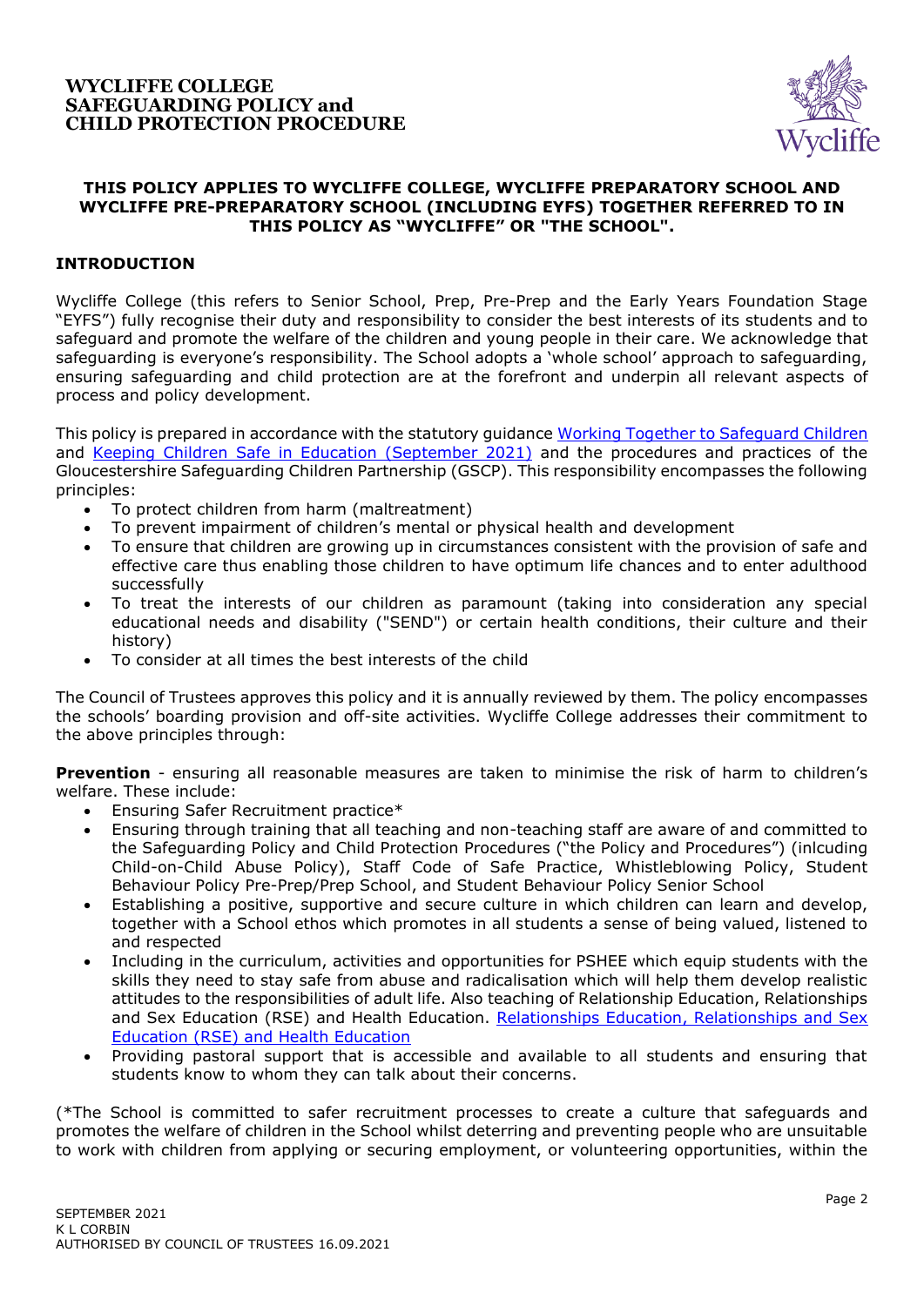**THIS POLICY APPLIES TO WYCLIFFE COLLEGE, WYCLIFFE PREPARATORY SCHOOL AND WYCLIFFE PRE-PREPARATORY SCHOOL (INCLUDING EYFS) TOGETHER REFERRED TO IN THIS POLICY AS "WYCLIFFE" OR "THE SCHOOL".**

## INTRODUCTION

Wycliffe College (this refers to Senior School, Prep, Pre-Prep and the Early Years Foundation Stage "EYFS") fully recognise their duty and responsibility to consider the best interests of its students and to safeguard and promote the welfare of the children and young people in their care. We acknowledge that safeguarding is everyone's responsibility. The School adopts a 'whole school' approach to safeguarding, ensuring safeguarding and child protection are at the forefront and underpin all relevant aspects of process and policy development.

This policy is prepared in accordance with the statutory guidance Working Together to Safeguard Children and Keeping Children Safe in Education (September 2021) and the procedures and practices of the Gloucestershire Safeguarding Children Partnership (GSCP). This responsibility encompasses the following principles:

- To protect children from harm (maltreatment)
- To prevent impairment of children's mental or physical health and development
- To ensure that children are growing up in circumstances consistent with the provision of safe and effective care thus enabling those children to have optimum life chances and to enter adulthood successfully
- To treat the interests of our children as paramount (taking into consideration any special educational needs and disability ("SEND") or certain health conditions, their culture and their history)
- To consider at all times the best interests of the child

The Council of Trustees approves this policy and it is annually reviewed by them. The policy encompasses the schools' boarding provision and off-site activities. Wycliffe College addresses their commitment to the above principles through:

**Prevention** - ensuring all reasonable measures are taken to minimise the risk of harm to children's welfare. These include:

- Ensuring Safer Recruitment practice*
- Ensuring through training that all teaching and non-teaching staff are aware of and committed to the Safeguarding Policy and Child Protection Procedures ("the Policy and Procedures") (inlcuding Child-on-Child Abuse Policy), Staff Code of Safe Practice, Whistleblowing Policy, Student Behaviour Policy Pre-Prep/Prep School, and Student Behaviour Policy Senior School
- Establishing a positive, supportive and secure culture in which children can learn and develop, together with a School ethos which promotes in all students a sense of being valued, listened to and respected
- Including in the curriculum, activities and opportunities for PSHEE which equip students with the skills they need to stay safe from abuse and radicalisation which will help them develop realistic attitudes to the responsibilities of adult life. Also teaching of Relationship Education, Relationships and Sex Education (RSE) and Health Education. Relationships Education, Relationships and Sex Education (RSE) and Health Education
- Providing pastoral support that is accessible and available to all students and ensuring that students know to whom they can talk about their concerns.

(*The School is committed to safer recruitment processes to create a culture that safeguards and promotes the welfare of children in the School whilst deterring and preventing people who are unsuitable to work with children from applying or securing employment, or volunteering opportunities, within the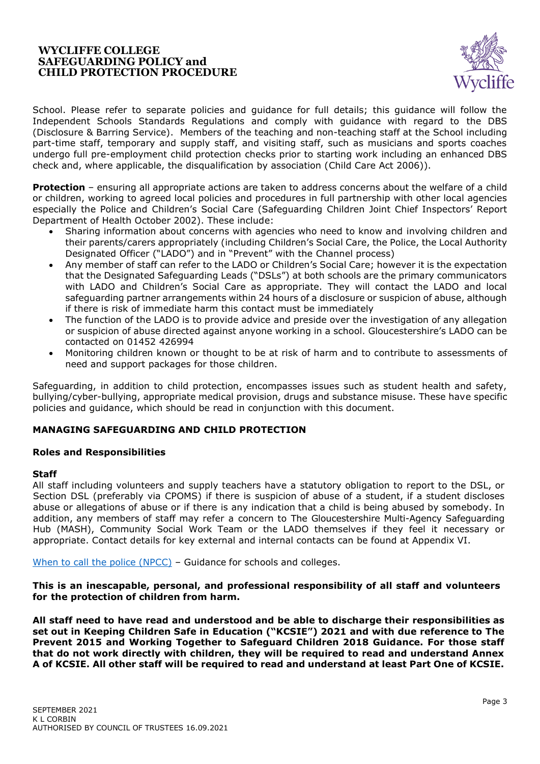School. Please refer to separate policies and guidance for full details; this guidance will follow the Independent Schools Standards Regulations and comply with guidance with regard to the DBS (Disclosure & Barring Service). Members of the teaching and non-teaching staff at the School including part-time staff, temporary and supply staff, and visiting staff, such as musicians and sports coaches undergo full pre-employment child protection checks prior to starting work including an enhanced DBS check and, where applicable, the disqualification by association (Child Care Act 2006)).

**Protection** – ensuring all appropriate actions are taken to address concerns about the welfare of a child or children, working to agreed local policies and procedures in full partnership with other local agencies especially the Police and Children's Social Care (Safeguarding Children Joint Chief Inspectors' Report Department of Health October 2002). These include:

- Sharing information about concerns with agencies who need to know and involving children and their parents/carers appropriately (including Children's Social Care, the Police, the Local Authority Designated Officer ("LADO") and in "Prevent" with the Channel process)
- Any member of staff can refer to the LADO or Children's Social Care; however it is the expectation that the Designated Safeguarding Leads ("DSLs") at both schools are the primary communicators with LADO and Children's Social Care as appropriate. They will contact the LADO and local safeguarding partner arrangements within 24 hours of a disclosure or suspicion of abuse, although if there is risk of immediate harm this contact must be immediately
- The function of the LADO is to provide advice and preside over the investigation of any allegation or suspicion of abuse directed against anyone working in a school. Gloucestershire's LADO can be contacted on 01452 426994
- Monitoring children known or thought to be at risk of harm and to contribute to assessments of need and support packages for those children.

Safeguarding, in addition to child protection, encompasses issues such as student health and safety, bullying/cyber-bullying, appropriate medical provision, drugs and substance misuse. These have specific policies and guidance, which should be read in conjunction with this document.

## MANAGING SAFEGUARDING AND CHILD PROTECTION

### Roles and Responsibilities

#### Staff

All staff including volunteers and supply teachers have a statutory obligation to report to the DSL, or Section DSL (preferably via CPOMS) if there is suspicion of abuse of a student, if a student discloses abuse or allegations of abuse or if there is any indication that a child is being abused by somebody. In addition, any members of staff may refer a concern to The Gloucestershire Multi-Agency Safeguarding Hub (MASH), Community Social Work Team or the LADO themselves if they feel it necessary or appropriate. Contact details for key external and internal contacts can be found at Appendix VI.

When to call the police (NPCC) – Guidance for schools and colleges.

**This is an inescapable, personal, and professional responsibility of all staff and volunteers for the protection of children from harm.**

**All staff need to have read and understood and be able to discharge their responsibilities as set out in Keeping Children Safe in Education ("KCSIE") 2021 and with due reference to The Prevent 2015 and Working Together to Safeguard Children 2018 Guidance. For those staff that do not work directly with children, they will be required to read and understand Annex A of KCSIE. All other staff will be required to read and understand at least Part One of KCSIE.**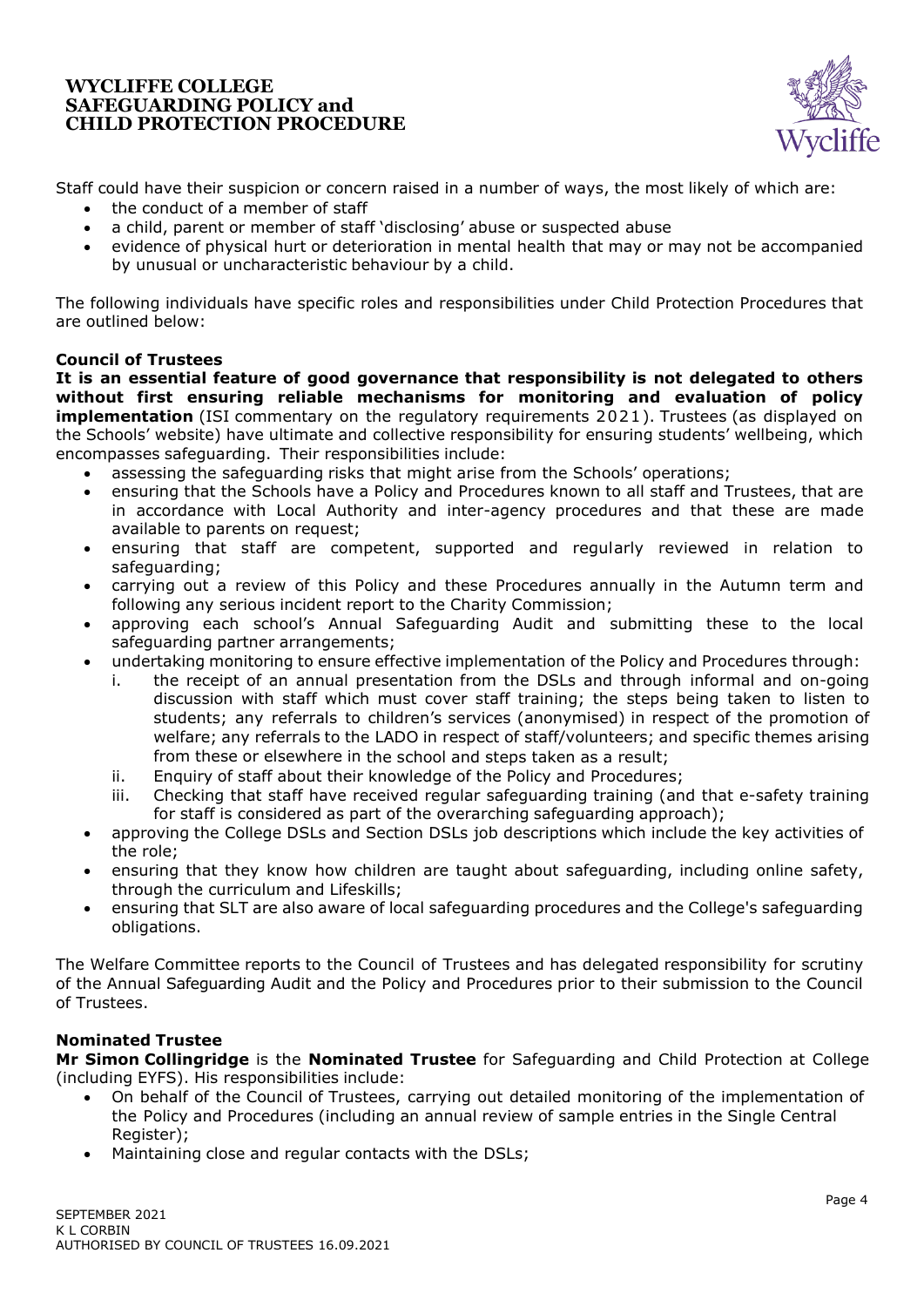Staff could have their suspicion or concern raised in a number of ways, the most likely of which are:

- the conduct of a member of staff
- a child, parent or member of staff 'disclosing' abuse or suspected abuse
- evidence of physical hurt or deterioration in mental health that may or may not be accompanied by unusual or uncharacteristic behaviour by a child.

The following individuals have specific roles and responsibilities under Child Protection Procedures that are outlined below:

**Council of Trustees**

**It is an essential feature of good governance that responsibility is not delegated to others without first ensuring reliable mechanisms for monitoring and evaluation of policy implementation** (ISI commentary on the regulatory requirements 2021). Trustees (as displayed on the Schools' website) have ultimate and collective responsibility for ensuring students' wellbeing, which encompasses safeguarding. Their responsibilities include:

- assessing the safeguarding risks that might arise from the Schools' operations;
- ensuring that the Schools have a Policy and Procedures known to all staff and Trustees, that are in accordance with Local Authority and inter-agency procedures and that these are made available to parents on request;
- ensuring that staff are competent, supported and regularly reviewed in relation to safeguarding;
- carrying out a review of this Policy and these Procedures annually in the Autumn term and following any serious incident report to the Charity Commission;
- approving each school's Annual Safeguarding Audit and submitting these to the local safeguarding partner arrangements;
- undertaking monitoring to ensure effective implementation of the Policy and Procedures through:
  - i. the receipt of an annual presentation from the DSLs and through informal and on-going discussion with staff which must cover staff training; the steps being taken to listen to students; any referrals to children's services (anonymised) in respect of the promotion of welfare; any referrals to the LADO in respect of staff/volunteers; and specific themes arising from these or elsewhere in the school and steps taken as a result;
  - ii. Enquiry of staff about their knowledge of the Policy and Procedures;
  - iii. Checking that staff have received regular safeguarding training (and that e-safety training for staff is considered as part of the overarching safeguarding approach);
- approving the College DSLs and Section DSLs job descriptions which include the key activities of the role;
- ensuring that they know how children are taught about safeguarding, including online safety, through the curriculum and Lifeskills;
- ensuring that SLT are also aware of local safeguarding procedures and the College's safeguarding obligations.

The Welfare Committee reports to the Council of Trustees and has delegated responsibility for scrutiny of the Annual Safeguarding Audit and the Policy and Procedures prior to their submission to the Council of Trustees.

**Nominated Trustee**

**Mr Simon Collingridge** is the **Nominated Trustee** for Safeguarding and Child Protection at College (including EYFS). His responsibilities include:

- On behalf of the Council of Trustees, carrying out detailed monitoring of the implementation of the Policy and Procedures (including an annual review of sample entries in the Single Central Register);
- Maintaining close and regular contacts with the DSLs;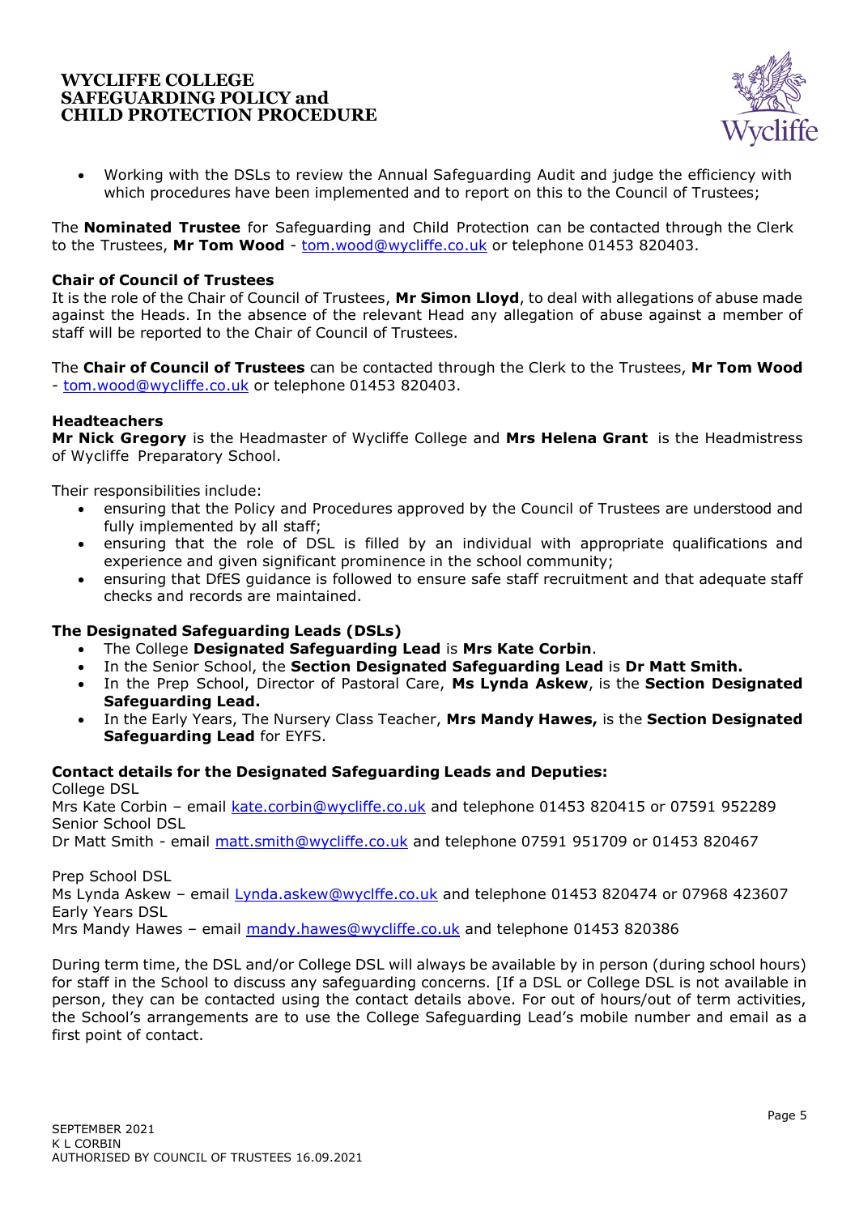- Working with the DSLs to review the Annual Safeguarding Audit and judge the efficiency with which procedures have been implemented and to report on this to the Council of Trustees;

The **Nominated Trustee** for Safeguarding and Child Protection can be contacted through the Clerk to the Trustees, **Mr Tom Wood** - tom.wood@wycliffe.co.uk or telephone 01453 820403.

**Chair of Council of Trustees**

It is the role of the Chair of Council of Trustees, **Mr Simon Lloyd**, to deal with allegations of abuse made against the Heads. In the absence of the relevant Head any allegation of abuse against a member of staff will be reported to the Chair of Council of Trustees.

The **Chair of Council of Trustees** can be contacted through the Clerk to the Trustees, **Mr Tom Wood** - tom.wood@wycliffe.co.uk or telephone 01453 820403.

**Headteachers**

**Mr Nick Gregory** is the Headmaster of Wycliffe College and **Mrs Helena Grant** is the Headmistress of Wycliffe Preparatory School.

Their responsibilities include:

- ensuring that the Policy and Procedures approved by the Council of Trustees are understood and fully implemented by all staff;
- ensuring that the role of DSL is filled by an individual with appropriate qualifications and experience and given significant prominence in the school community;
- ensuring that DfES guidance is followed to ensure safe staff recruitment and that adequate staff checks and records are maintained.

**The Designated Safeguarding Leads (DSLs)**

- The College **Designated Safeguarding Lead** is **Mrs Kate Corbin**.
- In the Senior School, the **Section Designated Safeguarding Lead** is **Dr Matt Smith.**
- In the Prep School, Director of Pastoral Care, **Ms Lynda Askew**, is the **Section Designated Safeguarding Lead.**
- In the Early Years, The Nursery Class Teacher, **Mrs Mandy Hawes,** is the **Section Designated Safeguarding Lead** for EYFS.

**Contact details for the Designated Safeguarding Leads and Deputies:**

College DSL
Mrs Kate Corbin – email kate.corbin@wycliffe.co.uk and telephone 01453 820415 or 07591 952289
Senior School DSL
Dr Matt Smith - email matt.smith@wycliffe.co.uk and telephone 07591 951709 or 01453 820467

Prep School DSL
Ms Lynda Askew – email Lynda.askew@wyclffe.co.uk and telephone 01453 820474 or 07968 423607
Early Years DSL
Mrs Mandy Hawes – email mandy.hawes@wycliffe.co.uk and telephone 01453 820386

During term time, the DSL and/or College DSL will always be available by in person (during school hours) for staff in the School to discuss any safeguarding concerns. [If a DSL or College DSL is not available in person, they can be contacted using the contact details above. For out of hours/out of term activities, the School's arrangements are to use the College Safeguarding Lead's mobile number and email as a first point of contact.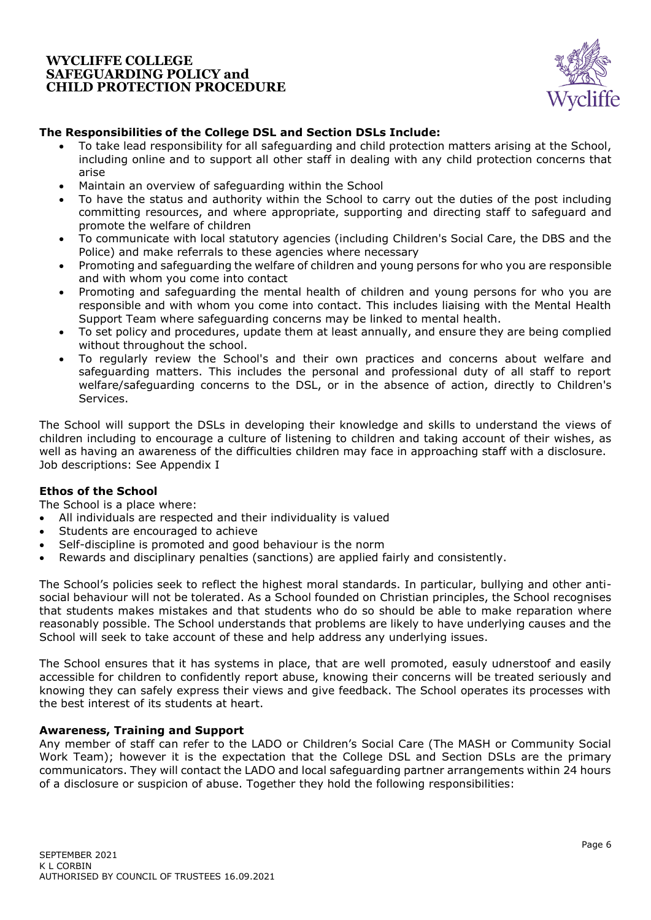**The Responsibilities of the College DSL and Section DSLs Include:**

- To take lead responsibility for all safeguarding and child protection matters arising at the School, including online and to support all other staff in dealing with any child protection concerns that arise
- Maintain an overview of safeguarding within the School
- To have the status and authority within the School to carry out the duties of the post including committing resources, and where appropriate, supporting and directing staff to safeguard and promote the welfare of children
- To communicate with local statutory agencies (including Children's Social Care, the DBS and the Police) and make referrals to these agencies where necessary
- Promoting and safeguarding the welfare of children and young persons for who you are responsible and with whom you come into contact
- Promoting and safeguarding the mental health of children and young persons for who you are responsible and with whom you come into contact. This includes liaising with the Mental Health Support Team where safeguarding concerns may be linked to mental health.
- To set policy and procedures, update them at least annually, and ensure they are being complied without throughout the school.
- To regularly review the School's and their own practices and concerns about welfare and safeguarding matters. This includes the personal and professional duty of all staff to report welfare/safeguarding concerns to the DSL, or in the absence of action, directly to Children's Services.

The School will support the DSLs in developing their knowledge and skills to understand the views of children including to encourage a culture of listening to children and taking account of their wishes, as well as having an awareness of the difficulties children may face in approaching staff with a disclosure.
Job descriptions: See Appendix I

**Ethos of the School**

The School is a place where:

- All individuals are respected and their individuality is valued
- Students are encouraged to achieve
- Self-discipline is promoted and good behaviour is the norm
- Rewards and disciplinary penalties (sanctions) are applied fairly and consistently.

The School's policies seek to reflect the highest moral standards. In particular, bullying and other anti-social behaviour will not be tolerated. As a School founded on Christian principles, the School recognises that students makes mistakes and that students who do so should be able to make reparation where reasonably possible. The School understands that problems are likely to have underlying causes and the School will seek to take account of these and help address any underlying issues.

The School ensures that it has systems in place, that are well promoted, easuly udnerstoof and easily accessible for children to confidently report abuse, knowing their concerns will be treated seriously and knowing they can safely express their views and give feedback. The School operates its processes with the best interest of its students at heart.

**Awareness, Training and Support**

Any member of staff can refer to the LADO or Children's Social Care (The MASH or Community Social Work Team); however it is the expectation that the College DSL and Section DSLs are the primary communicators. They will contact the LADO and local safeguarding partner arrangements within 24 hours of a disclosure or suspicion of abuse. Together they hold the following responsibilities: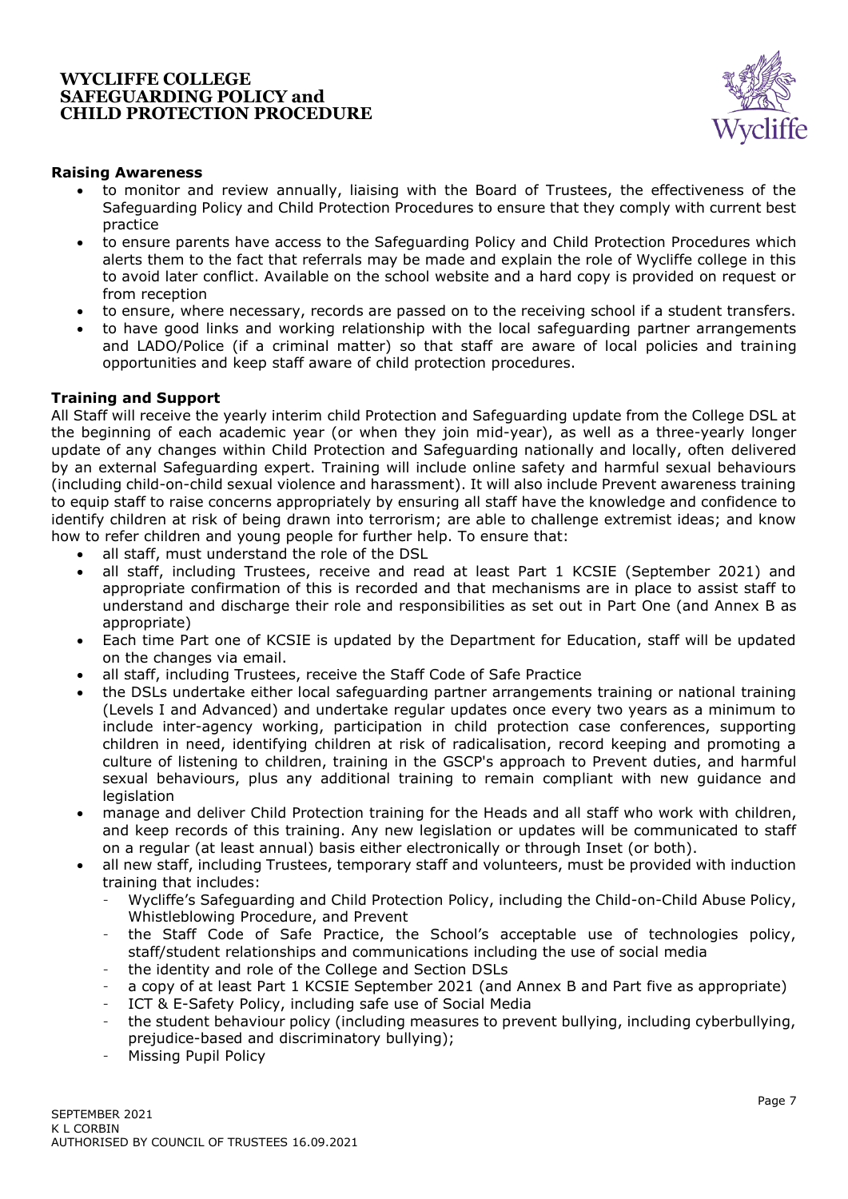#### Raising Awareness

- to monitor and review annually, liaising with the Board of Trustees, the effectiveness of the Safeguarding Policy and Child Protection Procedures to ensure that they comply with current best practice
- to ensure parents have access to the Safeguarding Policy and Child Protection Procedures which alerts them to the fact that referrals may be made and explain the role of Wycliffe college in this to avoid later conflict. Available on the school website and a hard copy is provided on request or from reception
- to ensure, where necessary, records are passed on to the receiving school if a student transfers.
- to have good links and working relationship with the local safeguarding partner arrangements and LADO/Police (if a criminal matter) so that staff are aware of local policies and training opportunities and keep staff aware of child protection procedures.

#### Training and Support

All Staff will receive the yearly interim child Protection and Safeguarding update from the College DSL at the beginning of each academic year (or when they join mid-year), as well as a three-yearly longer update of any changes within Child Protection and Safeguarding nationally and locally, often delivered by an external Safeguarding expert. Training will include online safety and harmful sexual behaviours (including child-on-child sexual violence and harassment). It will also include Prevent awareness training to equip staff to raise concerns appropriately by ensuring all staff have the knowledge and confidence to identify children at risk of being drawn into terrorism; are able to challenge extremist ideas; and know how to refer children and young people for further help. To ensure that:

- all staff, must understand the role of the DSL
- all staff, including Trustees, receive and read at least Part 1 KCSIE (September 2021) and appropriate confirmation of this is recorded and that mechanisms are in place to assist staff to understand and discharge their role and responsibilities as set out in Part One (and Annex B as appropriate)
- Each time Part one of KCSIE is updated by the Department for Education, staff will be updated on the changes via email.
- all staff, including Trustees, receive the Staff Code of Safe Practice
- the DSLs undertake either local safeguarding partner arrangements training or national training (Levels I and Advanced) and undertake regular updates once every two years as a minimum to include inter-agency working, participation in child protection case conferences, supporting children in need, identifying children at risk of radicalisation, record keeping and promoting a culture of listening to children, training in the GSCP's approach to Prevent duties, and harmful sexual behaviours, plus any additional training to remain compliant with new guidance and legislation
- manage and deliver Child Protection training for the Heads and all staff who work with children, and keep records of this training. Any new legislation or updates will be communicated to staff on a regular (at least annual) basis either electronically or through Inset (or both).
- all new staff, including Trustees, temporary staff and volunteers, must be provided with induction training that includes:
  - Wycliffe's Safeguarding and Child Protection Policy, including the Child-on-Child Abuse Policy, Whistleblowing Procedure, and Prevent
  - the Staff Code of Safe Practice, the School's acceptable use of technologies policy, staff/student relationships and communications including the use of social media
  - the identity and role of the College and Section DSLs
  - a copy of at least Part 1 KCSIE September 2021 (and Annex B and Part five as appropriate)
  - ICT & E-Safety Policy, including safe use of Social Media
  - the student behaviour policy (including measures to prevent bullying, including cyberbullying, prejudice-based and discriminatory bullying);
  - Missing Pupil Policy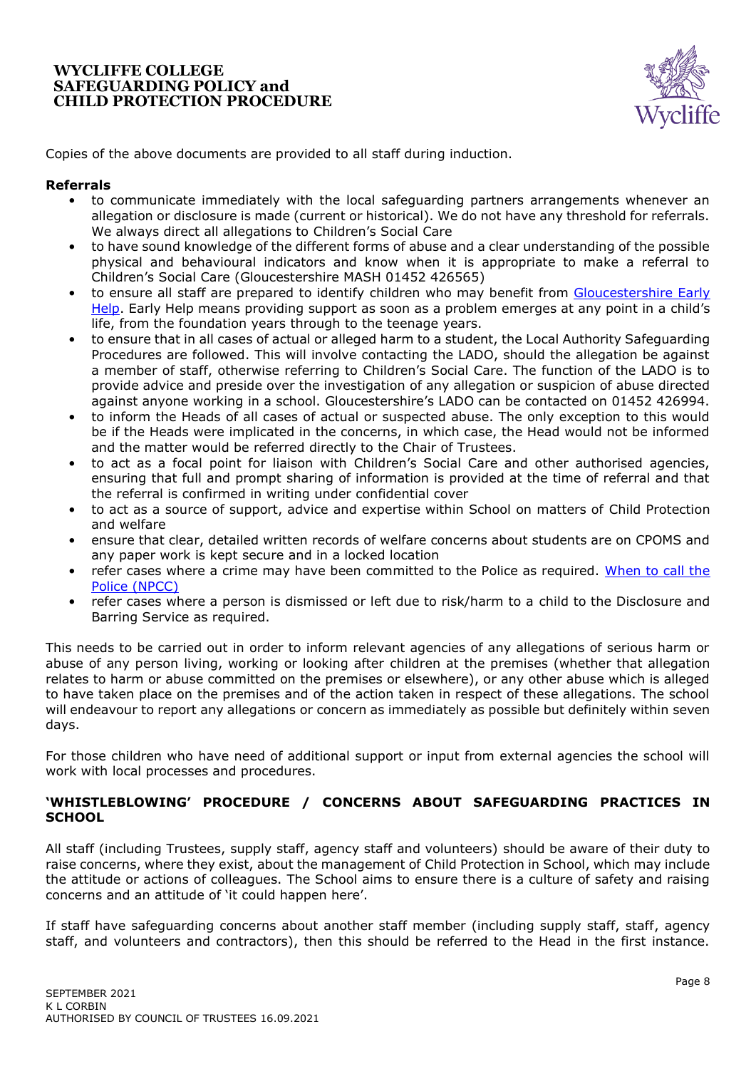Copies of the above documents are provided to all staff during induction.

**Referrals**

- to communicate immediately with the local safeguarding partners arrangements whenever an allegation or disclosure is made (current or historical). We do not have any threshold for referrals. We always direct all allegations to Children's Social Care
- to have sound knowledge of the different forms of abuse and a clear understanding of the possible physical and behavioural indicators and know when it is appropriate to make a referral to Children's Social Care (Gloucestershire MASH 01452 426565)
- to ensure all staff are prepared to identify children who may benefit from Gloucestershire Early Help. Early Help means providing support as soon as a problem emerges at any point in a child's life, from the foundation years through to the teenage years.
- to ensure that in all cases of actual or alleged harm to a student, the Local Authority Safeguarding Procedures are followed. This will involve contacting the LADO, should the allegation be against a member of staff, otherwise referring to Children's Social Care. The function of the LADO is to provide advice and preside over the investigation of any allegation or suspicion of abuse directed against anyone working in a school. Gloucestershire's LADO can be contacted on 01452 426994.
- to inform the Heads of all cases of actual or suspected abuse. The only exception to this would be if the Heads were implicated in the concerns, in which case, the Head would not be informed and the matter would be referred directly to the Chair of Trustees.
- to act as a focal point for liaison with Children's Social Care and other authorised agencies, ensuring that full and prompt sharing of information is provided at the time of referral and that the referral is confirmed in writing under confidential cover
- to act as a source of support, advice and expertise within School on matters of Child Protection and welfare
- ensure that clear, detailed written records of welfare concerns about students are on CPOMS and any paper work is kept secure and in a locked location
- refer cases where a crime may have been committed to the Police as required. When to call the Police (NPCC)
- refer cases where a person is dismissed or left due to risk/harm to a child to the Disclosure and Barring Service as required.

This needs to be carried out in order to inform relevant agencies of any allegations of serious harm or abuse of any person living, working or looking after children at the premises (whether that allegation relates to harm or abuse committed on the premises or elsewhere), or any other abuse which is alleged to have taken place on the premises and of the action taken in respect of these allegations. The school will endeavour to report any allegations or concern as immediately as possible but definitely within seven days.

For those children who have need of additional support or input from external agencies the school will work with local processes and procedures.

**'WHISTLEBLOWING' PROCEDURE / CONCERNS ABOUT SAFEGUARDING PRACTICES IN SCHOOL**

All staff (including Trustees, supply staff, agency staff and volunteers) should be aware of their duty to raise concerns, where they exist, about the management of Child Protection in School, which may include the attitude or actions of colleagues. The School aims to ensure there is a culture of safety and raising concerns and an attitude of 'it could happen here'.

If staff have safeguarding concerns about another staff member (including supply staff, staff, agency staff, and volunteers and contractors), then this should be referred to the Head in the first instance.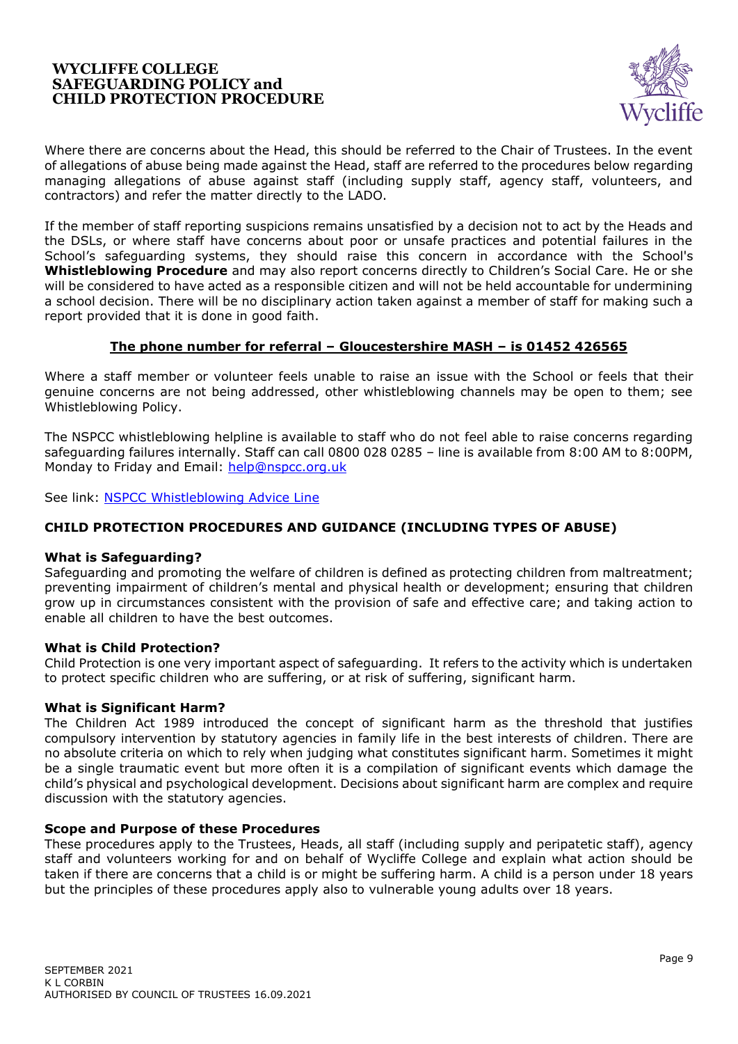Where there are concerns about the Head, this should be referred to the Chair of Trustees. In the event of allegations of abuse being made against the Head, staff are referred to the procedures below regarding managing allegations of abuse against staff (including supply staff, agency staff, volunteers, and contractors) and refer the matter directly to the LADO.

If the member of staff reporting suspicions remains unsatisfied by a decision not to act by the Heads and the DSLs, or where staff have concerns about poor or unsafe practices and potential failures in the School's safeguarding systems, they should raise this concern in accordance with the School's **Whistleblowing Procedure** and may also report concerns directly to Children's Social Care. He or she will be considered to have acted as a responsible citizen and will not be held accountable for undermining a school decision. There will be no disciplinary action taken against a member of staff for making such a report provided that it is done in good faith.

**The phone number for referral – Gloucestershire MASH – is 01452 426565**

Where a staff member or volunteer feels unable to raise an issue with the School or feels that their genuine concerns are not being addressed, other whistleblowing channels may be open to them; see Whistleblowing Policy.

The NSPCC whistleblowing helpline is available to staff who do not feel able to raise concerns regarding safeguarding failures internally. Staff can call 0800 028 0285 – line is available from 8:00 AM to 8:00PM, Monday to Friday and Email: help@nspcc.org.uk

See link: NSPCC Whistleblowing Advice Line

## CHILD PROTECTION PROCEDURES AND GUIDANCE (INCLUDING TYPES OF ABUSE)

### What is Safeguarding?

Safeguarding and promoting the welfare of children is defined as protecting children from maltreatment; preventing impairment of children's mental and physical health or development; ensuring that children grow up in circumstances consistent with the provision of safe and effective care; and taking action to enable all children to have the best outcomes.

### What is Child Protection?

Child Protection is one very important aspect of safeguarding. It refers to the activity which is undertaken to protect specific children who are suffering, or at risk of suffering, significant harm.

### What is Significant Harm?

The Children Act 1989 introduced the concept of significant harm as the threshold that justifies compulsory intervention by statutory agencies in family life in the best interests of children. There are no absolute criteria on which to rely when judging what constitutes significant harm. Sometimes it might be a single traumatic event but more often it is a compilation of significant events which damage the child's physical and psychological development. Decisions about significant harm are complex and require discussion with the statutory agencies.

### Scope and Purpose of these Procedures

These procedures apply to the Trustees, Heads, all staff (including supply and peripatetic staff), agency staff and volunteers working for and on behalf of Wycliffe College and explain what action should be taken if there are concerns that a child is or might be suffering harm. A child is a person under 18 years but the principles of these procedures apply also to vulnerable young adults over 18 years.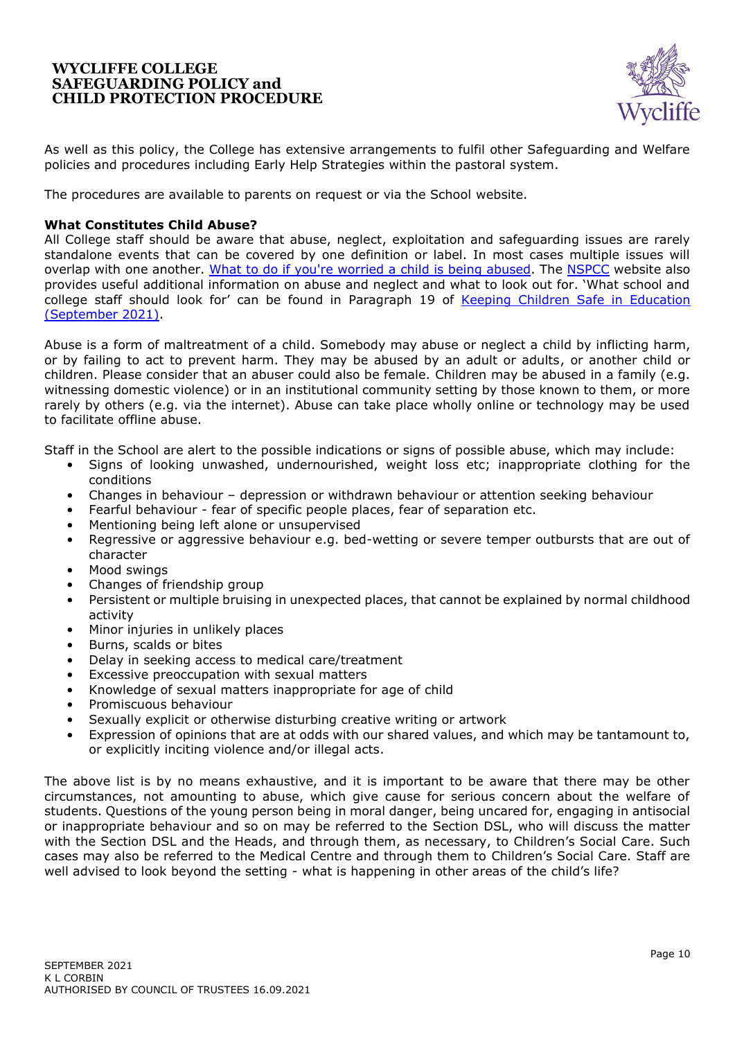As well as this policy, the College has extensive arrangements to fulfil other Safeguarding and Welfare policies and procedures including Early Help Strategies within the pastoral system.

The procedures are available to parents on request or via the School website.

**What Constitutes Child Abuse?**

All College staff should be aware that abuse, neglect, exploitation and safeguarding issues are rarely standalone events that can be covered by one definition or label. In most cases multiple issues will overlap with one another. [What to do if you're worried a child is being abused](). The [NSPCC]() website also provides useful additional information on abuse and neglect and what to look out for. 'What school and college staff should look for' can be found in Paragraph 19 of [Keeping Children Safe in Education (September 2021)]().

Abuse is a form of maltreatment of a child. Somebody may abuse or neglect a child by inflicting harm, or by failing to act to prevent harm. They may be abused by an adult or adults, or another child or children. Please consider that an abuser could also be female. Children may be abused in a family (e.g. witnessing domestic violence) or in an institutional community setting by those known to them, or more rarely by others (e.g. via the internet). Abuse can take place wholly online or technology may be used to facilitate offline abuse.

Staff in the School are alert to the possible indications or signs of possible abuse, which may include:

- Signs of looking unwashed, undernourished, weight loss etc; inappropriate clothing for the conditions
- Changes in behaviour – depression or withdrawn behaviour or attention seeking behaviour
- Fearful behaviour - fear of specific people places, fear of separation etc.
- Mentioning being left alone or unsupervised
- Regressive or aggressive behaviour e.g. bed-wetting or severe temper outbursts that are out of character
- Mood swings
- Changes of friendship group
- Persistent or multiple bruising in unexpected places, that cannot be explained by normal childhood activity
- Minor injuries in unlikely places
- Burns, scalds or bites
- Delay in seeking access to medical care/treatment
- Excessive preoccupation with sexual matters
- Knowledge of sexual matters inappropriate for age of child
- Promiscuous behaviour
- Sexually explicit or otherwise disturbing creative writing or artwork
- Expression of opinions that are at odds with our shared values, and which may be tantamount to, or explicitly inciting violence and/or illegal acts.

The above list is by no means exhaustive, and it is important to be aware that there may be other circumstances, not amounting to abuse, which give cause for serious concern about the welfare of students. Questions of the young person being in moral danger, being uncared for, engaging in antisocial or inappropriate behaviour and so on may be referred to the Section DSL, who will discuss the matter with the Section DSL and the Heads, and through them, as necessary, to Children's Social Care. Such cases may also be referred to the Medical Centre and through them to Children's Social Care. Staff are well advised to look beyond the setting - what is happening in other areas of the child's life?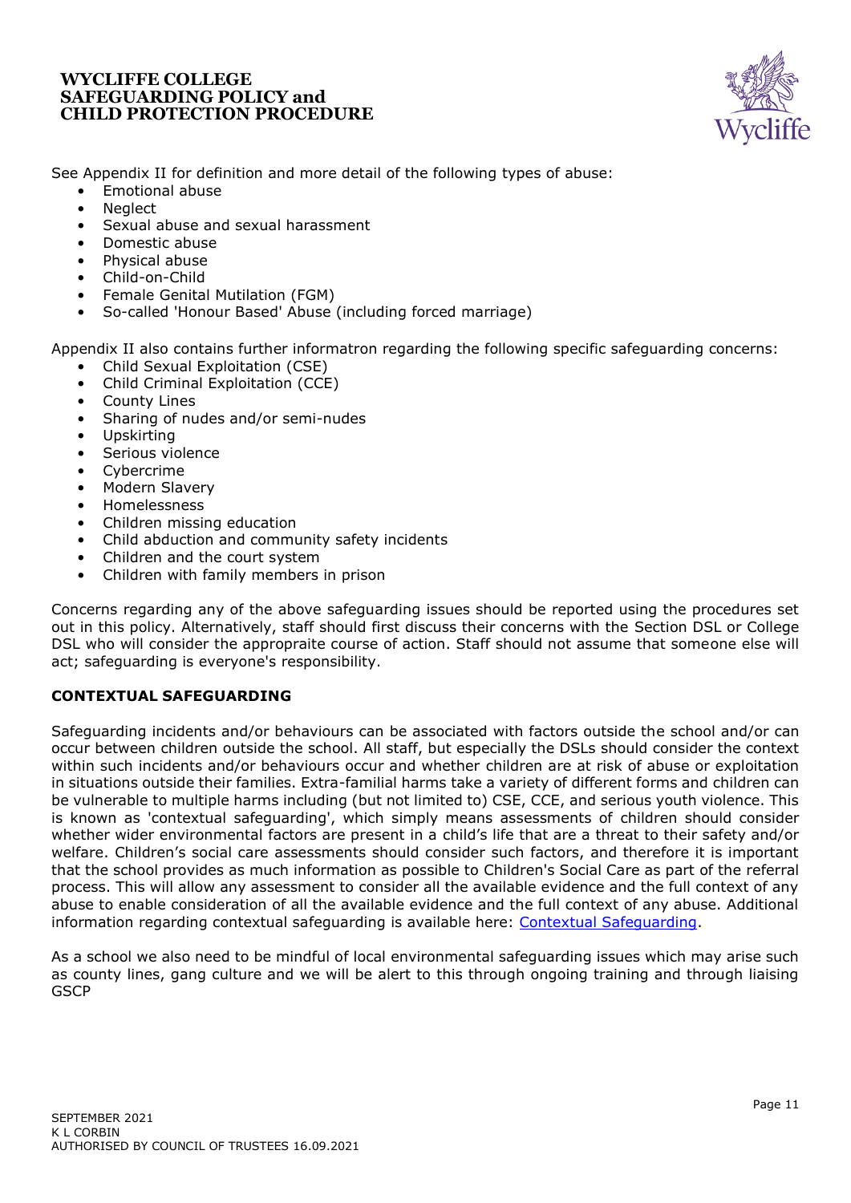See Appendix II for definition and more detail of the following types of abuse:

- Emotional abuse
- Neglect
- Sexual abuse and sexual harassment
- Domestic abuse
- Physical abuse
- Child-on-Child
- Female Genital Mutilation (FGM)
- So-called 'Honour Based' Abuse (including forced marriage)

Appendix II also contains further informatron regarding the following specific safeguarding concerns:

- Child Sexual Exploitation (CSE)
- Child Criminal Exploitation (CCE)
- County Lines
- Sharing of nudes and/or semi-nudes
- Upskirting
- Serious violence
- Cybercrime
- Modern Slavery
- Homelessness
- Children missing education
- Child abduction and community safety incidents
- Children and the court system
- Children with family members in prison

Concerns regarding any of the above safeguarding issues should be reported using the procedures set out in this policy. Alternatively, staff should first discuss their concerns with the Section DSL or College DSL who will consider the appropraite course of action. Staff should not assume that someone else will act; safeguarding is everyone's responsibility.

**CONTEXTUAL SAFEGUARDING**

Safeguarding incidents and/or behaviours can be associated with factors outside the school and/or can occur between children outside the school. All staff, but especially the DSLs should consider the context within such incidents and/or behaviours occur and whether children are at risk of abuse or exploitation in situations outside their families. Extra-familial harms take a variety of different forms and children can be vulnerable to multiple harms including (but not limited to) CSE, CCE, and serious youth violence. This is known as 'contextual safeguarding', which simply means assessments of children should consider whether wider environmental factors are present in a child's life that are a threat to their safety and/or welfare. Children's social care assessments should consider such factors, and therefore it is important that the school provides as much information as possible to Children's Social Care as part of the referral process. This will allow any assessment to consider all the available evidence and the full context of any abuse to enable consideration of all the available evidence and the full context of any abuse. Additional information regarding contextual safeguarding is available here: [Contextual Safeguarding](#).

As a school we also need to be mindful of local environmental safeguarding issues which may arise such as county lines, gang culture and we will be alert to this through ongoing training and through liaising GSCP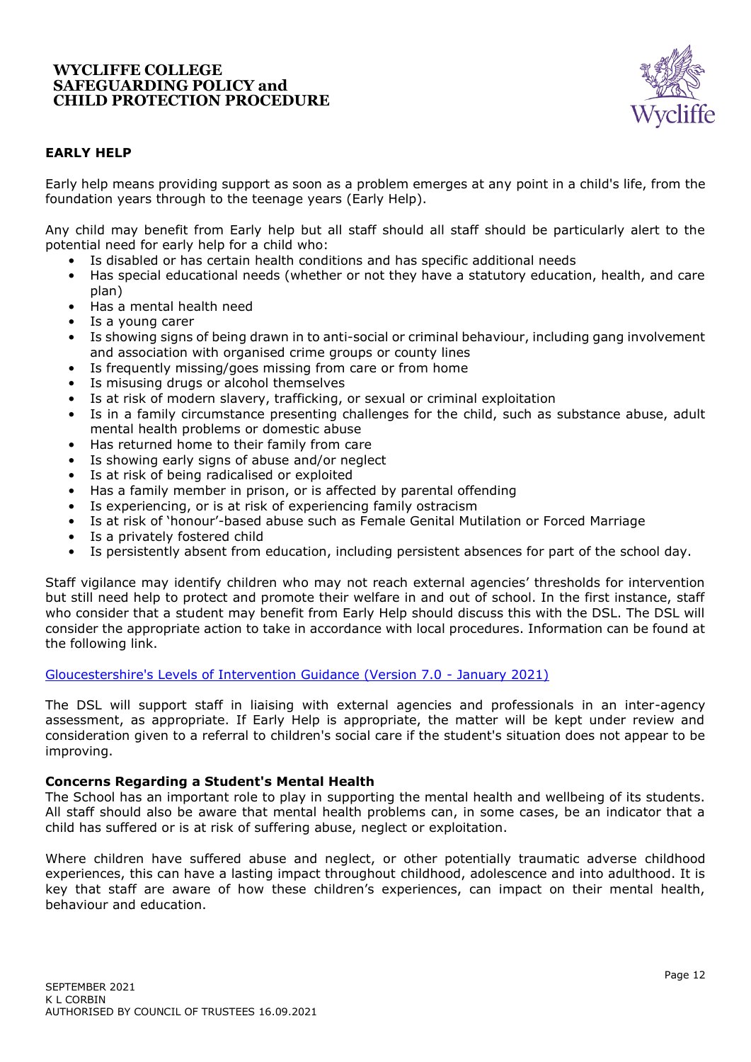## EARLY HELP

Early help means providing support as soon as a problem emerges at any point in a child's life, from the foundation years through to the teenage years (Early Help).

Any child may benefit from Early help but all staff should all staff should be particularly alert to the potential need for early help for a child who:

- Is disabled or has certain health conditions and has specific additional needs
- Has special educational needs (whether or not they have a statutory education, health, and care plan)
- Has a mental health need
- Is a young carer
- Is showing signs of being drawn in to anti-social or criminal behaviour, including gang involvement and association with organised crime groups or county lines
- Is frequently missing/goes missing from care or from home
- Is misusing drugs or alcohol themselves
- Is at risk of modern slavery, trafficking, or sexual or criminal exploitation
- Is in a family circumstance presenting challenges for the child, such as substance abuse, adult mental health problems or domestic abuse
- Has returned home to their family from care
- Is showing early signs of abuse and/or neglect
- Is at risk of being radicalised or exploited
- Has a family member in prison, or is affected by parental offending
- Is experiencing, or is at risk of experiencing family ostracism
- Is at risk of 'honour'-based abuse such as Female Genital Mutilation or Forced Marriage
- Is a privately fostered child
- Is persistently absent from education, including persistent absences for part of the school day.

Staff vigilance may identify children who may not reach external agencies' thresholds for intervention but still need help to protect and promote their welfare in and out of school. In the first instance, staff who consider that a student may benefit from Early Help should discuss this with the DSL. The DSL will consider the appropriate action to take in accordance with local procedures. Information can be found at the following link.

Gloucestershire's Levels of Intervention Guidance (Version 7.0 - January 2021)

The DSL will support staff in liaising with external agencies and professionals in an inter-agency assessment, as appropriate. If Early Help is appropriate, the matter will be kept under review and consideration given to a referral to children's social care if the student's situation does not appear to be improving.

### Concerns Regarding a Student's Mental Health

The School has an important role to play in supporting the mental health and wellbeing of its students. All staff should also be aware that mental health problems can, in some cases, be an indicator that a child has suffered or is at risk of suffering abuse, neglect or exploitation.

Where children have suffered abuse and neglect, or other potentially traumatic adverse childhood experiences, this can have a lasting impact throughout childhood, adolescence and into adulthood. It is key that staff are aware of how these children's experiences, can impact on their mental health, behaviour and education.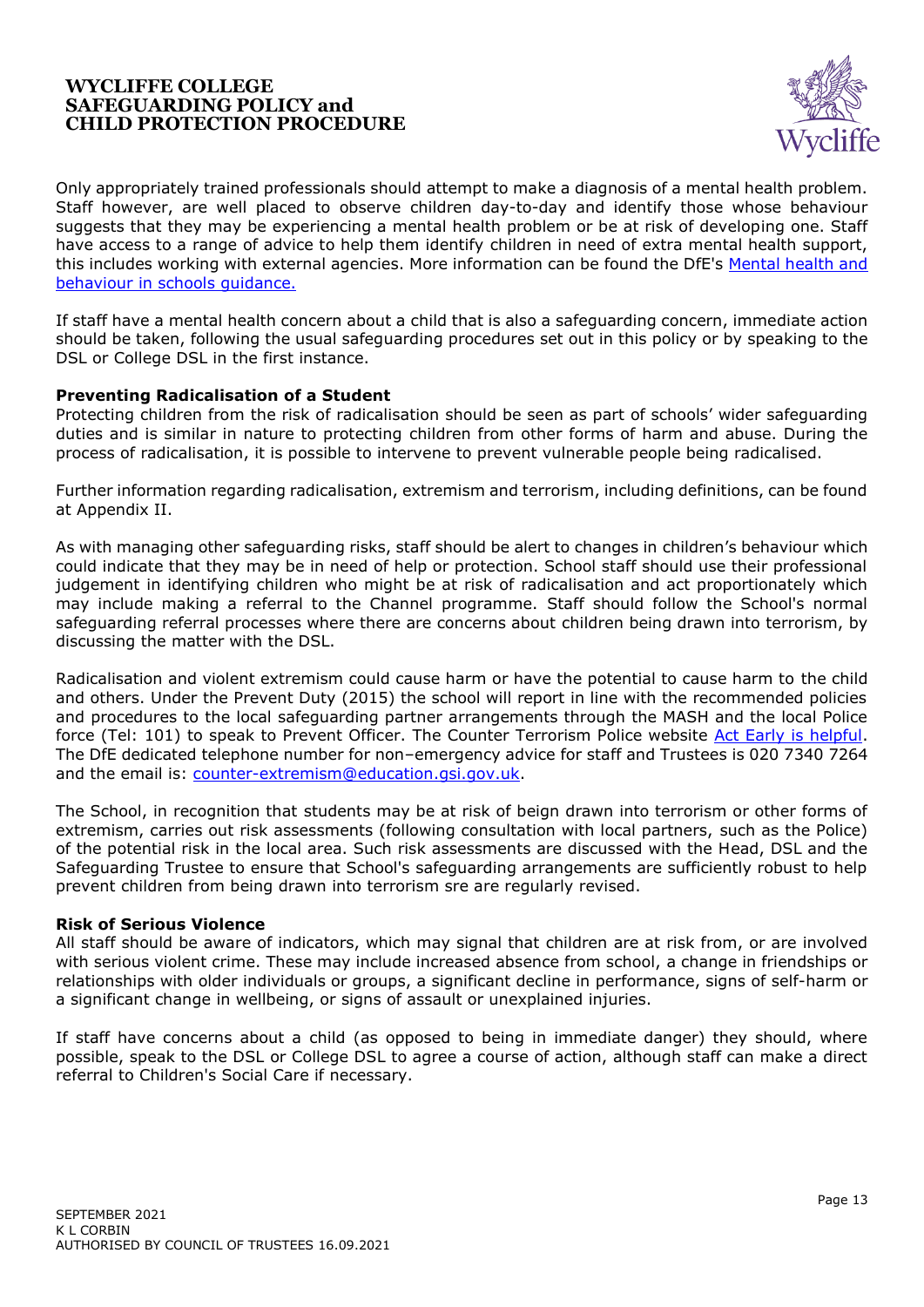Only appropriately trained professionals should attempt to make a diagnosis of a mental health problem. Staff however, are well placed to observe children day-to-day and identify those whose behaviour suggests that they may be experiencing a mental health problem or be at risk of developing one. Staff have access to a range of advice to help them identify children in need of extra mental health support, this includes working with external agencies. More information can be found the DfE's [Mental health and behaviour in schools guidance.]()

If staff have a mental health concern about a child that is also a safeguarding concern, immediate action should be taken, following the usual safeguarding procedures set out in this policy or by speaking to the DSL or College DSL in the first instance.

**Preventing Radicalisation of a Student**

Protecting children from the risk of radicalisation should be seen as part of schools' wider safeguarding duties and is similar in nature to protecting children from other forms of harm and abuse. During the process of radicalisation, it is possible to intervene to prevent vulnerable people being radicalised.

Further information regarding radicalisation, extremism and terrorism, including definitions, can be found at Appendix II.

As with managing other safeguarding risks, staff should be alert to changes in children's behaviour which could indicate that they may be in need of help or protection. School staff should use their professional judgement in identifying children who might be at risk of radicalisation and act proportionately which may include making a referral to the Channel programme. Staff should follow the School's normal safeguarding referral processes where there are concerns about children being drawn into terrorism, by discussing the matter with the DSL.

Radicalisation and violent extremism could cause harm or have the potential to cause harm to the child and others. Under the Prevent Duty (2015) the school will report in line with the recommended policies and procedures to the local safeguarding partner arrangements through the MASH and the local Police force (Tel: 101) to speak to Prevent Officer. The Counter Terrorism Police website [Act Early is helpful](). The DfE dedicated telephone number for non–emergency advice for staff and Trustees is 020 7340 7264 and the email is: [counter-extremism@education.gsi.gov.uk]().

The School, in recognition that students may be at risk of beign drawn into terrorism or other forms of extremism, carries out risk assessments (following consultation with local partners, such as the Police) of the potential risk in the local area. Such risk assessments are discussed with the Head, DSL and the Safeguarding Trustee to ensure that School's safeguarding arrangements are sufficiently robust to help prevent children from being drawn into terrorism sre are regularly revised.

**Risk of Serious Violence**

All staff should be aware of indicators, which may signal that children are at risk from, or are involved with serious violent crime. These may include increased absence from school, a change in friendships or relationships with older individuals or groups, a significant decline in performance, signs of self-harm or a significant change in wellbeing, or signs of assault or unexplained injuries.

If staff have concerns about a child (as opposed to being in immediate danger) they should, where possible, speak to the DSL or College DSL to agree a course of action, although staff can make a direct referral to Children's Social Care if necessary.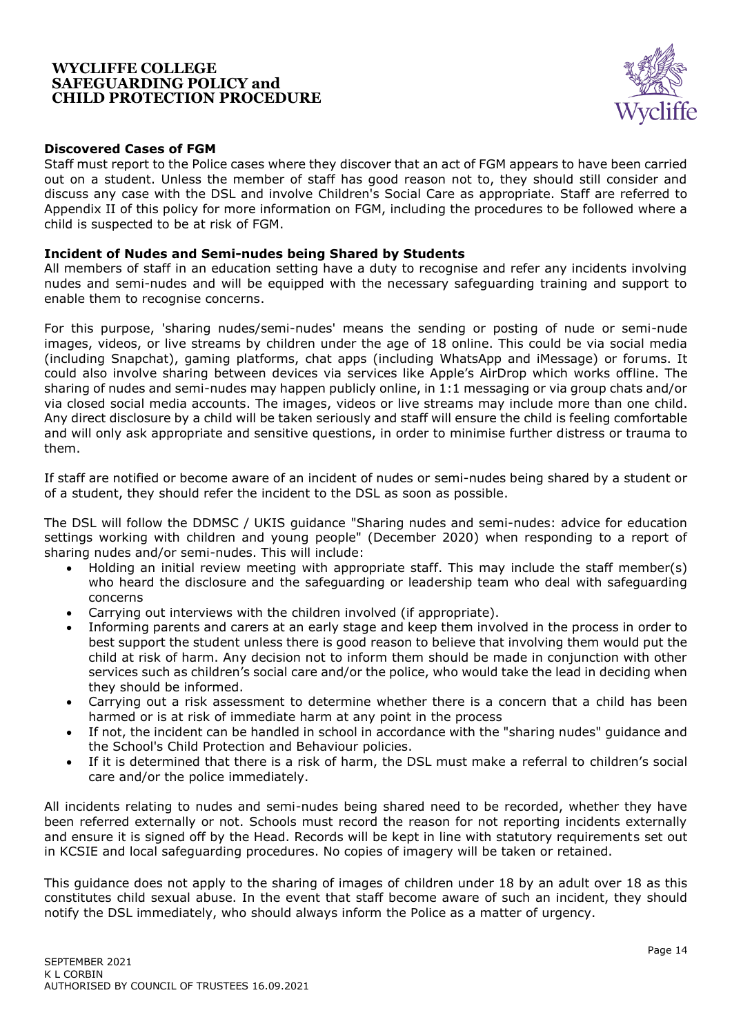### Discovered Cases of FGM

Staff must report to the Police cases where they discover that an act of FGM appears to have been carried out on a student. Unless the member of staff has good reason not to, they should still consider and discuss any case with the DSL and involve Children's Social Care as appropriate. Staff are referred to Appendix II of this policy for more information on FGM, including the procedures to be followed where a child is suspected to be at risk of FGM.

### Incident of Nudes and Semi-nudes being Shared by Students

All members of staff in an education setting have a duty to recognise and refer any incidents involving nudes and semi-nudes and will be equipped with the necessary safeguarding training and support to enable them to recognise concerns.

For this purpose, 'sharing nudes/semi-nudes' means the sending or posting of nude or semi-nude images, videos, or live streams by children under the age of 18 online. This could be via social media (including Snapchat), gaming platforms, chat apps (including WhatsApp and iMessage) or forums. It could also involve sharing between devices via services like Apple's AirDrop which works offline. The sharing of nudes and semi-nudes may happen publicly online, in 1:1 messaging or via group chats and/or via closed social media accounts. The images, videos or live streams may include more than one child. Any direct disclosure by a child will be taken seriously and staff will ensure the child is feeling comfortable and will only ask appropriate and sensitive questions, in order to minimise further distress or trauma to them.

If staff are notified or become aware of an incident of nudes or semi-nudes being shared by a student or of a student, they should refer the incident to the DSL as soon as possible.

The DSL will follow the DDMSC / UKIS guidance "Sharing nudes and semi-nudes: advice for education settings working with children and young people" (December 2020) when responding to a report of sharing nudes and/or semi-nudes. This will include:

- Holding an initial review meeting with appropriate staff. This may include the staff member(s) who heard the disclosure and the safeguarding or leadership team who deal with safeguarding concerns
- Carrying out interviews with the children involved (if appropriate).
- Informing parents and carers at an early stage and keep them involved in the process in order to best support the student unless there is good reason to believe that involving them would put the child at risk of harm. Any decision not to inform them should be made in conjunction with other services such as children's social care and/or the police, who would take the lead in deciding when they should be informed.
- Carrying out a risk assessment to determine whether there is a concern that a child has been harmed or is at risk of immediate harm at any point in the process
- If not, the incident can be handled in school in accordance with the "sharing nudes" guidance and the School's Child Protection and Behaviour policies.
- If it is determined that there is a risk of harm, the DSL must make a referral to children's social care and/or the police immediately.

All incidents relating to nudes and semi-nudes being shared need to be recorded, whether they have been referred externally or not. Schools must record the reason for not reporting incidents externally and ensure it is signed off by the Head. Records will be kept in line with statutory requirements set out in KCSIE and local safeguarding procedures. No copies of imagery will be taken or retained.

This guidance does not apply to the sharing of images of children under 18 by an adult over 18 as this constitutes child sexual abuse. In the event that staff become aware of such an incident, they should notify the DSL immediately, who should always inform the Police as a matter of urgency.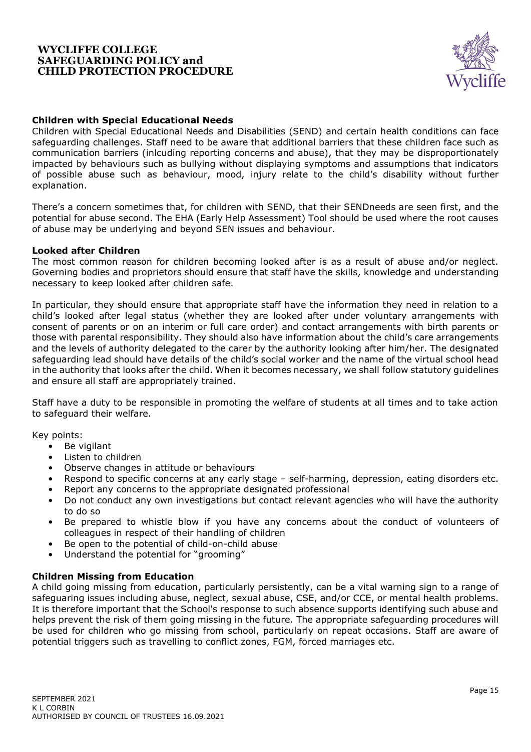### Children with Special Educational Needs

Children with Special Educational Needs and Disabilities (SEND) and certain health conditions can face safeguarding challenges. Staff need to be aware that additional barriers that these children face such as communication barriers (inlcuding reporting concerns and abuse), that they may be disproportionately impacted by behaviours such as bullying without displaying symptoms and assumptions that indicators of possible abuse such as behaviour, mood, injury relate to the child's disability without further explanation.

There's a concern sometimes that, for children with SEND, that their SENDneeds are seen first, and the potential for abuse second. The EHA (Early Help Assessment) Tool should be used where the root causes of abuse may be underlying and beyond SEN issues and behaviour.

### Looked after Children

The most common reason for children becoming looked after is as a result of abuse and/or neglect. Governing bodies and proprietors should ensure that staff have the skills, knowledge and understanding necessary to keep looked after children safe.

In particular, they should ensure that appropriate staff have the information they need in relation to a child's looked after legal status (whether they are looked after under voluntary arrangements with consent of parents or on an interim or full care order) and contact arrangements with birth parents or those with parental responsibility. They should also have information about the child's care arrangements and the levels of authority delegated to the carer by the authority looking after him/her. The designated safeguarding lead should have details of the child's social worker and the name of the virtual school head in the authority that looks after the child. When it becomes necessary, we shall follow statutory guidelines and ensure all staff are appropriately trained.

Staff have a duty to be responsible in promoting the welfare of students at all times and to take action to safeguard their welfare.

Key points:

- Be vigilant
- Listen to children
- Observe changes in attitude or behaviours
- Respond to specific concerns at any early stage – self-harming, depression, eating disorders etc.
- Report any concerns to the appropriate designated professional
- Do not conduct any own investigations but contact relevant agencies who will have the authority to do so
- Be prepared to whistle blow if you have any concerns about the conduct of volunteers of colleagues in respect of their handling of children
- Be open to the potential of child-on-child abuse
- Understand the potential for "grooming"

### Children Missing from Education

A child going missing from education, particularly persistently, can be a vital warning sign to a range of safeguaring issues including abuse, neglect, sexual abuse, CSE, and/or CCE, or mental health problems. It is therefore important that the School's response to such absence supports identifying such abuse and helps prevent the risk of them going missing in the future. The appropriate safeguarding procedures will be used for children who go missing from school, particularly on repeat occasions. Staff are aware of potential triggers such as travelling to conflict zones, FGM, forced marriages etc.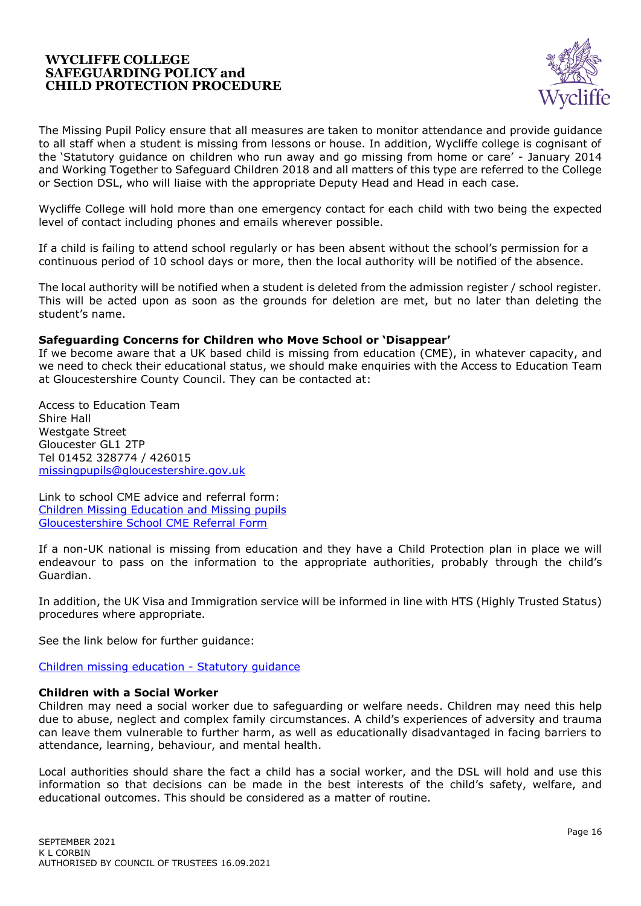The Missing Pupil Policy ensure that all measures are taken to monitor attendance and provide guidance to all staff when a student is missing from lessons or house. In addition, Wycliffe college is cognisant of the 'Statutory guidance on children who run away and go missing from home or care' - January 2014 and Working Together to Safeguard Children 2018 and all matters of this type are referred to the College or Section DSL, who will liaise with the appropriate Deputy Head and Head in each case.

Wycliffe College will hold more than one emergency contact for each child with two being the expected level of contact including phones and emails wherever possible.

If a child is failing to attend school regularly or has been absent without the school's permission for a continuous period of 10 school days or more, then the local authority will be notified of the absence.

The local authority will be notified when a student is deleted from the admission register / school register. This will be acted upon as soon as the grounds for deletion are met, but no later than deleting the student's name.

**Safeguarding Concerns for Children who Move School or 'Disappear'**

If we become aware that a UK based child is missing from education (CME), in whatever capacity, and we need to check their educational status, we should make enquiries with the Access to Education Team at Gloucestershire County Council. They can be contacted at:

Access to Education Team
Shire Hall
Westgate Street
Gloucester GL1 2TP
Tel 01452 328774 / 426015
missingpupils@gloucestershire.gov.uk

Link to school CME advice and referral form:
Children Missing Education and Missing pupils
Gloucestershire School CME Referral Form

If a non-UK national is missing from education and they have a Child Protection plan in place we will endeavour to pass on the information to the appropriate authorities, probably through the child's Guardian.

In addition, the UK Visa and Immigration service will be informed in line with HTS (Highly Trusted Status) procedures where appropriate.

See the link below for further guidance:

Children missing education - Statutory guidance

**Children with a Social Worker**

Children may need a social worker due to safeguarding or welfare needs. Children may need this help due to abuse, neglect and complex family circumstances. A child's experiences of adversity and trauma can leave them vulnerable to further harm, as well as educationally disadvantaged in facing barriers to attendance, learning, behaviour, and mental health.

Local authorities should share the fact a child has a social worker, and the DSL will hold and use this information so that decisions can be made in the best interests of the child's safety, welfare, and educational outcomes. This should be considered as a matter of routine.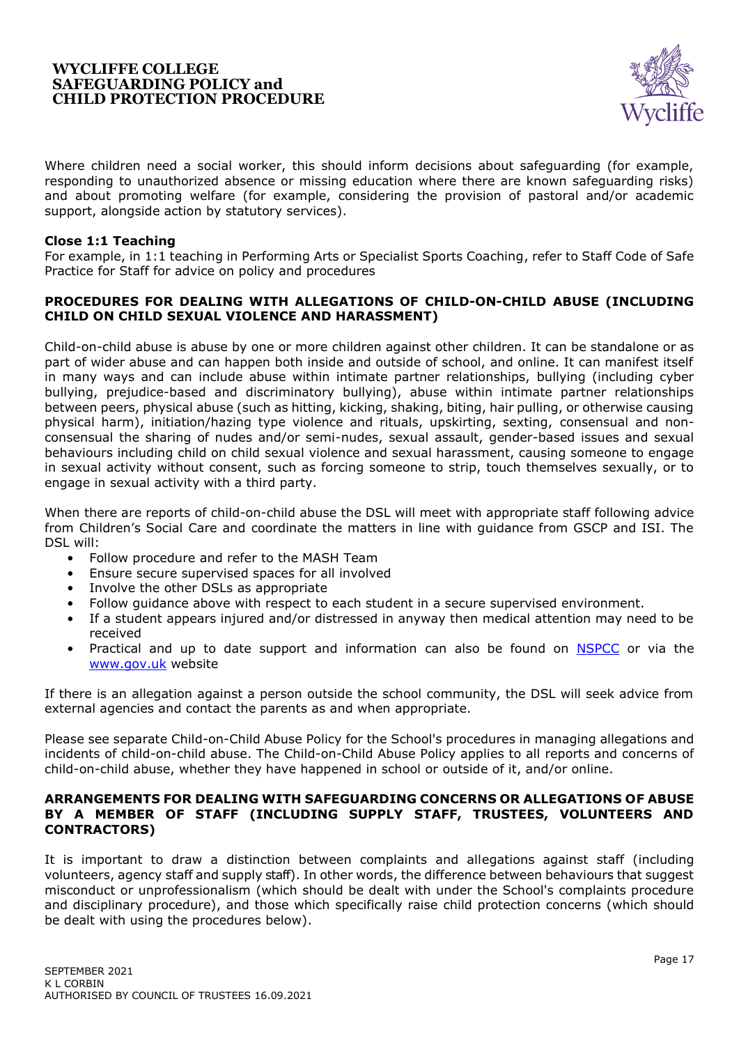Where children need a social worker, this should inform decisions about safeguarding (for example, responding to unauthorized absence or missing education where there are known safeguarding risks) and about promoting welfare (for example, considering the provision of pastoral and/or academic support, alongside action by statutory services).

**Close 1:1 Teaching**
For example, in 1:1 teaching in Performing Arts or Specialist Sports Coaching, refer to Staff Code of Safe Practice for Staff for advice on policy and procedures

## PROCEDURES FOR DEALING WITH ALLEGATIONS OF CHILD-ON-CHILD ABUSE (INCLUDING CHILD ON CHILD SEXUAL VIOLENCE AND HARASSMENT)

Child-on-child abuse is abuse by one or more children against other children. It can be standalone or as part of wider abuse and can happen both inside and outside of school, and online. It can manifest itself in many ways and can include abuse within intimate partner relationships, bullying (including cyber bullying, prejudice-based and discriminatory bullying), abuse within intimate partner relationships between peers, physical abuse (such as hitting, kicking, shaking, biting, hair pulling, or otherwise causing physical harm), initiation/hazing type violence and rituals, upskirting, sexting, consensual and non-consensual the sharing of nudes and/or semi-nudes, sexual assault, gender-based issues and sexual behaviours including child on child sexual violence and sexual harassment, causing someone to engage in sexual activity without consent, such as forcing someone to strip, touch themselves sexually, or to engage in sexual activity with a third party.

When there are reports of child-on-child abuse the DSL will meet with appropriate staff following advice from Children's Social Care and coordinate the matters in line with guidance from GSCP and ISI. The DSL will:

- Follow procedure and refer to the MASH Team
- Ensure secure supervised spaces for all involved
- Involve the other DSLs as appropriate
- Follow guidance above with respect to each student in a secure supervised environment.
- If a student appears injured and/or distressed in anyway then medical attention may need to be received
- Practical and up to date support and information can also be found on NSPCC or via the www.gov.uk website

If there is an allegation against a person outside the school community, the DSL will seek advice from external agencies and contact the parents as and when appropriate.

Please see separate Child-on-Child Abuse Policy for the School's procedures in managing allegations and incidents of child-on-child abuse. The Child-on-Child Abuse Policy applies to all reports and concerns of child-on-child abuse, whether they have happened in school or outside of it, and/or online.

## ARRANGEMENTS FOR DEALING WITH SAFEGUARDING CONCERNS OR ALLEGATIONS OF ABUSE BY A MEMBER OF STAFF (INCLUDING SUPPLY STAFF, TRUSTEES, VOLUNTEERS AND CONTRACTORS)

It is important to draw a distinction between complaints and allegations against staff (including volunteers, agency staff and supply staff). In other words, the difference between behaviours that suggest misconduct or unprofessionalism (which should be dealt with under the School's complaints procedure and disciplinary procedure), and those which specifically raise child protection concerns (which should be dealt with using the procedures below).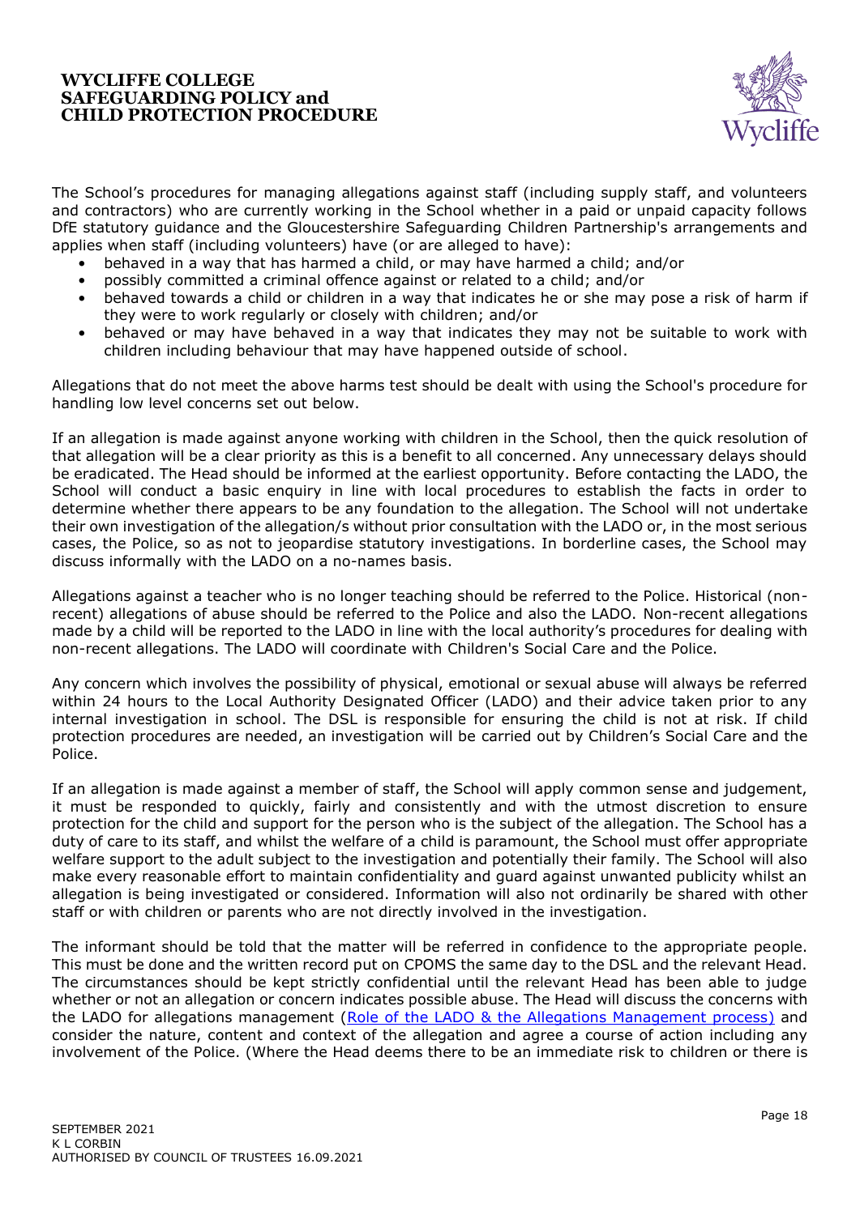The School's procedures for managing allegations against staff (including supply staff, and volunteers and contractors) who are currently working in the School whether in a paid or unpaid capacity follows DfE statutory guidance and the Gloucestershire Safeguarding Children Partnership's arrangements and applies when staff (including volunteers) have (or are alleged to have):

- behaved in a way that has harmed a child, or may have harmed a child; and/or
- possibly committed a criminal offence against or related to a child; and/or
- behaved towards a child or children in a way that indicates he or she may pose a risk of harm if they were to work regularly or closely with children; and/or
- behaved or may have behaved in a way that indicates they may not be suitable to work with children including behaviour that may have happened outside of school.

Allegations that do not meet the above harms test should be dealt with using the School's procedure for handling low level concerns set out below.

If an allegation is made against anyone working with children in the School, then the quick resolution of that allegation will be a clear priority as this is a benefit to all concerned. Any unnecessary delays should be eradicated. The Head should be informed at the earliest opportunity. Before contacting the LADO, the School will conduct a basic enquiry in line with local procedures to establish the facts in order to determine whether there appears to be any foundation to the allegation. The School will not undertake their own investigation of the allegation/s without prior consultation with the LADO or, in the most serious cases, the Police, so as not to jeopardise statutory investigations. In borderline cases, the School may discuss informally with the LADO on a no-names basis.

Allegations against a teacher who is no longer teaching should be referred to the Police. Historical (non-recent) allegations of abuse should be referred to the Police and also the LADO. Non-recent allegations made by a child will be reported to the LADO in line with the local authority's procedures for dealing with non-recent allegations. The LADO will coordinate with Children's Social Care and the Police.

Any concern which involves the possibility of physical, emotional or sexual abuse will always be referred within 24 hours to the Local Authority Designated Officer (LADO) and their advice taken prior to any internal investigation in school. The DSL is responsible for ensuring the child is not at risk. If child protection procedures are needed, an investigation will be carried out by Children's Social Care and the Police.

If an allegation is made against a member of staff, the School will apply common sense and judgement, it must be responded to quickly, fairly and consistently and with the utmost discretion to ensure protection for the child and support for the person who is the subject of the allegation. The School has a duty of care to its staff, and whilst the welfare of a child is paramount, the School must offer appropriate welfare support to the adult subject to the investigation and potentially their family. The School will also make every reasonable effort to maintain confidentiality and guard against unwanted publicity whilst an allegation is being investigated or considered. Information will also not ordinarily be shared with other staff or with children or parents who are not directly involved in the investigation.

The informant should be told that the matter will be referred in confidence to the appropriate people. This must be done and the written record put on CPOMS the same day to the DSL and the relevant Head. The circumstances should be kept strictly confidential until the relevant Head has been able to judge whether or not an allegation or concern indicates possible abuse. The Head will discuss the concerns with the LADO for allegations management (Role of the LADO & the Allegations Management process) and consider the nature, content and context of the allegation and agree a course of action including any involvement of the Police. (Where the Head deems there to be an immediate risk to children or there is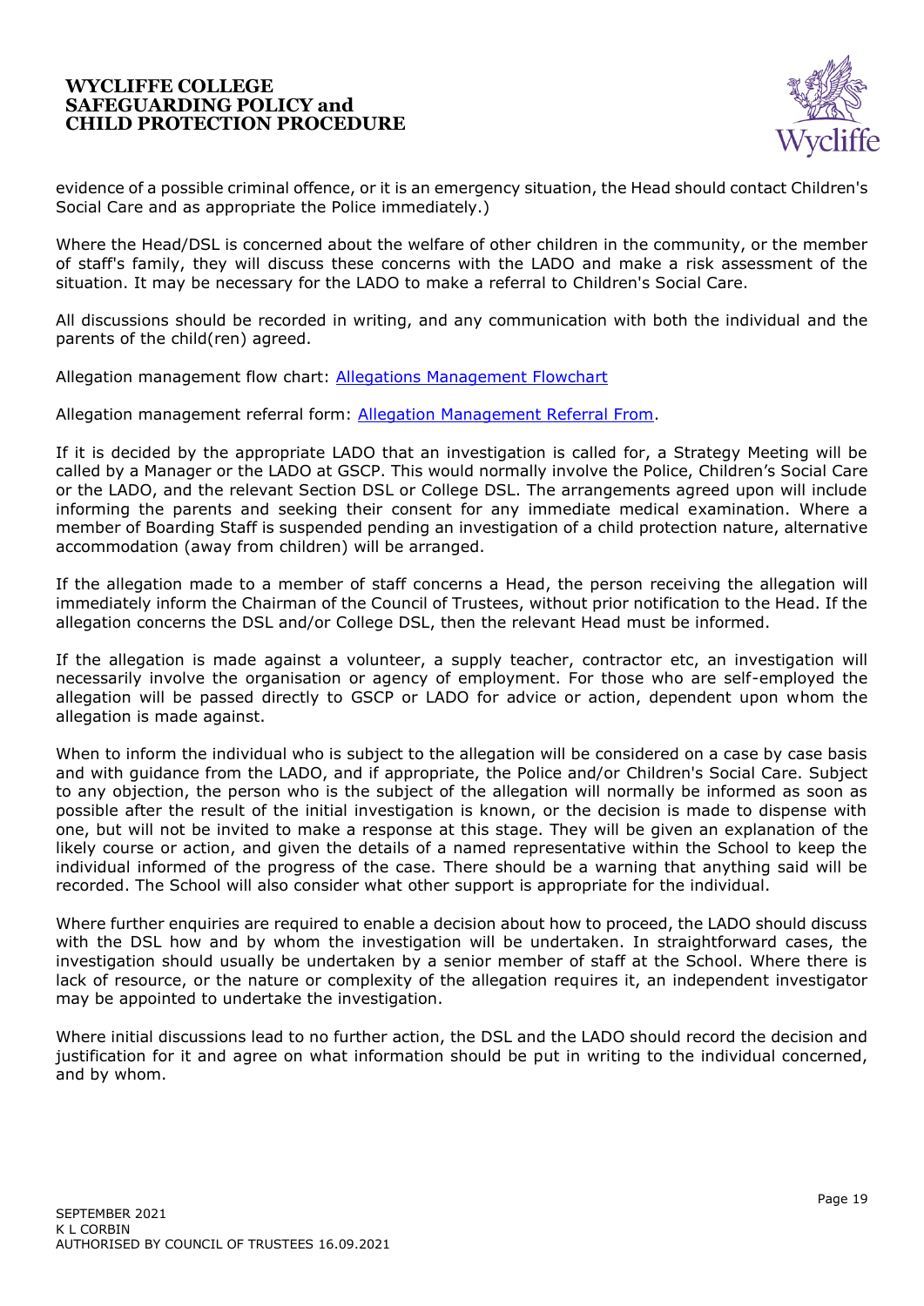evidence of a possible criminal offence, or it is an emergency situation, the Head should contact Children's Social Care and as appropriate the Police immediately.)

Where the Head/DSL is concerned about the welfare of other children in the community, or the member of staff's family, they will discuss these concerns with the LADO and make a risk assessment of the situation. It may be necessary for the LADO to make a referral to Children's Social Care.

All discussions should be recorded in writing, and any communication with both the individual and the parents of the child(ren) agreed.

Allegation management flow chart: [Allegations Management Flowchart]()

Allegation management referral form: [Allegation Management Referral From]().

If it is decided by the appropriate LADO that an investigation is called for, a Strategy Meeting will be called by a Manager or the LADO at GSCP. This would normally involve the Police, Children's Social Care or the LADO, and the relevant Section DSL or College DSL. The arrangements agreed upon will include informing the parents and seeking their consent for any immediate medical examination. Where a member of Boarding Staff is suspended pending an investigation of a child protection nature, alternative accommodation (away from children) will be arranged.

If the allegation made to a member of staff concerns a Head, the person receiving the allegation will immediately inform the Chairman of the Council of Trustees, without prior notification to the Head. If the allegation concerns the DSL and/or College DSL, then the relevant Head must be informed.

If the allegation is made against a volunteer, a supply teacher, contractor etc, an investigation will necessarily involve the organisation or agency of employment. For those who are self-employed the allegation will be passed directly to GSCP or LADO for advice or action, dependent upon whom the allegation is made against.

When to inform the individual who is subject to the allegation will be considered on a case by case basis and with guidance from the LADO, and if appropriate, the Police and/or Children's Social Care. Subject to any objection, the person who is the subject of the allegation will normally be informed as soon as possible after the result of the initial investigation is known, or the decision is made to dispense with one, but will not be invited to make a response at this stage. They will be given an explanation of the likely course or action, and given the details of a named representative within the School to keep the individual informed of the progress of the case. There should be a warning that anything said will be recorded. The School will also consider what other support is appropriate for the individual.

Where further enquiries are required to enable a decision about how to proceed, the LADO should discuss with the DSL how and by whom the investigation will be undertaken. In straightforward cases, the investigation should usually be undertaken by a senior member of staff at the School. Where there is lack of resource, or the nature or complexity of the allegation requires it, an independent investigator may be appointed to undertake the investigation.

Where initial discussions lead to no further action, the DSL and the LADO should record the decision and justification for it and agree on what information should be put in writing to the individual concerned, and by whom.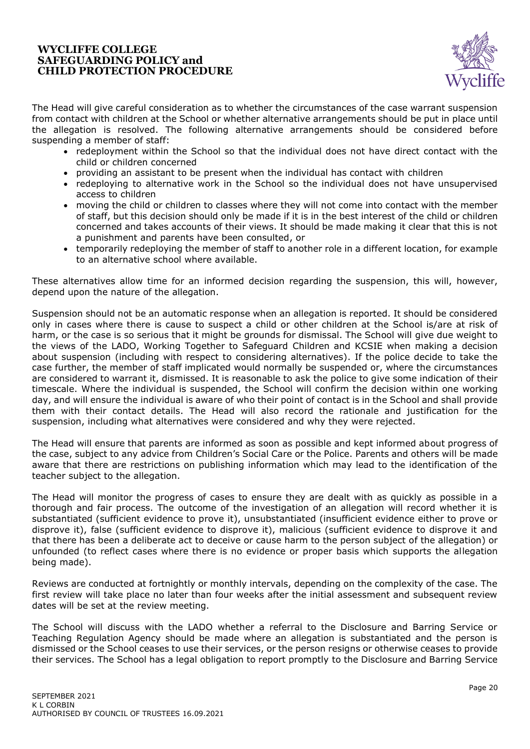The Head will give careful consideration as to whether the circumstances of the case warrant suspension from contact with children at the School or whether alternative arrangements should be put in place until the allegation is resolved. The following alternative arrangements should be considered before suspending a member of staff:

- redeployment within the School so that the individual does not have direct contact with the child or children concerned
- providing an assistant to be present when the individual has contact with children
- redeploying to alternative work in the School so the individual does not have unsupervised access to children
- moving the child or children to classes where they will not come into contact with the member of staff, but this decision should only be made if it is in the best interest of the child or children concerned and takes accounts of their views. It should be made making it clear that this is not a punishment and parents have been consulted, or
- temporarily redeploying the member of staff to another role in a different location, for example to an alternative school where available.

These alternatives allow time for an informed decision regarding the suspension, this will, however, depend upon the nature of the allegation.

Suspension should not be an automatic response when an allegation is reported. It should be considered only in cases where there is cause to suspect a child or other children at the School is/are at risk of harm, or the case is so serious that it might be grounds for dismissal. The School will give due weight to the views of the LADO, Working Together to Safeguard Children and KCSIE when making a decision about suspension (including with respect to considering alternatives). If the police decide to take the case further, the member of staff implicated would normally be suspended or, where the circumstances are considered to warrant it, dismissed. It is reasonable to ask the police to give some indication of their timescale. Where the individual is suspended, the School will confirm the decision within one working day, and will ensure the individual is aware of who their point of contact is in the School and shall provide them with their contact details. The Head will also record the rationale and justification for the suspension, including what alternatives were considered and why they were rejected.

The Head will ensure that parents are informed as soon as possible and kept informed about progress of the case, subject to any advice from Children's Social Care or the Police. Parents and others will be made aware that there are restrictions on publishing information which may lead to the identification of the teacher subject to the allegation.

The Head will monitor the progress of cases to ensure they are dealt with as quickly as possible in a thorough and fair process. The outcome of the investigation of an allegation will record whether it is substantiated (sufficient evidence to prove it), unsubstantiated (insufficient evidence either to prove or disprove it), false (sufficient evidence to disprove it), malicious (sufficient evidence to disprove it and that there has been a deliberate act to deceive or cause harm to the person subject of the allegation) or unfounded (to reflect cases where there is no evidence or proper basis which supports the allegation being made).

Reviews are conducted at fortnightly or monthly intervals, depending on the complexity of the case. The first review will take place no later than four weeks after the initial assessment and subsequent review dates will be set at the review meeting.

The School will discuss with the LADO whether a referral to the Disclosure and Barring Service or Teaching Regulation Agency should be made where an allegation is substantiated and the person is dismissed or the School ceases to use their services, or the person resigns or otherwise ceases to provide their services. The School has a legal obligation to report promptly to the Disclosure and Barring Service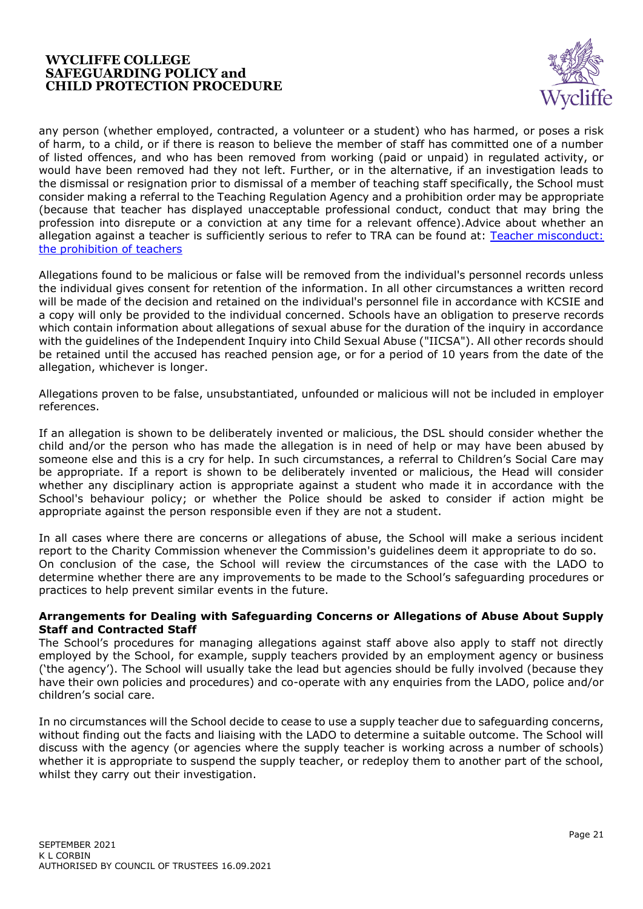any person (whether employed, contracted, a volunteer or a student) who has harmed, or poses a risk of harm, to a child, or if there is reason to believe the member of staff has committed one of a number of listed offences, and who has been removed from working (paid or unpaid) in regulated activity, or would have been removed had they not left. Further, or in the alternative, if an investigation leads to the dismissal or resignation prior to dismissal of a member of teaching staff specifically, the School must consider making a referral to the Teaching Regulation Agency and a prohibition order may be appropriate (because that teacher has displayed unacceptable professional conduct, conduct that may bring the profession into disrepute or a conviction at any time for a relevant offence).Advice about whether an allegation against a teacher is sufficiently serious to refer to TRA can be found at: [Teacher misconduct: the prohibition of teachers]

Allegations found to be malicious or false will be removed from the individual's personnel records unless the individual gives consent for retention of the information. In all other circumstances a written record will be made of the decision and retained on the individual's personnel file in accordance with KCSIE and a copy will only be provided to the individual concerned. Schools have an obligation to preserve records which contain information about allegations of sexual abuse for the duration of the inquiry in accordance with the guidelines of the Independent Inquiry into Child Sexual Abuse ("IICSA"). All other records should be retained until the accused has reached pension age, or for a period of 10 years from the date of the allegation, whichever is longer.

Allegations proven to be false, unsubstantiated, unfounded or malicious will not be included in employer references.

If an allegation is shown to be deliberately invented or malicious, the DSL should consider whether the child and/or the person who has made the allegation is in need of help or may have been abused by someone else and this is a cry for help. In such circumstances, a referral to Children's Social Care may be appropriate. If a report is shown to be deliberately invented or malicious, the Head will consider whether any disciplinary action is appropriate against a student who made it in accordance with the School's behaviour policy; or whether the Police should be asked to consider if action might be appropriate against the person responsible even if they are not a student.

In all cases where there are concerns or allegations of abuse, the School will make a serious incident report to the Charity Commission whenever the Commission's guidelines deem it appropriate to do so. On conclusion of the case, the School will review the circumstances of the case with the LADO to determine whether there are any improvements to be made to the School's safeguarding procedures or practices to help prevent similar events in the future.

**Arrangements for Dealing with Safeguarding Concerns or Allegations of Abuse About Supply Staff and Contracted Staff**

The School's procedures for managing allegations against staff above also apply to staff not directly employed by the School, for example, supply teachers provided by an employment agency or business ('the agency'). The School will usually take the lead but agencies should be fully involved (because they have their own policies and procedures) and co-operate with any enquiries from the LADO, police and/or children's social care.

In no circumstances will the School decide to cease to use a supply teacher due to safeguarding concerns, without finding out the facts and liaising with the LADO to determine a suitable outcome. The School will discuss with the agency (or agencies where the supply teacher is working across a number of schools) whether it is appropriate to suspend the supply teacher, or redeploy them to another part of the school, whilst they carry out their investigation.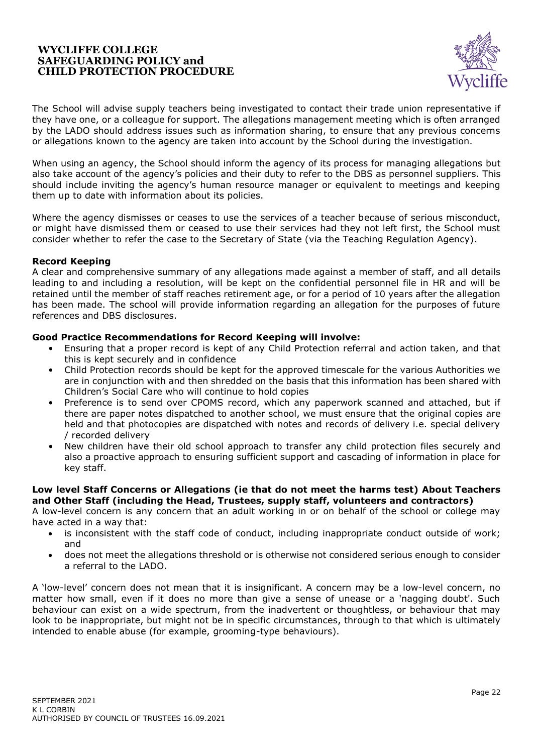The School will advise supply teachers being investigated to contact their trade union representative if they have one, or a colleague for support. The allegations management meeting which is often arranged by the LADO should address issues such as information sharing, to ensure that any previous concerns or allegations known to the agency are taken into account by the School during the investigation.

When using an agency, the School should inform the agency of its process for managing allegations but also take account of the agency's policies and their duty to refer to the DBS as personnel suppliers. This should include inviting the agency's human resource manager or equivalent to meetings and keeping them up to date with information about its policies.

Where the agency dismisses or ceases to use the services of a teacher because of serious misconduct, or might have dismissed them or ceased to use their services had they not left first, the School must consider whether to refer the case to the Secretary of State (via the Teaching Regulation Agency).

**Record Keeping**

A clear and comprehensive summary of any allegations made against a member of staff, and all details leading to and including a resolution, will be kept on the confidential personnel file in HR and will be retained until the member of staff reaches retirement age, or for a period of 10 years after the allegation has been made. The school will provide information regarding an allegation for the purposes of future references and DBS disclosures.

**Good Practice Recommendations for Record Keeping will involve:**

- Ensuring that a proper record is kept of any Child Protection referral and action taken, and that this is kept securely and in confidence
- Child Protection records should be kept for the approved timescale for the various Authorities we are in conjunction with and then shredded on the basis that this information has been shared with Children's Social Care who will continue to hold copies
- Preference is to send over CPOMS record, which any paperwork scanned and attached, but if there are paper notes dispatched to another school, we must ensure that the original copies are held and that photocopies are dispatched with notes and records of delivery i.e. special delivery / recorded delivery
- New children have their old school approach to transfer any child protection files securely and also a proactive approach to ensuring sufficient support and cascading of information in place for key staff.

**Low level Staff Concerns or Allegations (ie that do not meet the harms test) About Teachers and Other Staff (including the Head, Trustees, supply staff, volunteers and contractors)**

A low-level concern is any concern that an adult working in or on behalf of the school or college may have acted in a way that:

- is inconsistent with the staff code of conduct, including inappropriate conduct outside of work; and
- does not meet the allegations threshold or is otherwise not considered serious enough to consider a referral to the LADO.

A 'low-level' concern does not mean that it is insignificant. A concern may be a low-level concern, no matter how small, even if it does no more than give a sense of unease or a 'nagging doubt'. Such behaviour can exist on a wide spectrum, from the inadvertent or thoughtless, or behaviour that may look to be inappropriate, but might not be in specific circumstances, through to that which is ultimately intended to enable abuse (for example, grooming-type behaviours).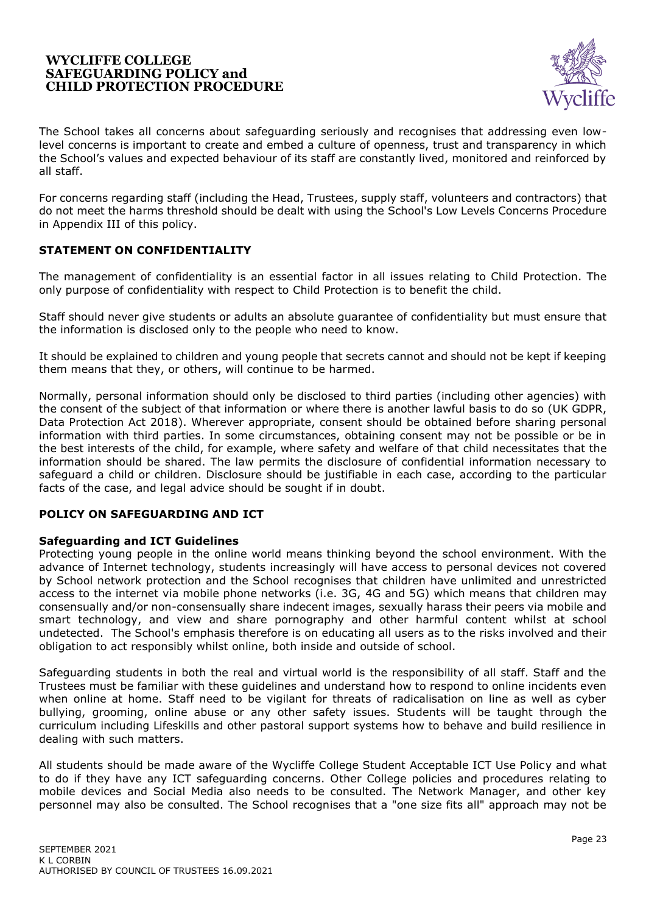The School takes all concerns about safeguarding seriously and recognises that addressing even low-level concerns is important to create and embed a culture of openness, trust and transparency in which the School's values and expected behaviour of its staff are constantly lived, monitored and reinforced by all staff.

For concerns regarding staff (including the Head, Trustees, supply staff, volunteers and contractors) that do not meet the harms threshold should be dealt with using the School's Low Levels Concerns Procedure in Appendix III of this policy.

## STATEMENT ON CONFIDENTIALITY

The management of confidentiality is an essential factor in all issues relating to Child Protection. The only purpose of confidentiality with respect to Child Protection is to benefit the child.

Staff should never give students or adults an absolute guarantee of confidentiality but must ensure that the information is disclosed only to the people who need to know.

It should be explained to children and young people that secrets cannot and should not be kept if keeping them means that they, or others, will continue to be harmed.

Normally, personal information should only be disclosed to third parties (including other agencies) with the consent of the subject of that information or where there is another lawful basis to do so (UK GDPR, Data Protection Act 2018). Wherever appropriate, consent should be obtained before sharing personal information with third parties. In some circumstances, obtaining consent may not be possible or be in the best interests of the child, for example, where safety and welfare of that child necessitates that the information should be shared. The law permits the disclosure of confidential information necessary to safeguard a child or children. Disclosure should be justifiable in each case, according to the particular facts of the case, and legal advice should be sought if in doubt.

## POLICY ON SAFEGUARDING AND ICT

### Safeguarding and ICT Guidelines

Protecting young people in the online world means thinking beyond the school environment. With the advance of Internet technology, students increasingly will have access to personal devices not covered by School network protection and the School recognises that children have unlimited and unrestricted access to the internet via mobile phone networks (i.e. 3G, 4G and 5G) which means that children may consensually and/or non-consensually share indecent images, sexually harass their peers via mobile and smart technology, and view and share pornography and other harmful content whilst at school undetected. The School's emphasis therefore is on educating all users as to the risks involved and their obligation to act responsibly whilst online, both inside and outside of school.

Safeguarding students in both the real and virtual world is the responsibility of all staff. Staff and the Trustees must be familiar with these guidelines and understand how to respond to online incidents even when online at home. Staff need to be vigilant for threats of radicalisation on line as well as cyber bullying, grooming, online abuse or any other safety issues. Students will be taught through the curriculum including Lifeskills and other pastoral support systems how to behave and build resilience in dealing with such matters.

All students should be made aware of the Wycliffe College Student Acceptable ICT Use Policy and what to do if they have any ICT safeguarding concerns. Other College policies and procedures relating to mobile devices and Social Media also needs to be consulted. The Network Manager, and other key personnel may also be consulted. The School recognises that a "one size fits all" approach may not be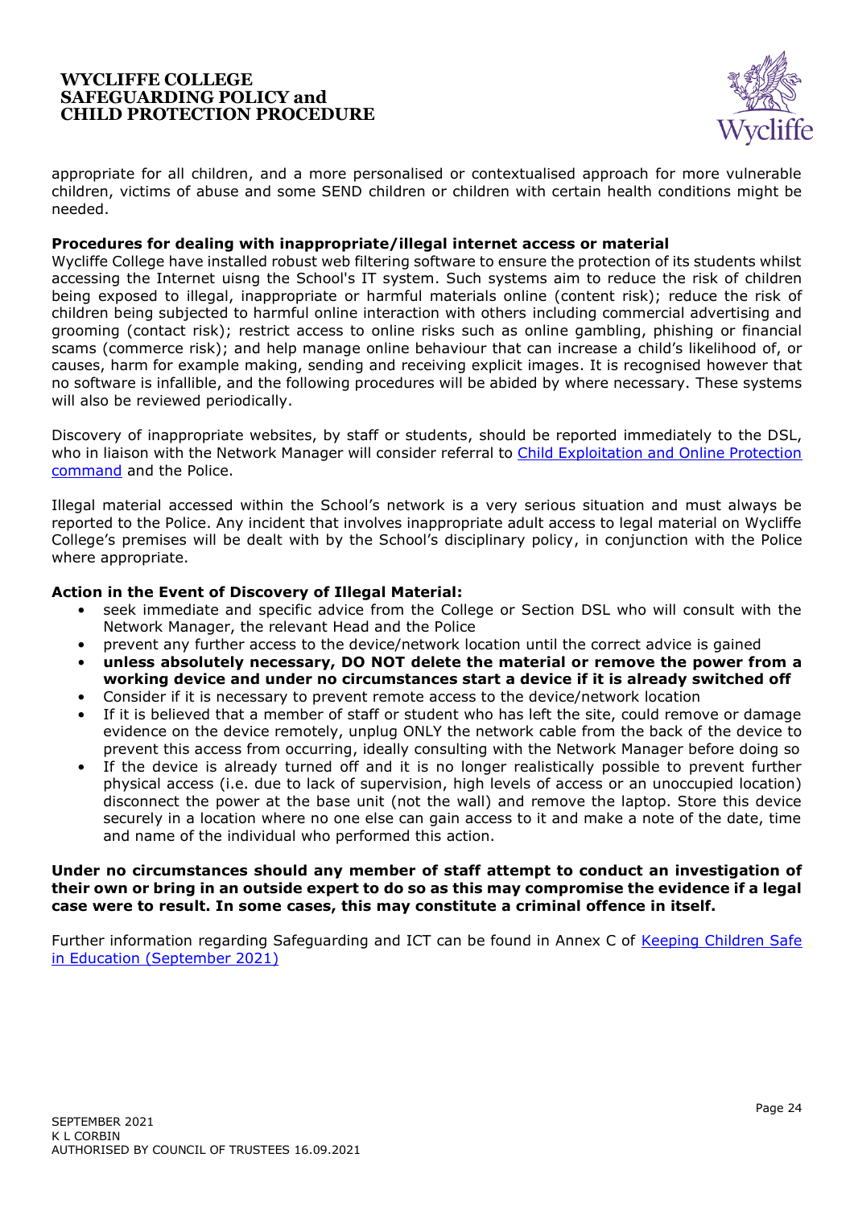appropriate for all children, and a more personalised or contextualised approach for more vulnerable children, victims of abuse and some SEND children or children with certain health conditions might be needed.

**Procedures for dealing with inappropriate/illegal internet access or material**

Wycliffe College have installed robust web filtering software to ensure the protection of its students whilst accessing the Internet uisng the School's IT system. Such systems aim to reduce the risk of children being exposed to illegal, inappropriate or harmful materials online (content risk); reduce the risk of children being subjected to harmful online interaction with others including commercial advertising and grooming (contact risk); restrict access to online risks such as online gambling, phishing or financial scams (commerce risk); and help manage online behaviour that can increase a child's likelihood of, or causes, harm for example making, sending and receiving explicit images. It is recognised however that no software is infallible, and the following procedures will be abided by where necessary. These systems will also be reviewed periodically.

Discovery of inappropriate websites, by staff or students, should be reported immediately to the DSL, who in liaison with the Network Manager will consider referral to Child Exploitation and Online Protection command and the Police.

Illegal material accessed within the School's network is a very serious situation and must always be reported to the Police. Any incident that involves inappropriate adult access to legal material on Wycliffe College's premises will be dealt with by the School's disciplinary policy, in conjunction with the Police where appropriate.

**Action in the Event of Discovery of Illegal Material:**

- seek immediate and specific advice from the College or Section DSL who will consult with the Network Manager, the relevant Head and the Police
- prevent any further access to the device/network location until the correct advice is gained
- **unless absolutely necessary, DO NOT delete the material or remove the power from a working device and under no circumstances start a device if it is already switched off**
- Consider if it is necessary to prevent remote access to the device/network location
- If it is believed that a member of staff or student who has left the site, could remove or damage evidence on the device remotely, unplug ONLY the network cable from the back of the device to prevent this access from occurring, ideally consulting with the Network Manager before doing so
- If the device is already turned off and it is no longer realistically possible to prevent further physical access (i.e. due to lack of supervision, high levels of access or an unoccupied location) disconnect the power at the base unit (not the wall) and remove the laptop. Store this device securely in a location where no one else can gain access to it and make a note of the date, time and name of the individual who performed this action.

**Under no circumstances should any member of staff attempt to conduct an investigation of their own or bring in an outside expert to do so as this may compromise the evidence if a legal case were to result. In some cases, this may constitute a criminal offence in itself.**

Further information regarding Safeguarding and ICT can be found in Annex C of Keeping Children Safe in Education (September 2021)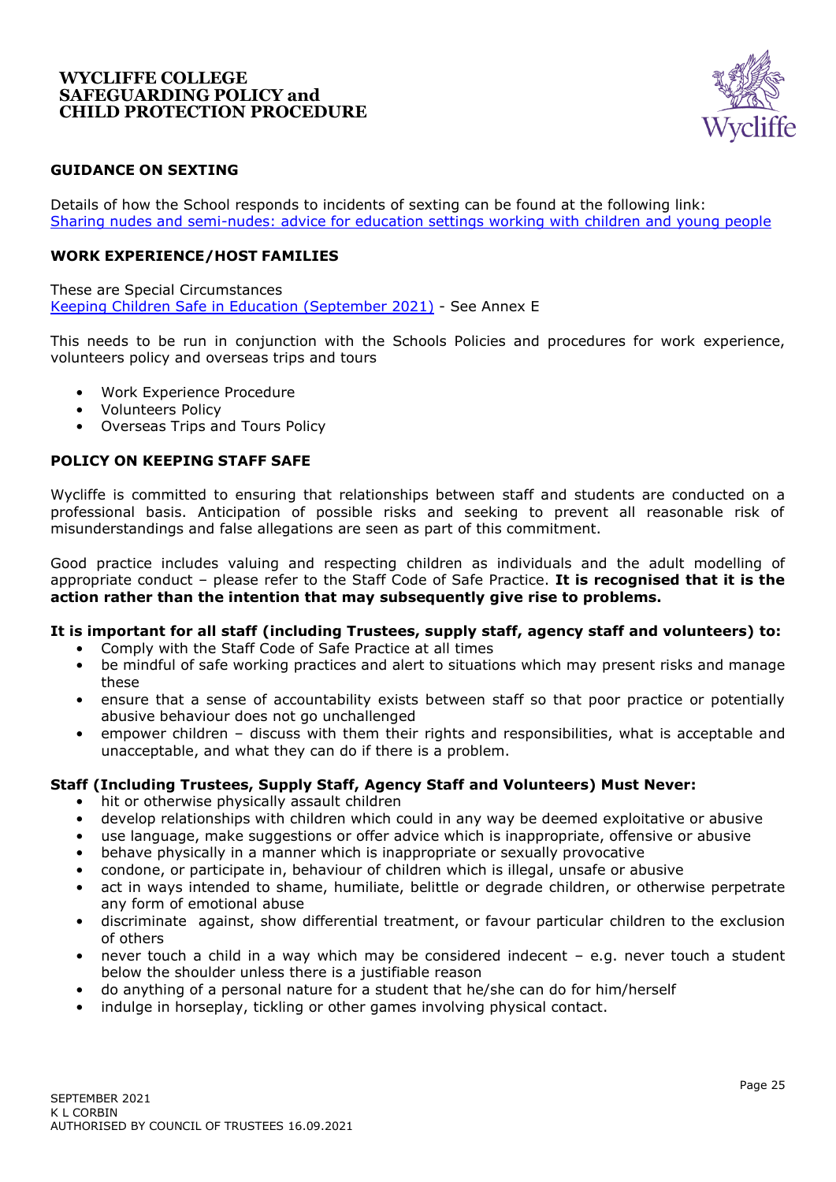## GUIDANCE ON SEXTING

Details of how the School responds to incidents of sexting can be found at the following link:
[Sharing nudes and semi-nudes: advice for education settings working with children and young people]

## WORK EXPERIENCE/HOST FAMILIES

These are Special Circumstances
[Keeping Children Safe in Education (September 2021)] - See Annex E

This needs to be run in conjunction with the Schools Policies and procedures for work experience, volunteers policy and overseas trips and tours

- Work Experience Procedure
- Volunteers Policy
- Overseas Trips and Tours Policy

## POLICY ON KEEPING STAFF SAFE

Wycliffe is committed to ensuring that relationships between staff and students are conducted on a professional basis. Anticipation of possible risks and seeking to prevent all reasonable risk of misunderstandings and false allegations are seen as part of this commitment.

Good practice includes valuing and respecting children as individuals and the adult modelling of appropriate conduct – please refer to the Staff Code of Safe Practice. **It is recognised that it is the action rather than the intention that may subsequently give rise to problems.**

**It is important for all staff (including Trustees, supply staff, agency staff and volunteers) to:**

- Comply with the Staff Code of Safe Practice at all times
- be mindful of safe working practices and alert to situations which may present risks and manage these
- ensure that a sense of accountability exists between staff so that poor practice or potentially abusive behaviour does not go unchallenged
- empower children – discuss with them their rights and responsibilities, what is acceptable and unacceptable, and what they can do if there is a problem.

**Staff (Including Trustees, Supply Staff, Agency Staff and Volunteers) Must Never:**

- hit or otherwise physically assault children
- develop relationships with children which could in any way be deemed exploitative or abusive
- use language, make suggestions or offer advice which is inappropriate, offensive or abusive
- behave physically in a manner which is inappropriate or sexually provocative
- condone, or participate in, behaviour of children which is illegal, unsafe or abusive
- act in ways intended to shame, humiliate, belittle or degrade children, or otherwise perpetrate any form of emotional abuse
- discriminate against, show differential treatment, or favour particular children to the exclusion of others
- never touch a child in a way which may be considered indecent – e.g. never touch a student below the shoulder unless there is a justifiable reason
- do anything of a personal nature for a student that he/she can do for him/herself
- indulge in horseplay, tickling or other games involving physical contact.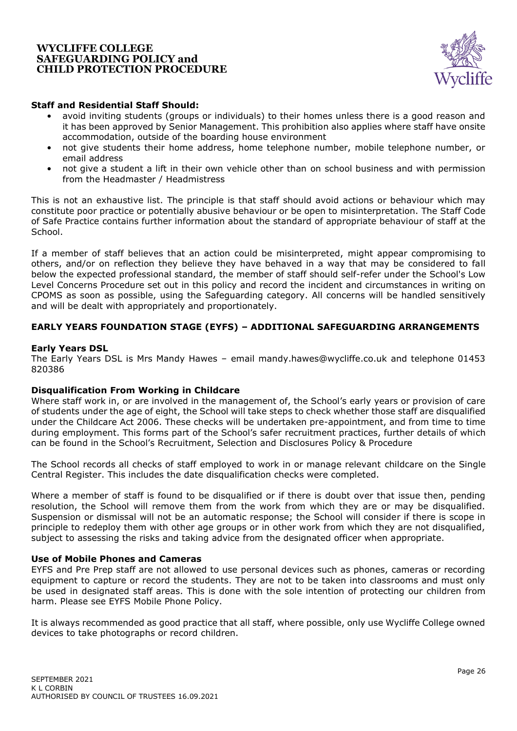**Staff and Residential Staff Should:**

- avoid inviting students (groups or individuals) to their homes unless there is a good reason and it has been approved by Senior Management. This prohibition also applies where staff have onsite accommodation, outside of the boarding house environment
- not give students their home address, home telephone number, mobile telephone number, or email address
- not give a student a lift in their own vehicle other than on school business and with permission from the Headmaster / Headmistress

This is not an exhaustive list. The principle is that staff should avoid actions or behaviour which may constitute poor practice or potentially abusive behaviour or be open to misinterpretation. The Staff Code of Safe Practice contains further information about the standard of appropriate behaviour of staff at the School.

If a member of staff believes that an action could be misinterpreted, might appear compromising to others, and/or on reflection they believe they have behaved in a way that may be considered to fall below the expected professional standard, the member of staff should self-refer under the School's Low Level Concerns Procedure set out in this policy and record the incident and circumstances in writing on CPOMS as soon as possible, using the Safeguarding category. All concerns will be handled sensitively and will be dealt with appropriately and proportionately.

## EARLY YEARS FOUNDATION STAGE (EYFS) – ADDITIONAL SAFEGUARDING ARRANGEMENTS

### Early Years DSL

The Early Years DSL is Mrs Mandy Hawes – email mandy.hawes@wycliffe.co.uk and telephone 01453 820386

### Disqualification From Working in Childcare

Where staff work in, or are involved in the management of, the School's early years or provision of care of students under the age of eight, the School will take steps to check whether those staff are disqualified under the Childcare Act 2006. These checks will be undertaken pre-appointment, and from time to time during employment. This forms part of the School's safer recruitment practices, further details of which can be found in the School's Recruitment, Selection and Disclosures Policy & Procedure

The School records all checks of staff employed to work in or manage relevant childcare on the Single Central Register. This includes the date disqualification checks were completed.

Where a member of staff is found to be disqualified or if there is doubt over that issue then, pending resolution, the School will remove them from the work from which they are or may be disqualified. Suspension or dismissal will not be an automatic response; the School will consider if there is scope in principle to redeploy them with other age groups or in other work from which they are not disqualified, subject to assessing the risks and taking advice from the designated officer when appropriate.

### Use of Mobile Phones and Cameras

EYFS and Pre Prep staff are not allowed to use personal devices such as phones, cameras or recording equipment to capture or record the students. They are not to be taken into classrooms and must only be used in designated staff areas. This is done with the sole intention of protecting our children from harm. Please see EYFS Mobile Phone Policy.

It is always recommended as good practice that all staff, where possible, only use Wycliffe College owned devices to take photographs or record children.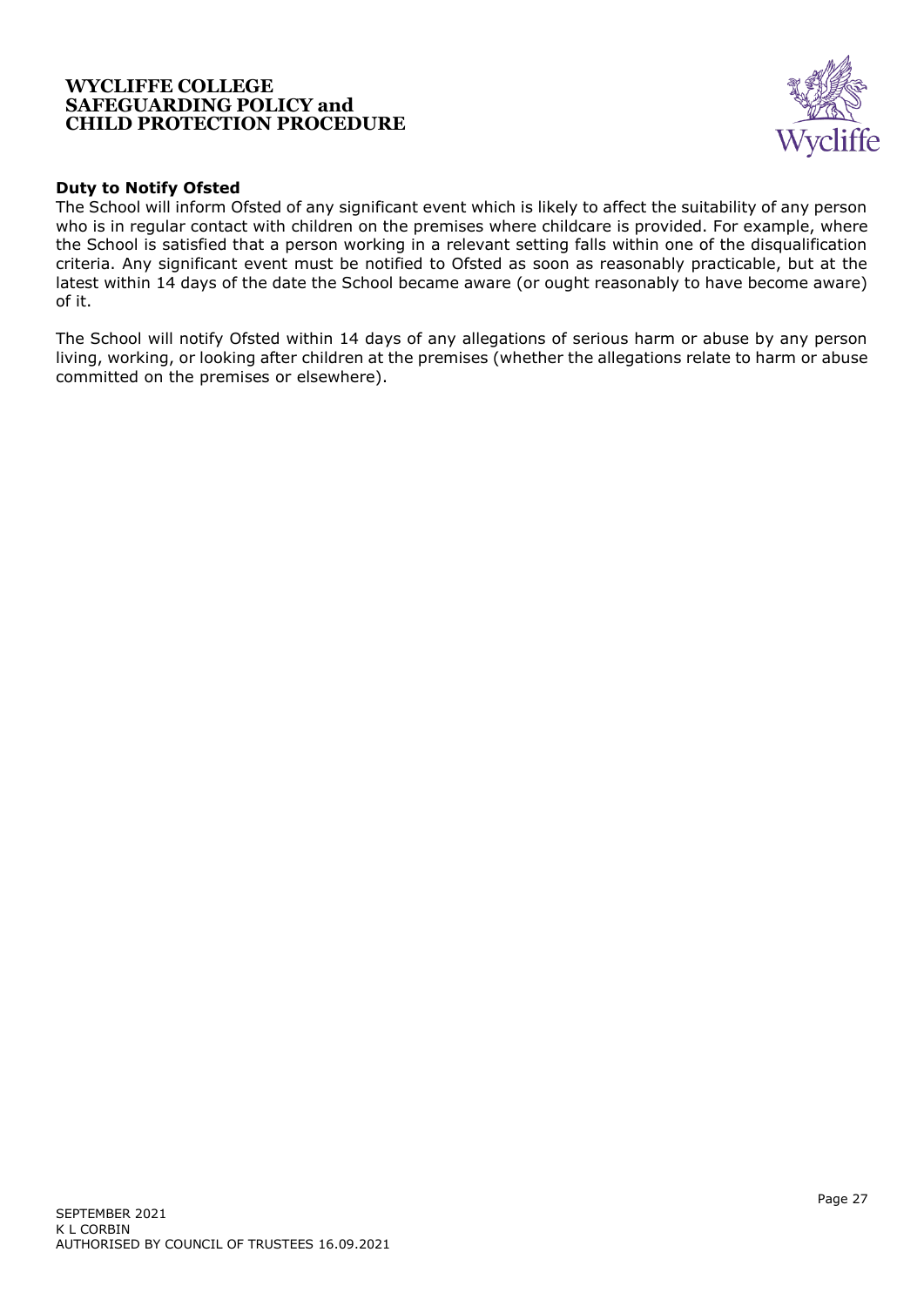**Duty to Notify Ofsted**

The School will inform Ofsted of any significant event which is likely to affect the suitability of any person who is in regular contact with children on the premises where childcare is provided. For example, where the School is satisfied that a person working in a relevant setting falls within one of the disqualification criteria. Any significant event must be notified to Ofsted as soon as reasonably practicable, but at the latest within 14 days of the date the School became aware (or ought reasonably to have become aware) of it.

The School will notify Ofsted within 14 days of any allegations of serious harm or abuse by any person living, working, or looking after children at the premises (whether the allegations relate to harm or abuse committed on the premises or elsewhere).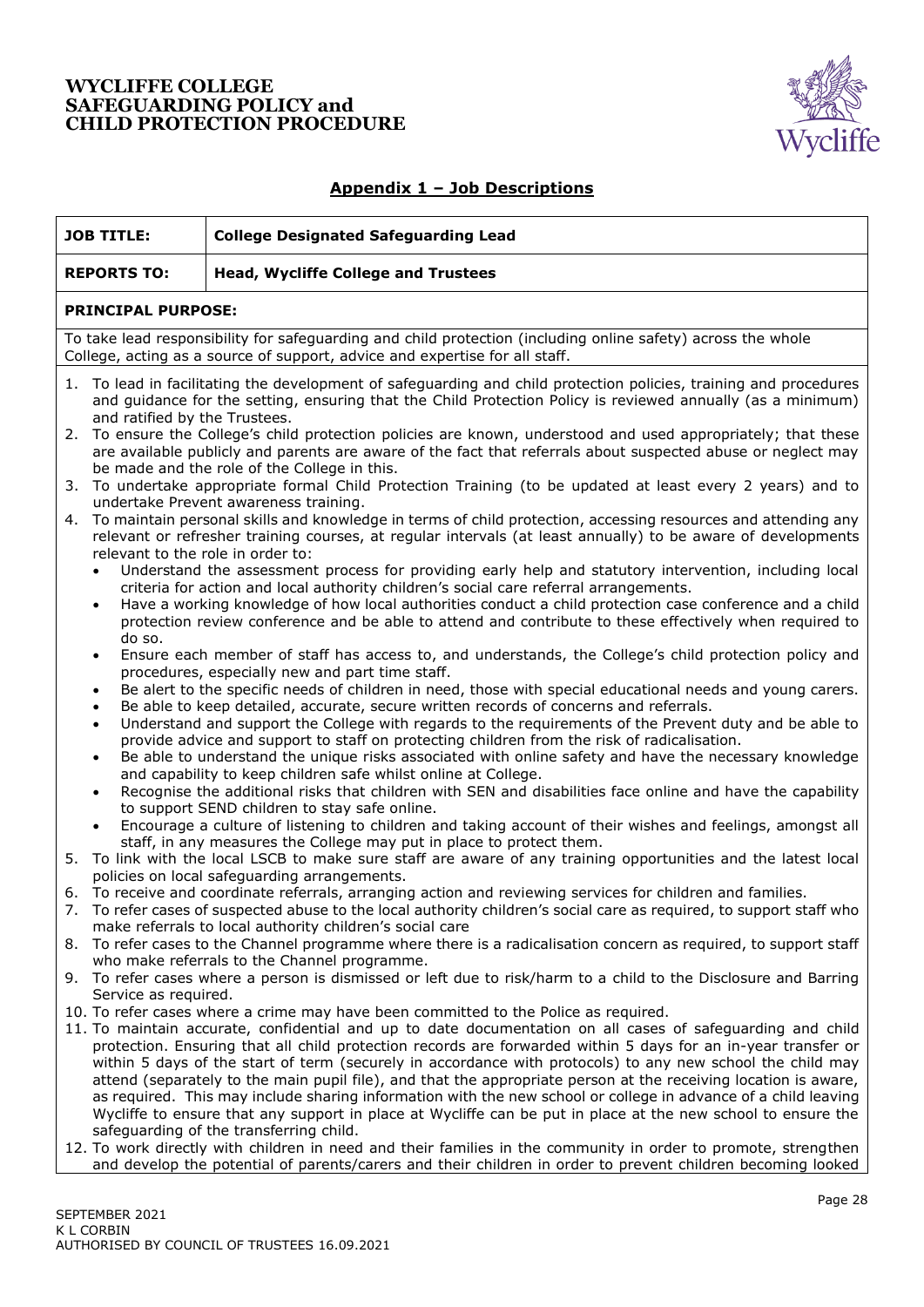## Appendix 1 – Job Descriptions

| **JOB TITLE:** | **College Designated Safeguarding Lead** |
|---|---|
| **REPORTS TO:** | **Head, Wycliffe College and Trustees** |

**PRINCIPAL PURPOSE:**

To take lead responsibility for safeguarding and child protection (including online safety) across the whole College, acting as a source of support, advice and expertise for all staff.

1. To lead in facilitating the development of safeguarding and child protection policies, training and procedures and guidance for the setting, ensuring that the Child Protection Policy is reviewed annually (as a minimum) and ratified by the Trustees.
2. To ensure the College's child protection policies are known, understood and used appropriately; that these are available publicly and parents are aware of the fact that referrals about suspected abuse or neglect may be made and the role of the College in this.
3. To undertake appropriate formal Child Protection Training (to be updated at least every 2 years) and to undertake Prevent awareness training.
4. To maintain personal skills and knowledge in terms of child protection, accessing resources and attending any relevant or refresher training courses, at regular intervals (at least annually) to be aware of developments relevant to the role in order to:
   - Understand the assessment process for providing early help and statutory intervention, including local criteria for action and local authority children's social care referral arrangements.
   - Have a working knowledge of how local authorities conduct a child protection case conference and a child protection review conference and be able to attend and contribute to these effectively when required to do so.
   - Ensure each member of staff has access to, and understands, the College's child protection policy and procedures, especially new and part time staff.
   - Be alert to the specific needs of children in need, those with special educational needs and young carers.
   - Be able to keep detailed, accurate, secure written records of concerns and referrals.
   - Understand and support the College with regards to the requirements of the Prevent duty and be able to provide advice and support to staff on protecting children from the risk of radicalisation.
   - Be able to understand the unique risks associated with online safety and have the necessary knowledge and capability to keep children safe whilst online at College.
   - Recognise the additional risks that children with SEN and disabilities face online and have the capability to support SEND children to stay safe online.
   - Encourage a culture of listening to children and taking account of their wishes and feelings, amongst all staff, in any measures the College may put in place to protect them.
5. To link with the local LSCB to make sure staff are aware of any training opportunities and the latest local policies on local safeguarding arrangements.
6. To receive and coordinate referrals, arranging action and reviewing services for children and families.
7. To refer cases of suspected abuse to the local authority children's social care as required, to support staff who make referrals to local authority children's social care
8. To refer cases to the Channel programme where there is a radicalisation concern as required, to support staff who make referrals to the Channel programme.
9. To refer cases where a person is dismissed or left due to risk/harm to a child to the Disclosure and Barring Service as required.
10. To refer cases where a crime may have been committed to the Police as required.
11. To maintain accurate, confidential and up to date documentation on all cases of safeguarding and child protection. Ensuring that all child protection records are forwarded within 5 days for an in-year transfer or within 5 days of the start of term (securely in accordance with protocols) to any new school the child may attend (separately to the main pupil file), and that the appropriate person at the receiving location is aware, as required. This may include sharing information with the new school or college in advance of a child leaving Wycliffe to ensure that any support in place at Wycliffe can be put in place at the new school to ensure the safeguarding of the transferring child.
12. To work directly with children in need and their families in the community in order to promote, strengthen and develop the potential of parents/carers and their children in order to prevent children becoming looked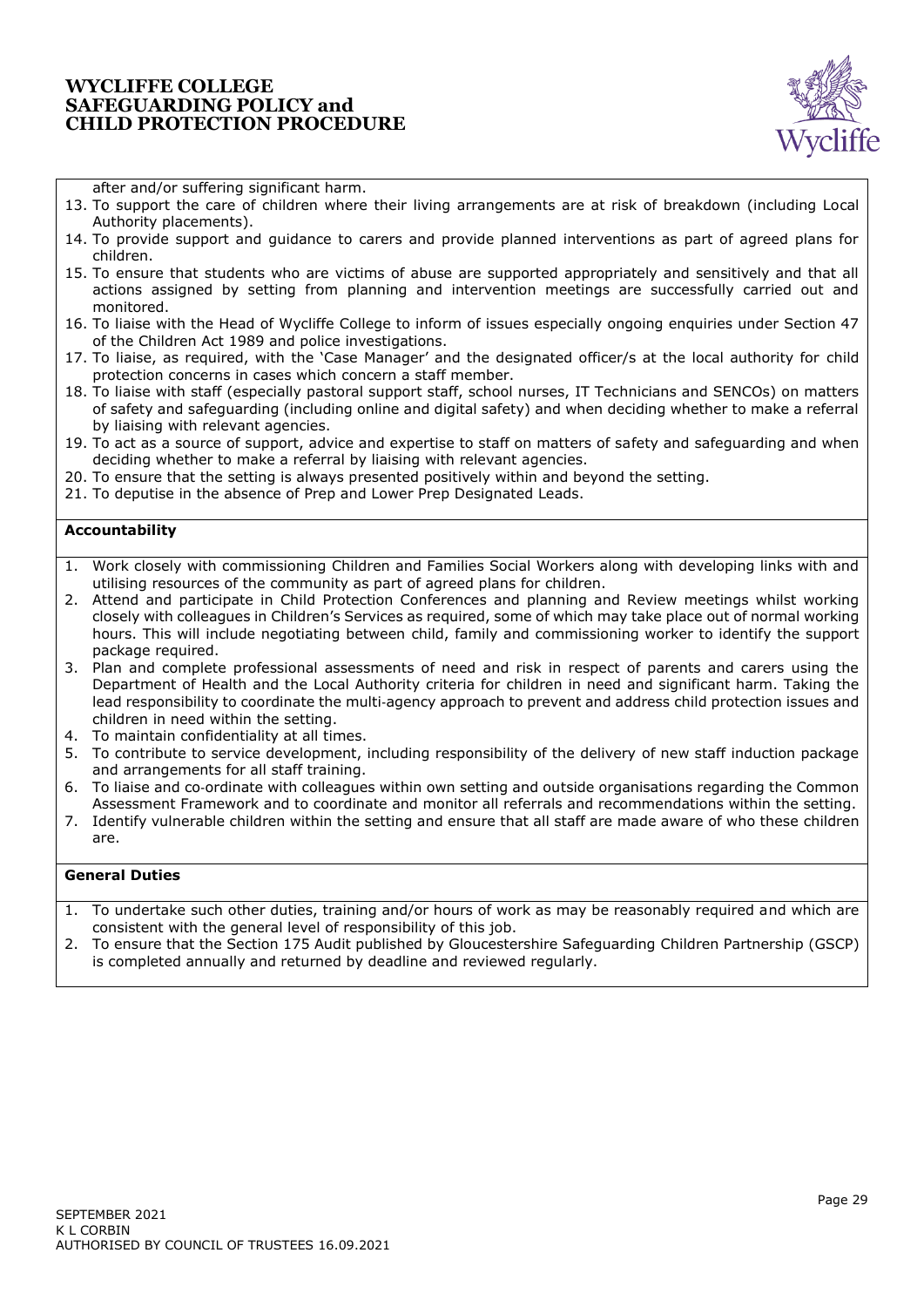after and/or suffering significant harm.

13. To support the care of children where their living arrangements are at risk of breakdown (including Local Authority placements).
14. To provide support and guidance to carers and provide planned interventions as part of agreed plans for children.
15. To ensure that students who are victims of abuse are supported appropriately and sensitively and that all actions assigned by setting from planning and intervention meetings are successfully carried out and monitored.
16. To liaise with the Head of Wycliffe College to inform of issues especially ongoing enquiries under Section 47 of the Children Act 1989 and police investigations.
17. To liaise, as required, with the 'Case Manager' and the designated officer/s at the local authority for child protection concerns in cases which concern a staff member.
18. To liaise with staff (especially pastoral support staff, school nurses, IT Technicians and SENCOs) on matters of safety and safeguarding (including online and digital safety) and when deciding whether to make a referral by liaising with relevant agencies.
19. To act as a source of support, advice and expertise to staff on matters of safety and safeguarding and when deciding whether to make a referral by liaising with relevant agencies.
20. To ensure that the setting is always presented positively within and beyond the setting.
21. To deputise in the absence of Prep and Lower Prep Designated Leads.

**Accountability**

1. Work closely with commissioning Children and Families Social Workers along with developing links with and utilising resources of the community as part of agreed plans for children.
2. Attend and participate in Child Protection Conferences and planning and Review meetings whilst working closely with colleagues in Children's Services as required, some of which may take place out of normal working hours. This will include negotiating between child, family and commissioning worker to identify the support package required.
3. Plan and complete professional assessments of need and risk in respect of parents and carers using the Department of Health and the Local Authority criteria for children in need and significant harm. Taking the lead responsibility to coordinate the multi-agency approach to prevent and address child protection issues and children in need within the setting.
4. To maintain confidentiality at all times.
5. To contribute to service development, including responsibility of the delivery of new staff induction package and arrangements for all staff training.
6. To liaise and co-ordinate with colleagues within own setting and outside organisations regarding the Common Assessment Framework and to coordinate and monitor all referrals and recommendations within the setting.
7. Identify vulnerable children within the setting and ensure that all staff are made aware of who these children are.

**General Duties**

1. To undertake such other duties, training and/or hours of work as may be reasonably required and which are consistent with the general level of responsibility of this job.
2. To ensure that the Section 175 Audit published by Gloucestershire Safeguarding Children Partnership (GSCP) is completed annually and returned by deadline and reviewed regularly.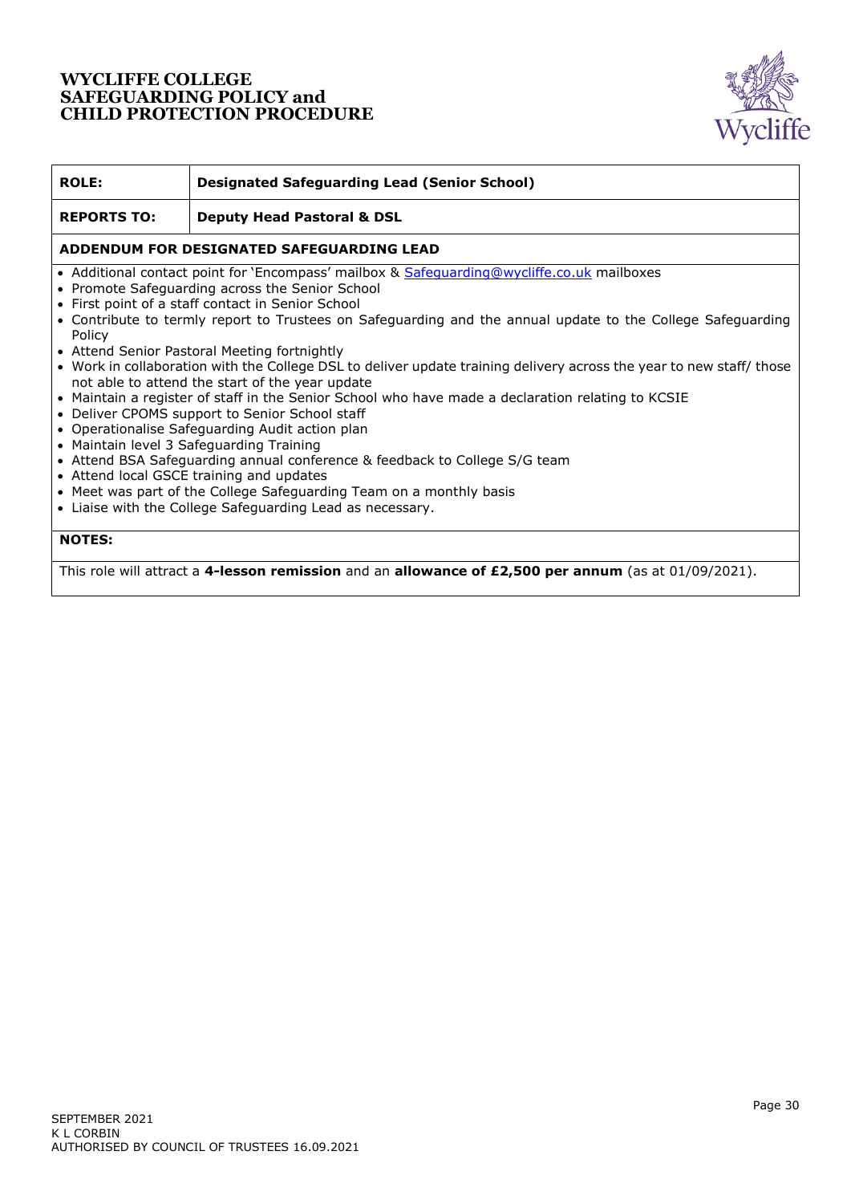| **ROLE:** | **Designated Safeguarding Lead (Senior School)** |
|---|---|
| **REPORTS TO:** | **Deputy Head Pastoral & DSL** |

**ADDENDUM FOR DESIGNATED SAFEGUARDING LEAD**

- Additional contact point for 'Encompass' mailbox & [Safeguarding@wycliffe.co.uk](mailto:Safeguarding@wycliffe.co.uk) mailboxes
- Promote Safeguarding across the Senior School
- First point of a staff contact in Senior School
- Contribute to termly report to Trustees on Safeguarding and the annual update to the College Safeguarding Policy
- Attend Senior Pastoral Meeting fortnightly
- Work in collaboration with the College DSL to deliver update training delivery across the year to new staff/ those not able to attend the start of the year update
- Maintain a register of staff in the Senior School who have made a declaration relating to KCSIE
- Deliver CPOMS support to Senior School staff
- Operationalise Safeguarding Audit action plan
- Maintain level 3 Safeguarding Training
- Attend BSA Safeguarding annual conference & feedback to College S/G team
- Attend local GSCE training and updates
- Meet was part of the College Safeguarding Team on a monthly basis
- Liaise with the College Safeguarding Lead as necessary.

**NOTES:**

This role will attract a **4-lesson remission** and an **allowance of £2,500 per annum** (as at 01/09/2021).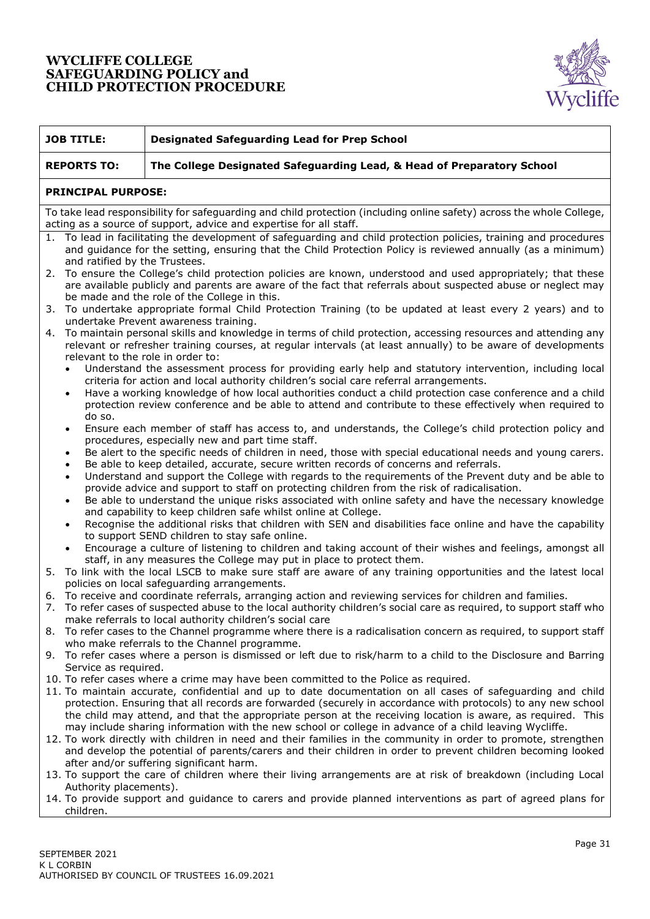| JOB TITLE: | Designated Safeguarding Lead for Prep School |
|---|---|
| REPORTS TO: | The College Designated Safeguarding Lead, & Head of Preparatory School |

**PRINCIPAL PURPOSE:**

To take lead responsibility for safeguarding and child protection (including online safety) across the whole College, acting as a source of support, advice and expertise for all staff.

1. To lead in facilitating the development of safeguarding and child protection policies, training and procedures and guidance for the setting, ensuring that the Child Protection Policy is reviewed annually (as a minimum) and ratified by the Trustees.
2. To ensure the College's child protection policies are known, understood and used appropriately; that these are available publicly and parents are aware of the fact that referrals about suspected abuse or neglect may be made and the role of the College in this.
3. To undertake appropriate formal Child Protection Training (to be updated at least every 2 years) and to undertake Prevent awareness training.
4. To maintain personal skills and knowledge in terms of child protection, accessing resources and attending any relevant or refresher training courses, at regular intervals (at least annually) to be aware of developments relevant to the role in order to:
   - Understand the assessment process for providing early help and statutory intervention, including local criteria for action and local authority children's social care referral arrangements.
   - Have a working knowledge of how local authorities conduct a child protection case conference and a child protection review conference and be able to attend and contribute to these effectively when required to do so.
   - Ensure each member of staff has access to, and understands, the College's child protection policy and procedures, especially new and part time staff.
   - Be alert to the specific needs of children in need, those with special educational needs and young carers.
   - Be able to keep detailed, accurate, secure written records of concerns and referrals.
   - Understand and support the College with regards to the requirements of the Prevent duty and be able to provide advice and support to staff on protecting children from the risk of radicalisation.
   - Be able to understand the unique risks associated with online safety and have the necessary knowledge and capability to keep children safe whilst online at College.
   - Recognise the additional risks that children with SEN and disabilities face online and have the capability to support SEND children to stay safe online.
   - Encourage a culture of listening to children and taking account of their wishes and feelings, amongst all staff, in any measures the College may put in place to protect them.
5. To link with the local LSCB to make sure staff are aware of any training opportunities and the latest local policies on local safeguarding arrangements.
6. To receive and coordinate referrals, arranging action and reviewing services for children and families.
7. To refer cases of suspected abuse to the local authority children's social care as required, to support staff who make referrals to local authority children's social care
8. To refer cases to the Channel programme where there is a radicalisation concern as required, to support staff who make referrals to the Channel programme.
9. To refer cases where a person is dismissed or left due to risk/harm to a child to the Disclosure and Barring Service as required.
10. To refer cases where a crime may have been committed to the Police as required.
11. To maintain accurate, confidential and up to date documentation on all cases of safeguarding and child protection. Ensuring that all records are forwarded (securely in accordance with protocols) to any new school the child may attend, and that the appropriate person at the receiving location is aware, as required. This may include sharing information with the new school or college in advance of a child leaving Wycliffe.
12. To work directly with children in need and their families in the community in order to promote, strengthen and develop the potential of parents/carers and their children in order to prevent children becoming looked after and/or suffering significant harm.
13. To support the care of children where their living arrangements are at risk of breakdown (including Local Authority placements).
14. To provide support and guidance to carers and provide planned interventions as part of agreed plans for children.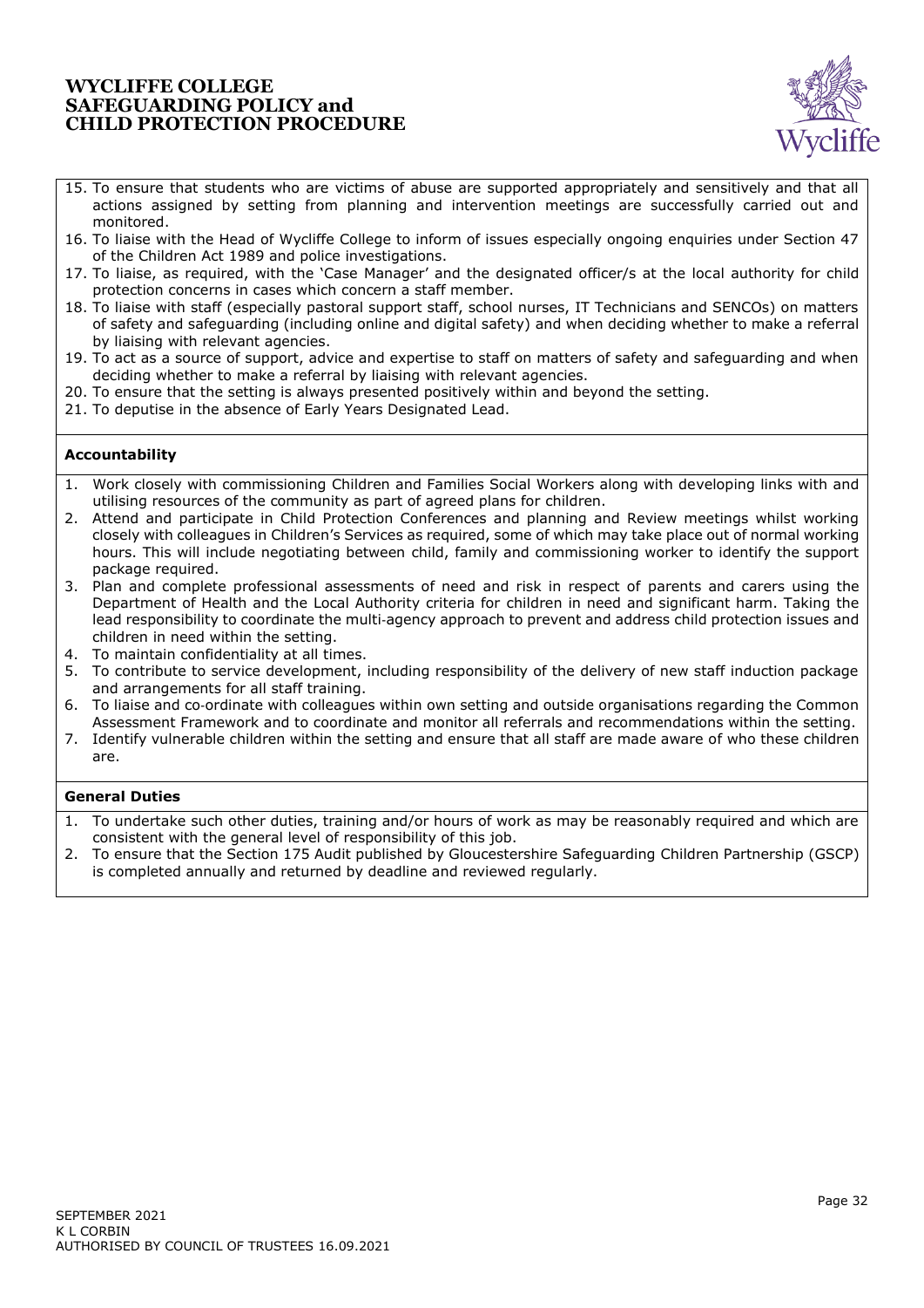15. To ensure that students who are victims of abuse are supported appropriately and sensitively and that all actions assigned by setting from planning and intervention meetings are successfully carried out and monitored.
16. To liaise with the Head of Wycliffe College to inform of issues especially ongoing enquiries under Section 47 of the Children Act 1989 and police investigations.
17. To liaise, as required, with the 'Case Manager' and the designated officer/s at the local authority for child protection concerns in cases which concern a staff member.
18. To liaise with staff (especially pastoral support staff, school nurses, IT Technicians and SENCOs) on matters of safety and safeguarding (including online and digital safety) and when deciding whether to make a referral by liaising with relevant agencies.
19. To act as a source of support, advice and expertise to staff on matters of safety and safeguarding and when deciding whether to make a referral by liaising with relevant agencies.
20. To ensure that the setting is always presented positively within and beyond the setting.
21. To deputise in the absence of Early Years Designated Lead.

**Accountability**

1. Work closely with commissioning Children and Families Social Workers along with developing links with and utilising resources of the community as part of agreed plans for children.
2. Attend and participate in Child Protection Conferences and planning and Review meetings whilst working closely with colleagues in Children's Services as required, some of which may take place out of normal working hours. This will include negotiating between child, family and commissioning worker to identify the support package required.
3. Plan and complete professional assessments of need and risk in respect of parents and carers using the Department of Health and the Local Authority criteria for children in need and significant harm. Taking the lead responsibility to coordinate the multi-agency approach to prevent and address child protection issues and children in need within the setting.
4. To maintain confidentiality at all times.
5. To contribute to service development, including responsibility of the delivery of new staff induction package and arrangements for all staff training.
6. To liaise and co-ordinate with colleagues within own setting and outside organisations regarding the Common Assessment Framework and to coordinate and monitor all referrals and recommendations within the setting.
7. Identify vulnerable children within the setting and ensure that all staff are made aware of who these children are.

**General Duties**

1. To undertake such other duties, training and/or hours of work as may be reasonably required and which are consistent with the general level of responsibility of this job.
2. To ensure that the Section 175 Audit published by Gloucestershire Safeguarding Children Partnership (GSCP) is completed annually and returned by deadline and reviewed regularly.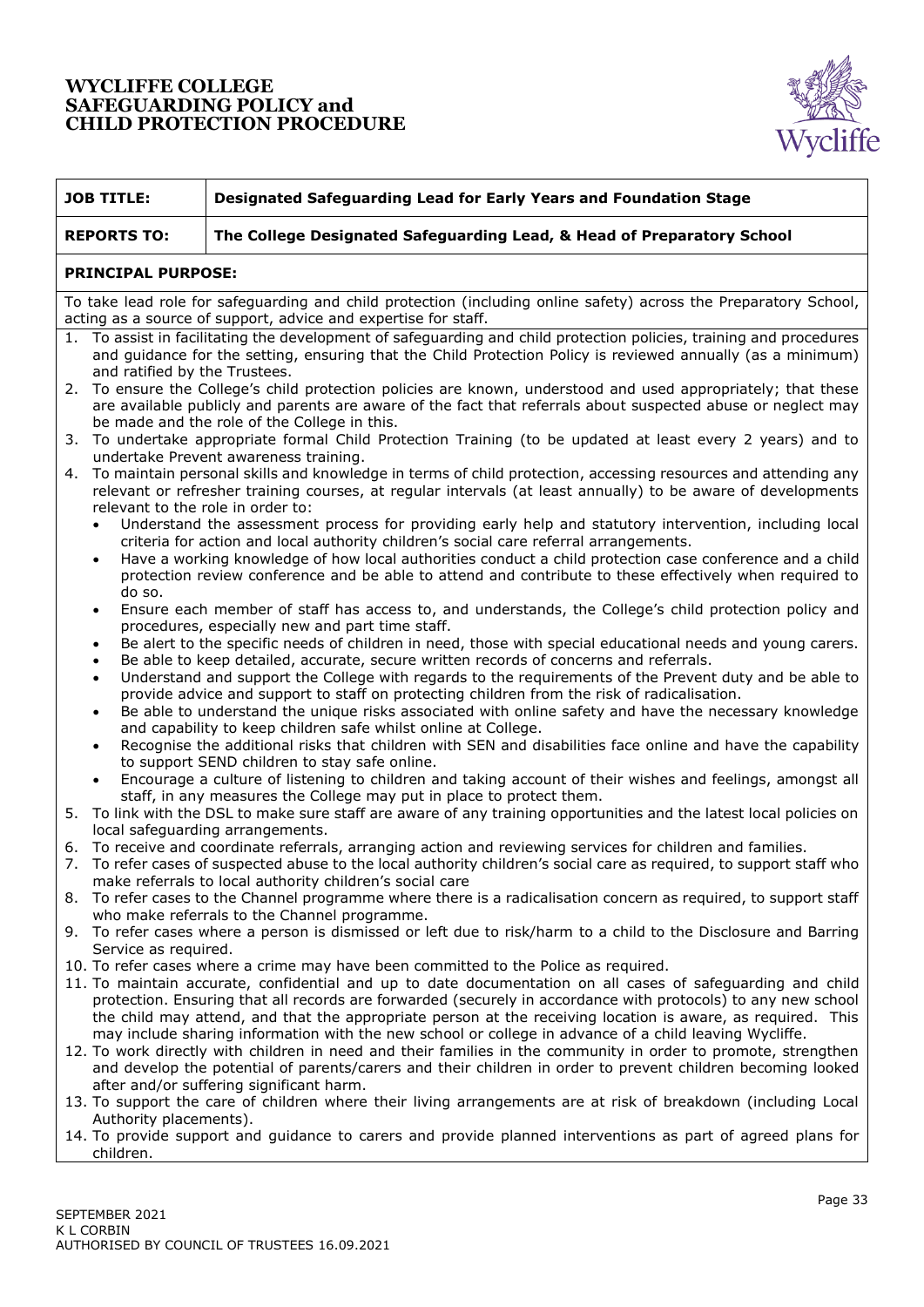| JOB TITLE: | Designated Safeguarding Lead for Early Years and Foundation Stage |
|---|---|
| REPORTS TO: | The College Designated Safeguarding Lead, & Head of Preparatory School |

**PRINCIPAL PURPOSE:**

To take lead role for safeguarding and child protection (including online safety) across the Preparatory School, acting as a source of support, advice and expertise for staff.

1. To assist in facilitating the development of safeguarding and child protection policies, training and procedures and guidance for the setting, ensuring that the Child Protection Policy is reviewed annually (as a minimum) and ratified by the Trustees.
2. To ensure the College's child protection policies are known, understood and used appropriately; that these are available publicly and parents are aware of the fact that referrals about suspected abuse or neglect may be made and the role of the College in this.
3. To undertake appropriate formal Child Protection Training (to be updated at least every 2 years) and to undertake Prevent awareness training.
4. To maintain personal skills and knowledge in terms of child protection, accessing resources and attending any relevant or refresher training courses, at regular intervals (at least annually) to be aware of developments relevant to the role in order to:
   - Understand the assessment process for providing early help and statutory intervention, including local criteria for action and local authority children's social care referral arrangements.
   - Have a working knowledge of how local authorities conduct a child protection case conference and a child protection review conference and be able to attend and contribute to these effectively when required to do so.
   - Ensure each member of staff has access to, and understands, the College's child protection policy and procedures, especially new and part time staff.
   - Be alert to the specific needs of children in need, those with special educational needs and young carers.
   - Be able to keep detailed, accurate, secure written records of concerns and referrals.
   - Understand and support the College with regards to the requirements of the Prevent duty and be able to provide advice and support to staff on protecting children from the risk of radicalisation.
   - Be able to understand the unique risks associated with online safety and have the necessary knowledge and capability to keep children safe whilst online at College.
   - Recognise the additional risks that children with SEN and disabilities face online and have the capability to support SEND children to stay safe online.
   - Encourage a culture of listening to children and taking account of their wishes and feelings, amongst all staff, in any measures the College may put in place to protect them.
5. To link with the DSL to make sure staff are aware of any training opportunities and the latest local policies on local safeguarding arrangements.
6. To receive and coordinate referrals, arranging action and reviewing services for children and families.
7. To refer cases of suspected abuse to the local authority children's social care as required, to support staff who make referrals to local authority children's social care
8. To refer cases to the Channel programme where there is a radicalisation concern as required, to support staff who make referrals to the Channel programme.
9. To refer cases where a person is dismissed or left due to risk/harm to a child to the Disclosure and Barring Service as required.
10. To refer cases where a crime may have been committed to the Police as required.
11. To maintain accurate, confidential and up to date documentation on all cases of safeguarding and child protection. Ensuring that all records are forwarded (securely in accordance with protocols) to any new school the child may attend, and that the appropriate person at the receiving location is aware, as required. This may include sharing information with the new school or college in advance of a child leaving Wycliffe.
12. To work directly with children in need and their families in the community in order to promote, strengthen and develop the potential of parents/carers and their children in order to prevent children becoming looked after and/or suffering significant harm.
13. To support the care of children where their living arrangements are at risk of breakdown (including Local Authority placements).
14. To provide support and guidance to carers and provide planned interventions as part of agreed plans for children.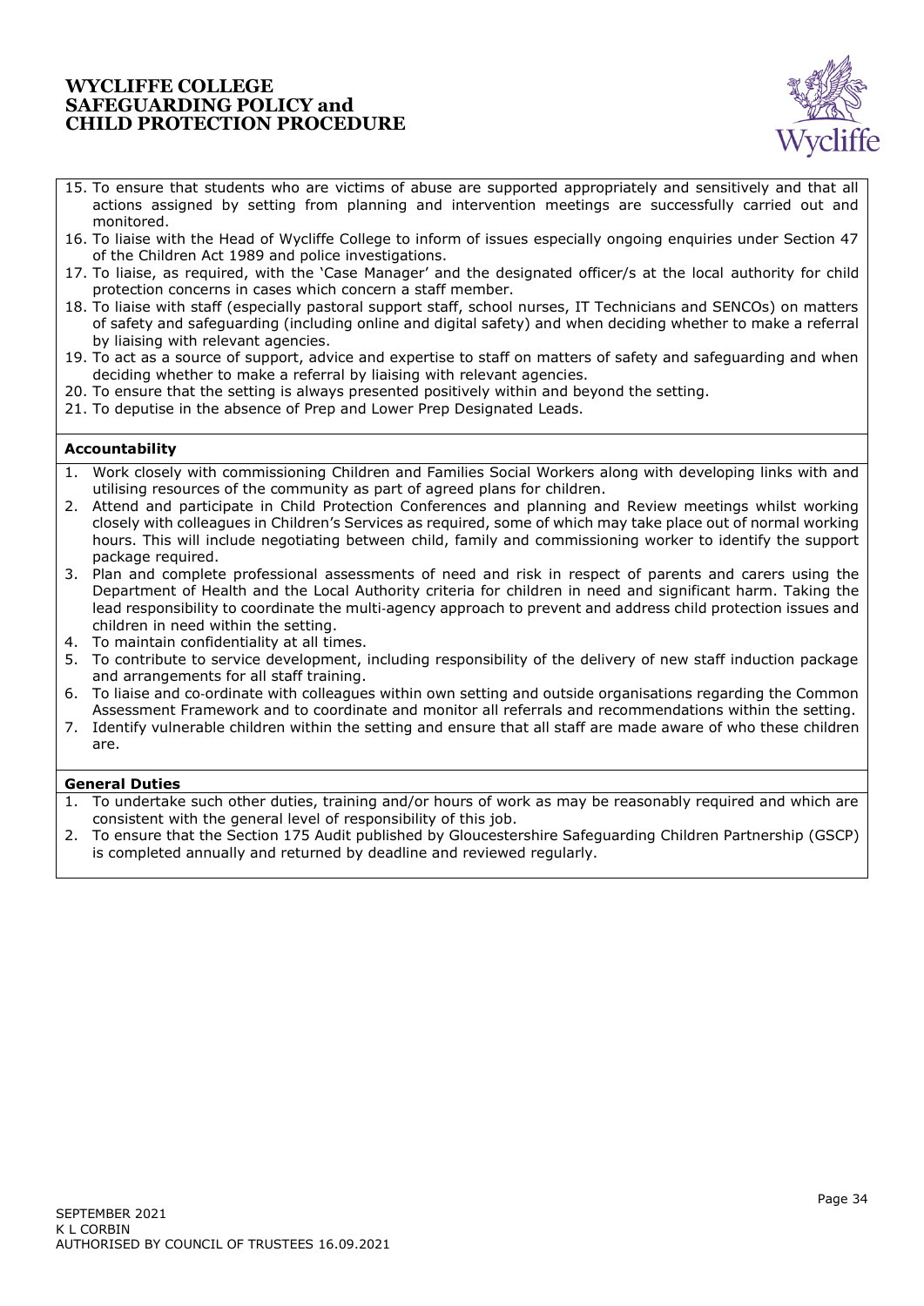15. To ensure that students who are victims of abuse are supported appropriately and sensitively and that all actions assigned by setting from planning and intervention meetings are successfully carried out and monitored.
16. To liaise with the Head of Wycliffe College to inform of issues especially ongoing enquiries under Section 47 of the Children Act 1989 and police investigations.
17. To liaise, as required, with the 'Case Manager' and the designated officer/s at the local authority for child protection concerns in cases which concern a staff member.
18. To liaise with staff (especially pastoral support staff, school nurses, IT Technicians and SENCOs) on matters of safety and safeguarding (including online and digital safety) and when deciding whether to make a referral by liaising with relevant agencies.
19. To act as a source of support, advice and expertise to staff on matters of safety and safeguarding and when deciding whether to make a referral by liaising with relevant agencies.
20. To ensure that the setting is always presented positively within and beyond the setting.
21. To deputise in the absence of Prep and Lower Prep Designated Leads.

**Accountability**

1. Work closely with commissioning Children and Families Social Workers along with developing links with and utilising resources of the community as part of agreed plans for children.
2. Attend and participate in Child Protection Conferences and planning and Review meetings whilst working closely with colleagues in Children's Services as required, some of which may take place out of normal working hours. This will include negotiating between child, family and commissioning worker to identify the support package required.
3. Plan and complete professional assessments of need and risk in respect of parents and carers using the Department of Health and the Local Authority criteria for children in need and significant harm. Taking the lead responsibility to coordinate the multi-agency approach to prevent and address child protection issues and children in need within the setting.
4. To maintain confidentiality at all times.
5. To contribute to service development, including responsibility of the delivery of new staff induction package and arrangements for all staff training.
6. To liaise and co-ordinate with colleagues within own setting and outside organisations regarding the Common Assessment Framework and to coordinate and monitor all referrals and recommendations within the setting.
7. Identify vulnerable children within the setting and ensure that all staff are made aware of who these children are.

**General Duties**

1. To undertake such other duties, training and/or hours of work as may be reasonably required and which are consistent with the general level of responsibility of this job.
2. To ensure that the Section 175 Audit published by Gloucestershire Safeguarding Children Partnership (GSCP) is completed annually and returned by deadline and reviewed regularly.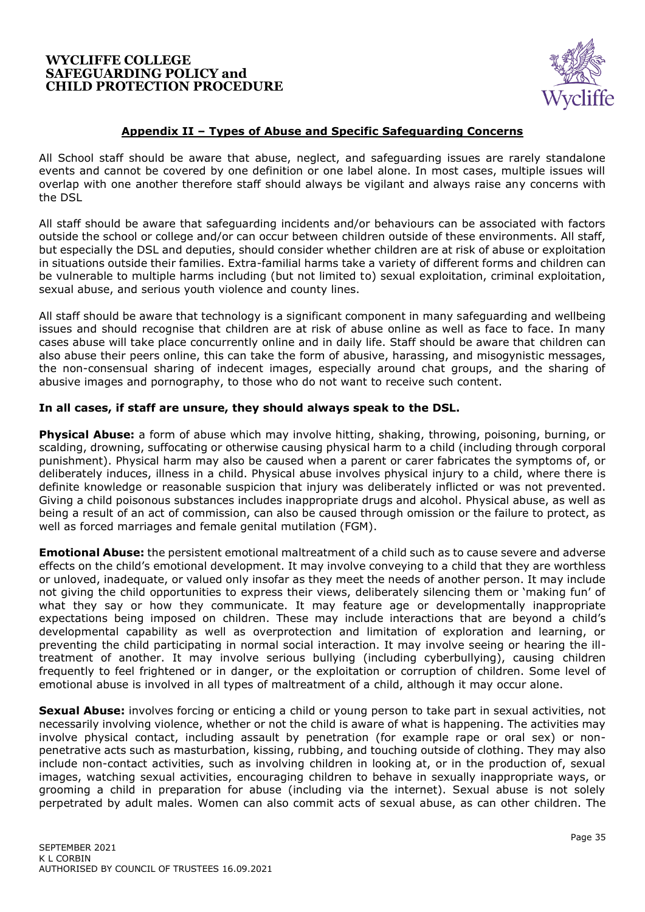## Appendix II – Types of Abuse and Specific Safeguarding Concerns

All School staff should be aware that abuse, neglect, and safeguarding issues are rarely standalone events and cannot be covered by one definition or one label alone. In most cases, multiple issues will overlap with one another therefore staff should always be vigilant and always raise any concerns with the DSL

All staff should be aware that safeguarding incidents and/or behaviours can be associated with factors outside the school or college and/or can occur between children outside of these environments. All staff, but especially the DSL and deputies, should consider whether children are at risk of abuse or exploitation in situations outside their families. Extra-familial harms take a variety of different forms and children can be vulnerable to multiple harms including (but not limited to) sexual exploitation, criminal exploitation, sexual abuse, and serious youth violence and county lines.

All staff should be aware that technology is a significant component in many safeguarding and wellbeing issues and should recognise that children are at risk of abuse online as well as face to face. In many cases abuse will take place concurrently online and in daily life. Staff should be aware that children can also abuse their peers online, this can take the form of abusive, harassing, and misogynistic messages, the non-consensual sharing of indecent images, especially around chat groups, and the sharing of abusive images and pornography, to those who do not want to receive such content.

**In all cases, if staff are unsure, they should always speak to the DSL.**

**Physical Abuse:** a form of abuse which may involve hitting, shaking, throwing, poisoning, burning, or scalding, drowning, suffocating or otherwise causing physical harm to a child (including through corporal punishment). Physical harm may also be caused when a parent or carer fabricates the symptoms of, or deliberately induces, illness in a child. Physical abuse involves physical injury to a child, where there is definite knowledge or reasonable suspicion that injury was deliberately inflicted or was not prevented. Giving a child poisonous substances includes inappropriate drugs and alcohol. Physical abuse, as well as being a result of an act of commission, can also be caused through omission or the failure to protect, as well as forced marriages and female genital mutilation (FGM).

**Emotional Abuse:** the persistent emotional maltreatment of a child such as to cause severe and adverse effects on the child's emotional development. It may involve conveying to a child that they are worthless or unloved, inadequate, or valued only insofar as they meet the needs of another person. It may include not giving the child opportunities to express their views, deliberately silencing them or 'making fun' of what they say or how they communicate. It may feature age or developmentally inappropriate expectations being imposed on children. These may include interactions that are beyond a child's developmental capability as well as overprotection and limitation of exploration and learning, or preventing the child participating in normal social interaction. It may involve seeing or hearing the ill-treatment of another. It may involve serious bullying (including cyberbullying), causing children frequently to feel frightened or in danger, or the exploitation or corruption of children. Some level of emotional abuse is involved in all types of maltreatment of a child, although it may occur alone.

**Sexual Abuse:** involves forcing or enticing a child or young person to take part in sexual activities, not necessarily involving violence, whether or not the child is aware of what is happening. The activities may involve physical contact, including assault by penetration (for example rape or oral sex) or non-penetrative acts such as masturbation, kissing, rubbing, and touching outside of clothing. They may also include non-contact activities, such as involving children in looking at, or in the production of, sexual images, watching sexual activities, encouraging children to behave in sexually inappropriate ways, or grooming a child in preparation for abuse (including via the internet). Sexual abuse is not solely perpetrated by adult males. Women can also commit acts of sexual abuse, as can other children. The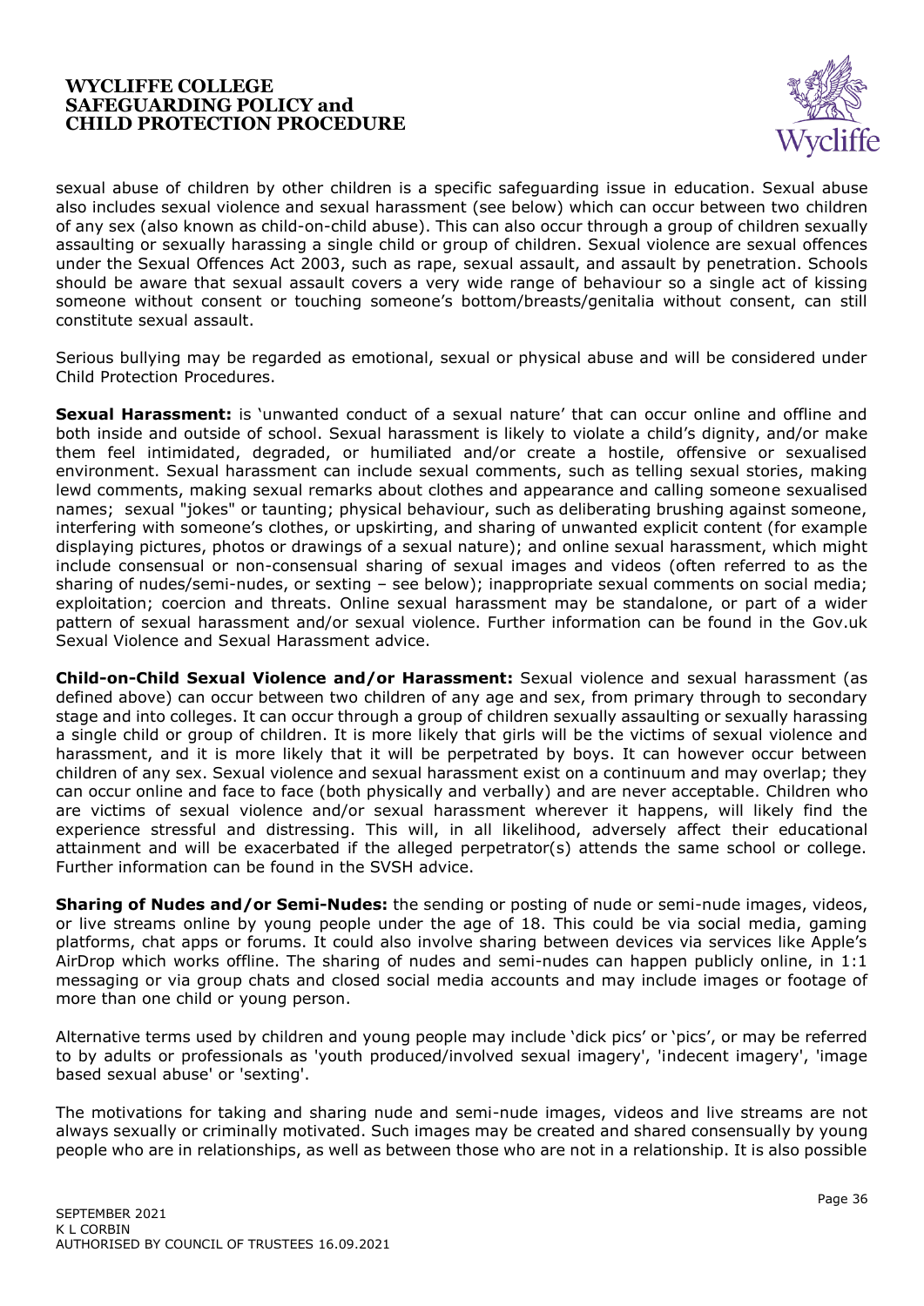sexual abuse of children by other children is a specific safeguarding issue in education. Sexual abuse also includes sexual violence and sexual harassment (see below) which can occur between two children of any sex (also known as child-on-child abuse). This can also occur through a group of children sexually assaulting or sexually harassing a single child or group of children. Sexual violence are sexual offences under the Sexual Offences Act 2003, such as rape, sexual assault, and assault by penetration. Schools should be aware that sexual assault covers a very wide range of behaviour so a single act of kissing someone without consent or touching someone's bottom/breasts/genitalia without consent, can still constitute sexual assault.

Serious bullying may be regarded as emotional, sexual or physical abuse and will be considered under Child Protection Procedures.

**Sexual Harassment:** is 'unwanted conduct of a sexual nature' that can occur online and offline and both inside and outside of school. Sexual harassment is likely to violate a child's dignity, and/or make them feel intimidated, degraded, or humiliated and/or create a hostile, offensive or sexualised environment. Sexual harassment can include sexual comments, such as telling sexual stories, making lewd comments, making sexual remarks about clothes and appearance and calling someone sexualised names; sexual "jokes" or taunting; physical behaviour, such as deliberating brushing against someone, interfering with someone's clothes, or upskirting, and sharing of unwanted explicit content (for example displaying pictures, photos or drawings of a sexual nature); and online sexual harassment, which might include consensual or non-consensual sharing of sexual images and videos (often referred to as the sharing of nudes/semi-nudes, or sexting – see below); inappropriate sexual comments on social media; exploitation; coercion and threats. Online sexual harassment may be standalone, or part of a wider pattern of sexual harassment and/or sexual violence. Further information can be found in the Gov.uk Sexual Violence and Sexual Harassment advice.

**Child-on-Child Sexual Violence and/or Harassment:** Sexual violence and sexual harassment (as defined above) can occur between two children of any age and sex, from primary through to secondary stage and into colleges. It can occur through a group of children sexually assaulting or sexually harassing a single child or group of children. It is more likely that girls will be the victims of sexual violence and harassment, and it is more likely that it will be perpetrated by boys. It can however occur between children of any sex. Sexual violence and sexual harassment exist on a continuum and may overlap; they can occur online and face to face (both physically and verbally) and are never acceptable. Children who are victims of sexual violence and/or sexual harassment wherever it happens, will likely find the experience stressful and distressing. This will, in all likelihood, adversely affect their educational attainment and will be exacerbated if the alleged perpetrator(s) attends the same school or college. Further information can be found in the SVSH advice.

**Sharing of Nudes and/or Semi-Nudes:** the sending or posting of nude or semi-nude images, videos, or live streams online by young people under the age of 18. This could be via social media, gaming platforms, chat apps or forums. It could also involve sharing between devices via services like Apple's AirDrop which works offline. The sharing of nudes and semi-nudes can happen publicly online, in 1:1 messaging or via group chats and closed social media accounts and may include images or footage of more than one child or young person.

Alternative terms used by children and young people may include 'dick pics' or 'pics', or may be referred to by adults or professionals as 'youth produced/involved sexual imagery', 'indecent imagery', 'image based sexual abuse' or 'sexting'.

The motivations for taking and sharing nude and semi-nude images, videos and live streams are not always sexually or criminally motivated. Such images may be created and shared consensually by young people who are in relationships, as well as between those who are not in a relationship. It is also possible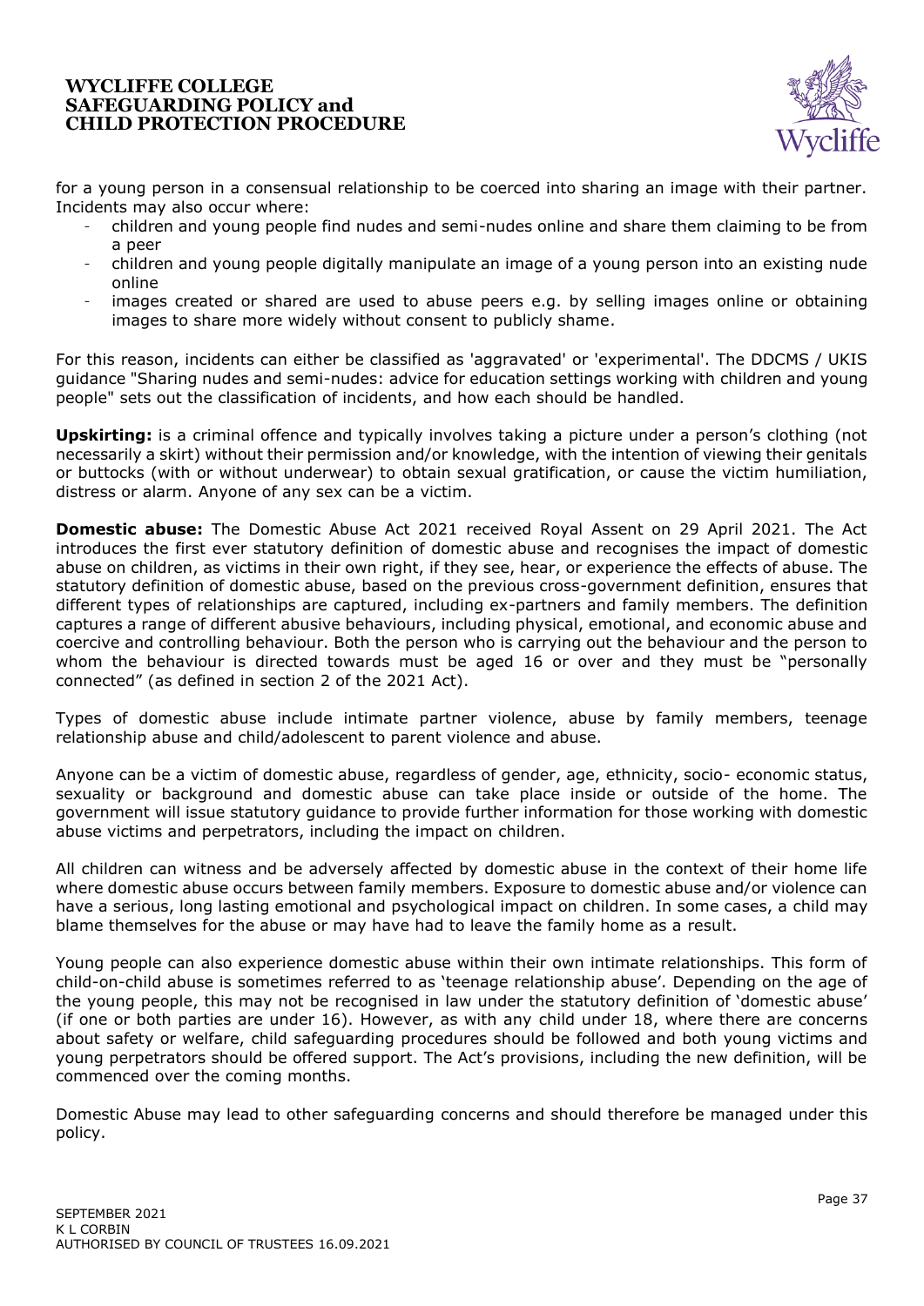for a young person in a consensual relationship to be coerced into sharing an image with their partner. Incidents may also occur where:

- children and young people find nudes and semi-nudes online and share them claiming to be from a peer
- children and young people digitally manipulate an image of a young person into an existing nude online
- images created or shared are used to abuse peers e.g. by selling images online or obtaining images to share more widely without consent to publicly shame.

For this reason, incidents can either be classified as 'aggravated' or 'experimental'. The DDCMS / UKIS guidance "Sharing nudes and semi-nudes: advice for education settings working with children and young people" sets out the classification of incidents, and how each should be handled.

**Upskirting:** is a criminal offence and typically involves taking a picture under a person's clothing (not necessarily a skirt) without their permission and/or knowledge, with the intention of viewing their genitals or buttocks (with or without underwear) to obtain sexual gratification, or cause the victim humiliation, distress or alarm. Anyone of any sex can be a victim.

**Domestic abuse:** The Domestic Abuse Act 2021 received Royal Assent on 29 April 2021. The Act introduces the first ever statutory definition of domestic abuse and recognises the impact of domestic abuse on children, as victims in their own right, if they see, hear, or experience the effects of abuse. The statutory definition of domestic abuse, based on the previous cross-government definition, ensures that different types of relationships are captured, including ex-partners and family members. The definition captures a range of different abusive behaviours, including physical, emotional, and economic abuse and coercive and controlling behaviour. Both the person who is carrying out the behaviour and the person to whom the behaviour is directed towards must be aged 16 or over and they must be "personally connected" (as defined in section 2 of the 2021 Act).

Types of domestic abuse include intimate partner violence, abuse by family members, teenage relationship abuse and child/adolescent to parent violence and abuse.

Anyone can be a victim of domestic abuse, regardless of gender, age, ethnicity, socio- economic status, sexuality or background and domestic abuse can take place inside or outside of the home. The government will issue statutory guidance to provide further information for those working with domestic abuse victims and perpetrators, including the impact on children.

All children can witness and be adversely affected by domestic abuse in the context of their home life where domestic abuse occurs between family members. Exposure to domestic abuse and/or violence can have a serious, long lasting emotional and psychological impact on children. In some cases, a child may blame themselves for the abuse or may have had to leave the family home as a result.

Young people can also experience domestic abuse within their own intimate relationships. This form of child-on-child abuse is sometimes referred to as 'teenage relationship abuse'. Depending on the age of the young people, this may not be recognised in law under the statutory definition of 'domestic abuse' (if one or both parties are under 16). However, as with any child under 18, where there are concerns about safety or welfare, child safeguarding procedures should be followed and both young victims and young perpetrators should be offered support. The Act's provisions, including the new definition, will be commenced over the coming months.

Domestic Abuse may lead to other safeguarding concerns and should therefore be managed under this policy.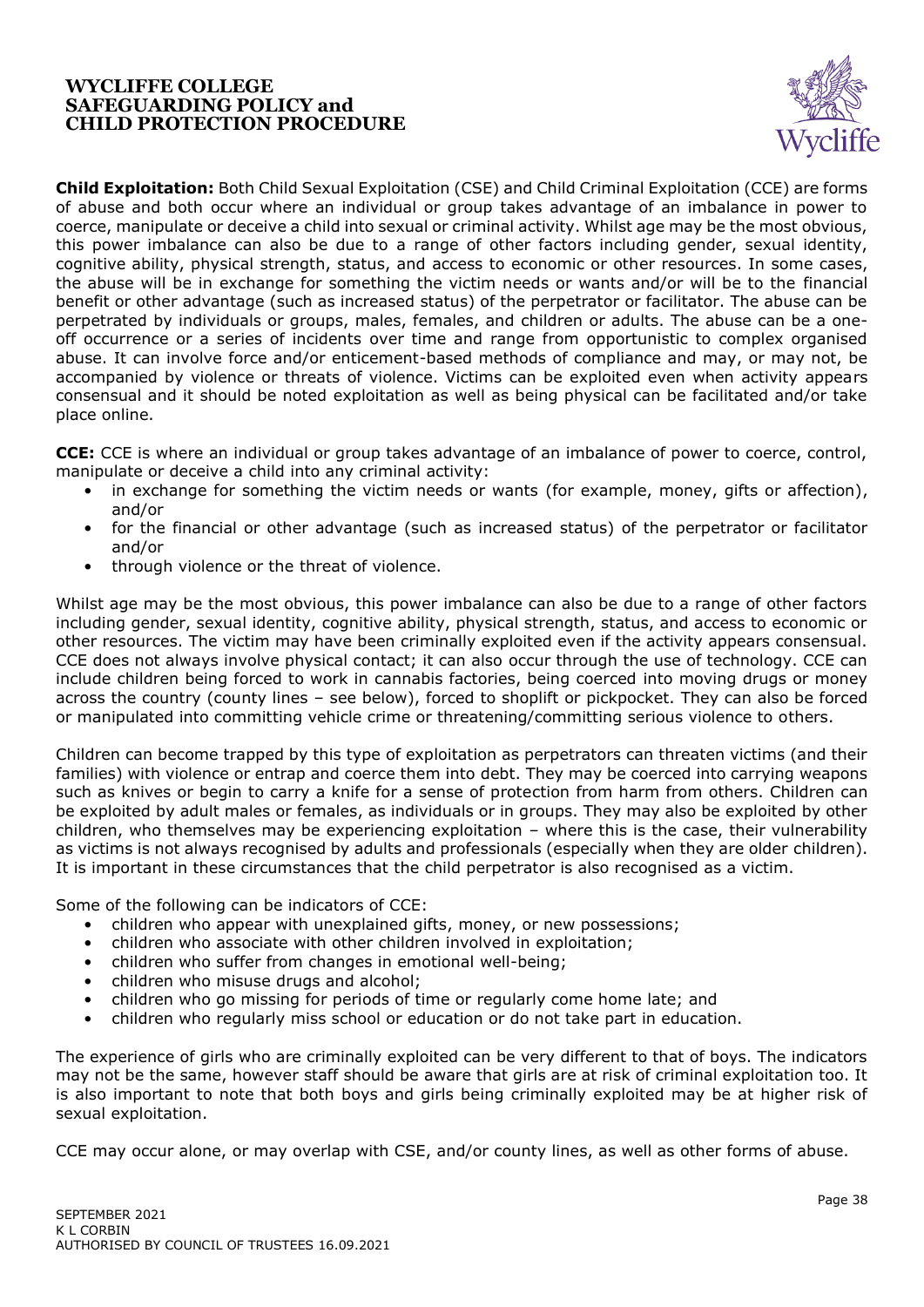**Child Exploitation:** Both Child Sexual Exploitation (CSE) and Child Criminal Exploitation (CCE) are forms of abuse and both occur where an individual or group takes advantage of an imbalance in power to coerce, manipulate or deceive a child into sexual or criminal activity. Whilst age may be the most obvious, this power imbalance can also be due to a range of other factors including gender, sexual identity, cognitive ability, physical strength, status, and access to economic or other resources. In some cases, the abuse will be in exchange for something the victim needs or wants and/or will be to the financial benefit or other advantage (such as increased status) of the perpetrator or facilitator. The abuse can be perpetrated by individuals or groups, males, females, and children or adults. The abuse can be a one-off occurrence or a series of incidents over time and range from opportunistic to complex organised abuse. It can involve force and/or enticement-based methods of compliance and may, or may not, be accompanied by violence or threats of violence. Victims can be exploited even when activity appears consensual and it should be noted exploitation as well as being physical can be facilitated and/or take place online.

**CCE:** CCE is where an individual or group takes advantage of an imbalance of power to coerce, control, manipulate or deceive a child into any criminal activity:

- in exchange for something the victim needs or wants (for example, money, gifts or affection), and/or
- for the financial or other advantage (such as increased status) of the perpetrator or facilitator and/or
- through violence or the threat of violence.

Whilst age may be the most obvious, this power imbalance can also be due to a range of other factors including gender, sexual identity, cognitive ability, physical strength, status, and access to economic or other resources. The victim may have been criminally exploited even if the activity appears consensual. CCE does not always involve physical contact; it can also occur through the use of technology. CCE can include children being forced to work in cannabis factories, being coerced into moving drugs or money across the country (county lines – see below), forced to shoplift or pickpocket. They can also be forced or manipulated into committing vehicle crime or threatening/committing serious violence to others.

Children can become trapped by this type of exploitation as perpetrators can threaten victims (and their families) with violence or entrap and coerce them into debt. They may be coerced into carrying weapons such as knives or begin to carry a knife for a sense of protection from harm from others. Children can be exploited by adult males or females, as individuals or in groups. They may also be exploited by other children, who themselves may be experiencing exploitation – where this is the case, their vulnerability as victims is not always recognised by adults and professionals (especially when they are older children). It is important in these circumstances that the child perpetrator is also recognised as a victim.

Some of the following can be indicators of CCE:

- children who appear with unexplained gifts, money, or new possessions;
- children who associate with other children involved in exploitation;
- children who suffer from changes in emotional well-being;
- children who misuse drugs and alcohol;
- children who go missing for periods of time or regularly come home late; and
- children who regularly miss school or education or do not take part in education.

The experience of girls who are criminally exploited can be very different to that of boys. The indicators may not be the same, however staff should be aware that girls are at risk of criminal exploitation too. It is also important to note that both boys and girls being criminally exploited may be at higher risk of sexual exploitation.

CCE may occur alone, or may overlap with CSE, and/or county lines, as well as other forms of abuse.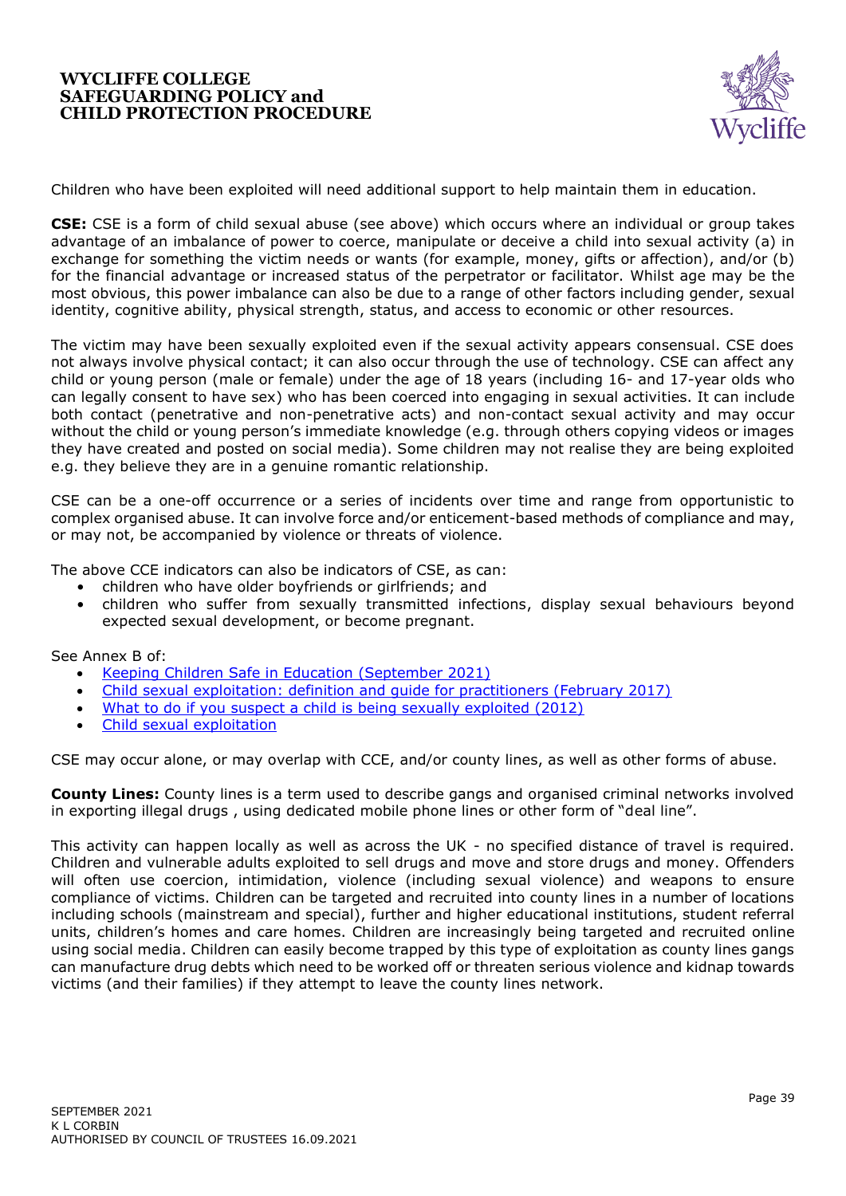Children who have been exploited will need additional support to help maintain them in education.

**CSE:** CSE is a form of child sexual abuse (see above) which occurs where an individual or group takes advantage of an imbalance of power to coerce, manipulate or deceive a child into sexual activity (a) in exchange for something the victim needs or wants (for example, money, gifts or affection), and/or (b) for the financial advantage or increased status of the perpetrator or facilitator. Whilst age may be the most obvious, this power imbalance can also be due to a range of other factors including gender, sexual identity, cognitive ability, physical strength, status, and access to economic or other resources.

The victim may have been sexually exploited even if the sexual activity appears consensual. CSE does not always involve physical contact; it can also occur through the use of technology. CSE can affect any child or young person (male or female) under the age of 18 years (including 16- and 17-year olds who can legally consent to have sex) who has been coerced into engaging in sexual activities. It can include both contact (penetrative and non-penetrative acts) and non-contact sexual activity and may occur without the child or young person's immediate knowledge (e.g. through others copying videos or images they have created and posted on social media). Some children may not realise they are being exploited e.g. they believe they are in a genuine romantic relationship.

CSE can be a one-off occurrence or a series of incidents over time and range from opportunistic to complex organised abuse. It can involve force and/or enticement-based methods of compliance and may, or may not, be accompanied by violence or threats of violence.

The above CCE indicators can also be indicators of CSE, as can:

- children who have older boyfriends or girlfriends; and
- children who suffer from sexually transmitted infections, display sexual behaviours beyond expected sexual development, or become pregnant.

See Annex B of:

- Keeping Children Safe in Education (September 2021)
- Child sexual exploitation: definition and guide for practitioners (February 2017)
- What to do if you suspect a child is being sexually exploited (2012)
- Child sexual exploitation

CSE may occur alone, or may overlap with CCE, and/or county lines, as well as other forms of abuse.

**County Lines:** County lines is a term used to describe gangs and organised criminal networks involved in exporting illegal drugs , using dedicated mobile phone lines or other form of "deal line".

This activity can happen locally as well as across the UK - no specified distance of travel is required. Children and vulnerable adults exploited to sell drugs and move and store drugs and money. Offenders will often use coercion, intimidation, violence (including sexual violence) and weapons to ensure compliance of victims. Children can be targeted and recruited into county lines in a number of locations including schools (mainstream and special), further and higher educational institutions, student referral units, children's homes and care homes. Children are increasingly being targeted and recruited online using social media. Children can easily become trapped by this type of exploitation as county lines gangs can manufacture drug debts which need to be worked off or threaten serious violence and kidnap towards victims (and their families) if they attempt to leave the county lines network.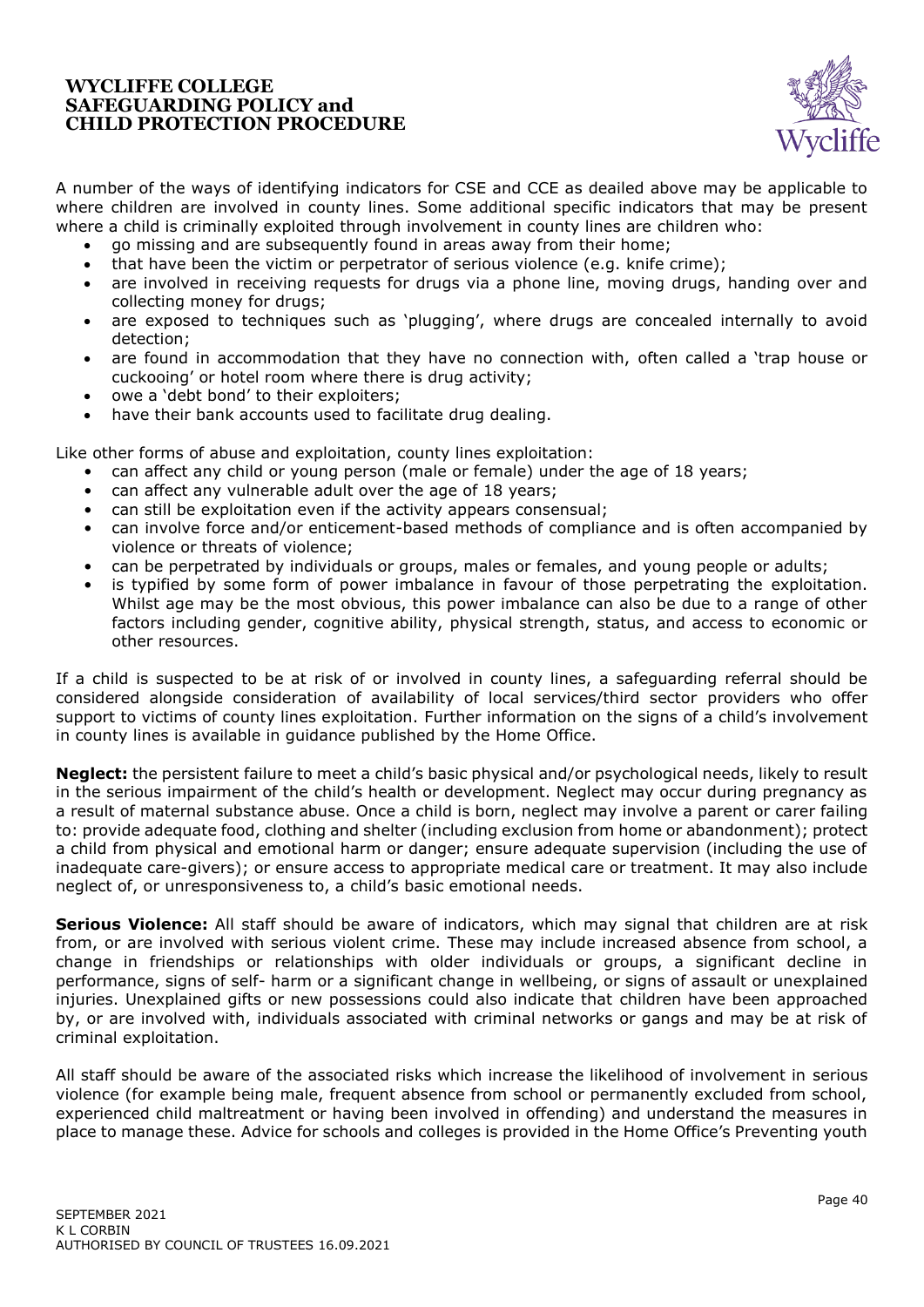A number of the ways of identifying indicators for CSE and CCE as deailed above may be applicable to where children are involved in county lines. Some additional specific indicators that may be present where a child is criminally exploited through involvement in county lines are children who:

- go missing and are subsequently found in areas away from their home;
- that have been the victim or perpetrator of serious violence (e.g. knife crime);
- are involved in receiving requests for drugs via a phone line, moving drugs, handing over and collecting money for drugs;
- are exposed to techniques such as 'plugging', where drugs are concealed internally to avoid detection;
- are found in accommodation that they have no connection with, often called a 'trap house or cuckooing' or hotel room where there is drug activity;
- owe a 'debt bond' to their exploiters;
- have their bank accounts used to facilitate drug dealing.

Like other forms of abuse and exploitation, county lines exploitation:

- can affect any child or young person (male or female) under the age of 18 years;
- can affect any vulnerable adult over the age of 18 years;
- can still be exploitation even if the activity appears consensual;
- can involve force and/or enticement-based methods of compliance and is often accompanied by violence or threats of violence;
- can be perpetrated by individuals or groups, males or females, and young people or adults;
- is typified by some form of power imbalance in favour of those perpetrating the exploitation. Whilst age may be the most obvious, this power imbalance can also be due to a range of other factors including gender, cognitive ability, physical strength, status, and access to economic or other resources.

If a child is suspected to be at risk of or involved in county lines, a safeguarding referral should be considered alongside consideration of availability of local services/third sector providers who offer support to victims of county lines exploitation. Further information on the signs of a child's involvement in county lines is available in guidance published by the Home Office.

**Neglect:** the persistent failure to meet a child's basic physical and/or psychological needs, likely to result in the serious impairment of the child's health or development. Neglect may occur during pregnancy as a result of maternal substance abuse. Once a child is born, neglect may involve a parent or carer failing to: provide adequate food, clothing and shelter (including exclusion from home or abandonment); protect a child from physical and emotional harm or danger; ensure adequate supervision (including the use of inadequate care-givers); or ensure access to appropriate medical care or treatment. It may also include neglect of, or unresponsiveness to, a child's basic emotional needs.

**Serious Violence:** All staff should be aware of indicators, which may signal that children are at risk from, or are involved with serious violent crime. These may include increased absence from school, a change in friendships or relationships with older individuals or groups, a significant decline in performance, signs of self- harm or a significant change in wellbeing, or signs of assault or unexplained injuries. Unexplained gifts or new possessions could also indicate that children have been approached by, or are involved with, individuals associated with criminal networks or gangs and may be at risk of criminal exploitation.

All staff should be aware of the associated risks which increase the likelihood of involvement in serious violence (for example being male, frequent absence from school or permanently excluded from school, experienced child maltreatment or having been involved in offending) and understand the measures in place to manage these. Advice for schools and colleges is provided in the Home Office's Preventing youth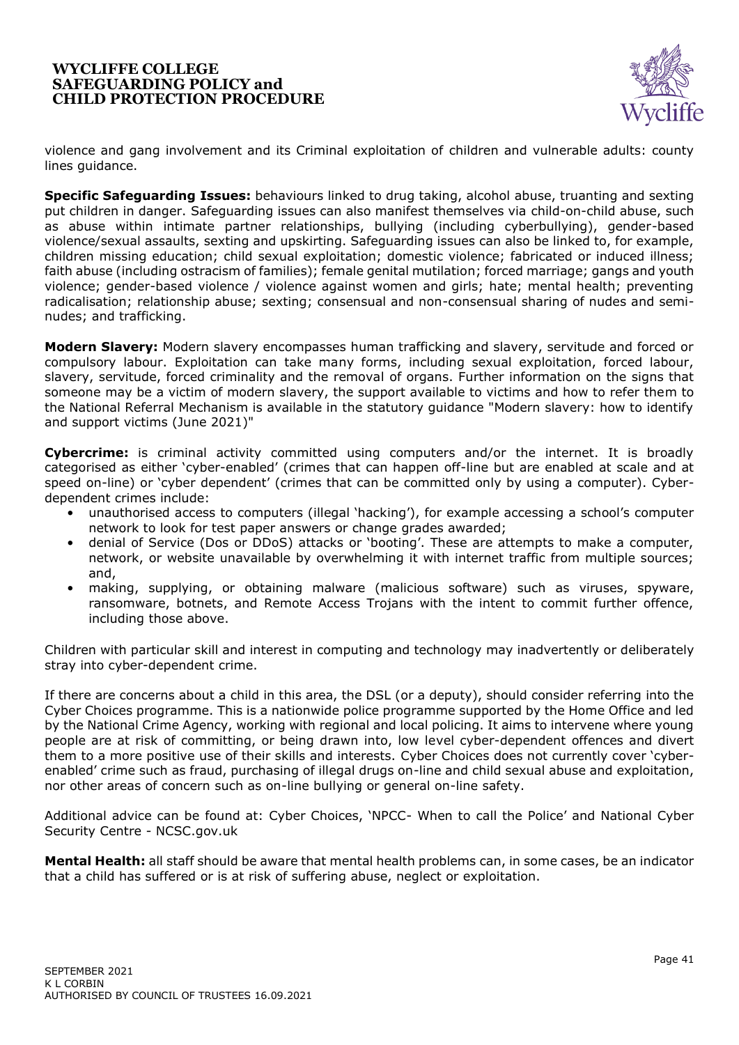violence and gang involvement and its Criminal exploitation of children and vulnerable adults: county lines guidance.

**Specific Safeguarding Issues:** behaviours linked to drug taking, alcohol abuse, truanting and sexting put children in danger. Safeguarding issues can also manifest themselves via child-on-child abuse, such as abuse within intimate partner relationships, bullying (including cyberbullying), gender-based violence/sexual assaults, sexting and upskirting. Safeguarding issues can also be linked to, for example, children missing education; child sexual exploitation; domestic violence; fabricated or induced illness; faith abuse (including ostracism of families); female genital mutilation; forced marriage; gangs and youth violence; gender-based violence / violence against women and girls; hate; mental health; preventing radicalisation; relationship abuse; sexting; consensual and non-consensual sharing of nudes and semi-nudes; and trafficking.

**Modern Slavery:** Modern slavery encompasses human trafficking and slavery, servitude and forced or compulsory labour. Exploitation can take many forms, including sexual exploitation, forced labour, slavery, servitude, forced criminality and the removal of organs. Further information on the signs that someone may be a victim of modern slavery, the support available to victims and how to refer them to the National Referral Mechanism is available in the statutory guidance "Modern slavery: how to identify and support victims (June 2021)"

**Cybercrime:** is criminal activity committed using computers and/or the internet. It is broadly categorised as either 'cyber-enabled' (crimes that can happen off-line but are enabled at scale and at speed on-line) or 'cyber dependent' (crimes that can be committed only by using a computer). Cyber-dependent crimes include:

- unauthorised access to computers (illegal 'hacking'), for example accessing a school's computer network to look for test paper answers or change grades awarded;
- denial of Service (Dos or DDoS) attacks or 'booting'. These are attempts to make a computer, network, or website unavailable by overwhelming it with internet traffic from multiple sources; and,
- making, supplying, or obtaining malware (malicious software) such as viruses, spyware, ransomware, botnets, and Remote Access Trojans with the intent to commit further offence, including those above.

Children with particular skill and interest in computing and technology may inadvertently or deliberately stray into cyber-dependent crime.

If there are concerns about a child in this area, the DSL (or a deputy), should consider referring into the Cyber Choices programme. This is a nationwide police programme supported by the Home Office and led by the National Crime Agency, working with regional and local policing. It aims to intervene where young people are at risk of committing, or being drawn into, low level cyber-dependent offences and divert them to a more positive use of their skills and interests. Cyber Choices does not currently cover 'cyber-enabled' crime such as fraud, purchasing of illegal drugs on-line and child sexual abuse and exploitation, nor other areas of concern such as on-line bullying or general on-line safety.

Additional advice can be found at: Cyber Choices, 'NPCC- When to call the Police' and National Cyber Security Centre - NCSC.gov.uk

**Mental Health:** all staff should be aware that mental health problems can, in some cases, be an indicator that a child has suffered or is at risk of suffering abuse, neglect or exploitation.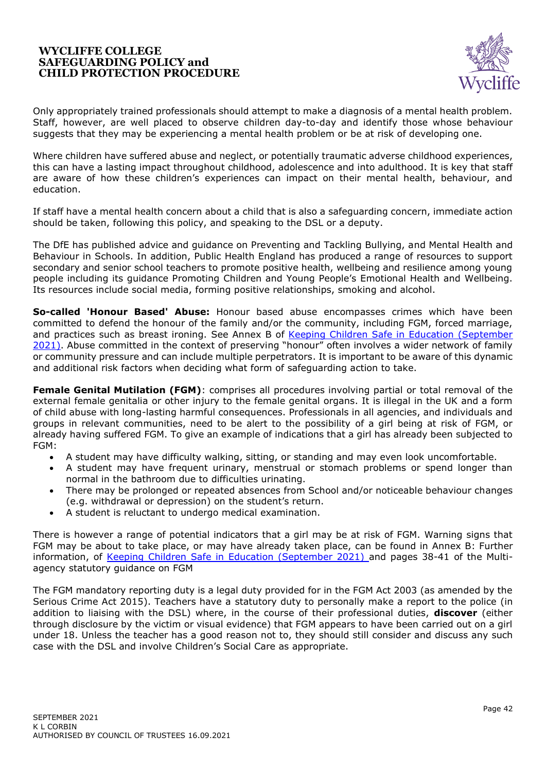Only appropriately trained professionals should attempt to make a diagnosis of a mental health problem. Staff, however, are well placed to observe children day-to-day and identify those whose behaviour suggests that they may be experiencing a mental health problem or be at risk of developing one.

Where children have suffered abuse and neglect, or potentially traumatic adverse childhood experiences, this can have a lasting impact throughout childhood, adolescence and into adulthood. It is key that staff are aware of how these children's experiences can impact on their mental health, behaviour, and education.

If staff have a mental health concern about a child that is also a safeguarding concern, immediate action should be taken, following this policy, and speaking to the DSL or a deputy.

The DfE has published advice and guidance on Preventing and Tackling Bullying, and Mental Health and Behaviour in Schools. In addition, Public Health England has produced a range of resources to support secondary and senior school teachers to promote positive health, wellbeing and resilience among young people including its guidance Promoting Children and Young People's Emotional Health and Wellbeing. Its resources include social media, forming positive relationships, smoking and alcohol.

**So-called 'Honour Based' Abuse:** Honour based abuse encompasses crimes which have been committed to defend the honour of the family and/or the community, including FGM, forced marriage, and practices such as breast ironing. See Annex B of [Keeping Children Safe in Education (September 2021)](). Abuse committed in the context of preserving "honour" often involves a wider network of family or community pressure and can include multiple perpetrators. It is important to be aware of this dynamic and additional risk factors when deciding what form of safeguarding action to take.

**Female Genital Mutilation (FGM)**: comprises all procedures involving partial or total removal of the external female genitalia or other injury to the female genital organs. It is illegal in the UK and a form of child abuse with long-lasting harmful consequences. Professionals in all agencies, and individuals and groups in relevant communities, need to be alert to the possibility of a girl being at risk of FGM, or already having suffered FGM. To give an example of indications that a girl has already been subjected to FGM:

- A student may have difficulty walking, sitting, or standing and may even look uncomfortable.
- A student may have frequent urinary, menstrual or stomach problems or spend longer than normal in the bathroom due to difficulties urinating.
- There may be prolonged or repeated absences from School and/or noticeable behaviour changes (e.g. withdrawal or depression) on the student's return.
- A student is reluctant to undergo medical examination.

There is however a range of potential indicators that a girl may be at risk of FGM. Warning signs that FGM may be about to take place, or may have already taken place, can be found in Annex B: Further information, of [Keeping Children Safe in Education (September 2021)]() and pages 38-41 of the Multi-agency statutory guidance on FGM

The FGM mandatory reporting duty is a legal duty provided for in the FGM Act 2003 (as amended by the Serious Crime Act 2015). Teachers have a statutory duty to personally make a report to the police (in addition to liaising with the DSL) where, in the course of their professional duties, **discover** (either through disclosure by the victim or visual evidence) that FGM appears to have been carried out on a girl under 18. Unless the teacher has a good reason not to, they should still consider and discuss any such case with the DSL and involve Children's Social Care as appropriate.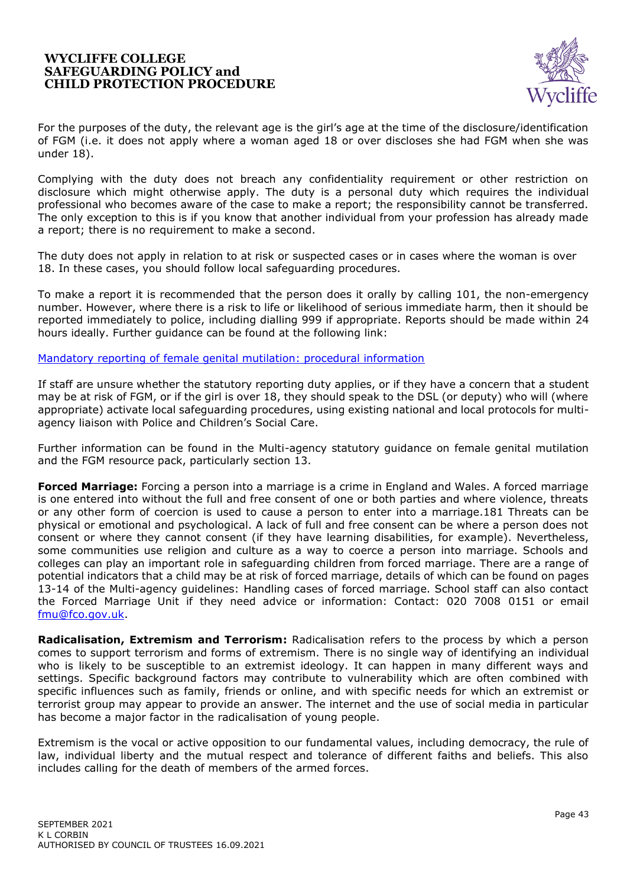For the purposes of the duty, the relevant age is the girl's age at the time of the disclosure/identification of FGM (i.e. it does not apply where a woman aged 18 or over discloses she had FGM when she was under 18).

Complying with the duty does not breach any confidentiality requirement or other restriction on disclosure which might otherwise apply. The duty is a personal duty which requires the individual professional who becomes aware of the case to make a report; the responsibility cannot be transferred. The only exception to this is if you know that another individual from your profession has already made a report; there is no requirement to make a second.

The duty does not apply in relation to at risk or suspected cases or in cases where the woman is over 18. In these cases, you should follow local safeguarding procedures.

To make a report it is recommended that the person does it orally by calling 101, the non-emergency number. However, where there is a risk to life or likelihood of serious immediate harm, then it should be reported immediately to police, including dialling 999 if appropriate. Reports should be made within 24 hours ideally. Further guidance can be found at the following link:

[Mandatory reporting of female genital mutilation: procedural information]

If staff are unsure whether the statutory reporting duty applies, or if they have a concern that a student may be at risk of FGM, or if the girl is over 18, they should speak to the DSL (or deputy) who will (where appropriate) activate local safeguarding procedures, using existing national and local protocols for multi-agency liaison with Police and Children's Social Care.

Further information can be found in the Multi-agency statutory guidance on female genital mutilation and the FGM resource pack, particularly section 13.

**Forced Marriage:** Forcing a person into a marriage is a crime in England and Wales. A forced marriage is one entered into without the full and free consent of one or both parties and where violence, threats or any other form of coercion is used to cause a person to enter into a marriage.181 Threats can be physical or emotional and psychological. A lack of full and free consent can be where a person does not consent or where they cannot consent (if they have learning disabilities, for example). Nevertheless, some communities use religion and culture as a way to coerce a person into marriage. Schools and colleges can play an important role in safeguarding children from forced marriage. There are a range of potential indicators that a child may be at risk of forced marriage, details of which can be found on pages 13-14 of the Multi-agency guidelines: Handling cases of forced marriage. School staff can also contact the Forced Marriage Unit if they need advice or information: Contact: 020 7008 0151 or email fmu@fco.gov.uk.

**Radicalisation, Extremism and Terrorism:** Radicalisation refers to the process by which a person comes to support terrorism and forms of extremism. There is no single way of identifying an individual who is likely to be susceptible to an extremist ideology. It can happen in many different ways and settings. Specific background factors may contribute to vulnerability which are often combined with specific influences such as family, friends or online, and with specific needs for which an extremist or terrorist group may appear to provide an answer. The internet and the use of social media in particular has become a major factor in the radicalisation of young people.

Extremism is the vocal or active opposition to our fundamental values, including democracy, the rule of law, individual liberty and the mutual respect and tolerance of different faiths and beliefs. This also includes calling for the death of members of the armed forces.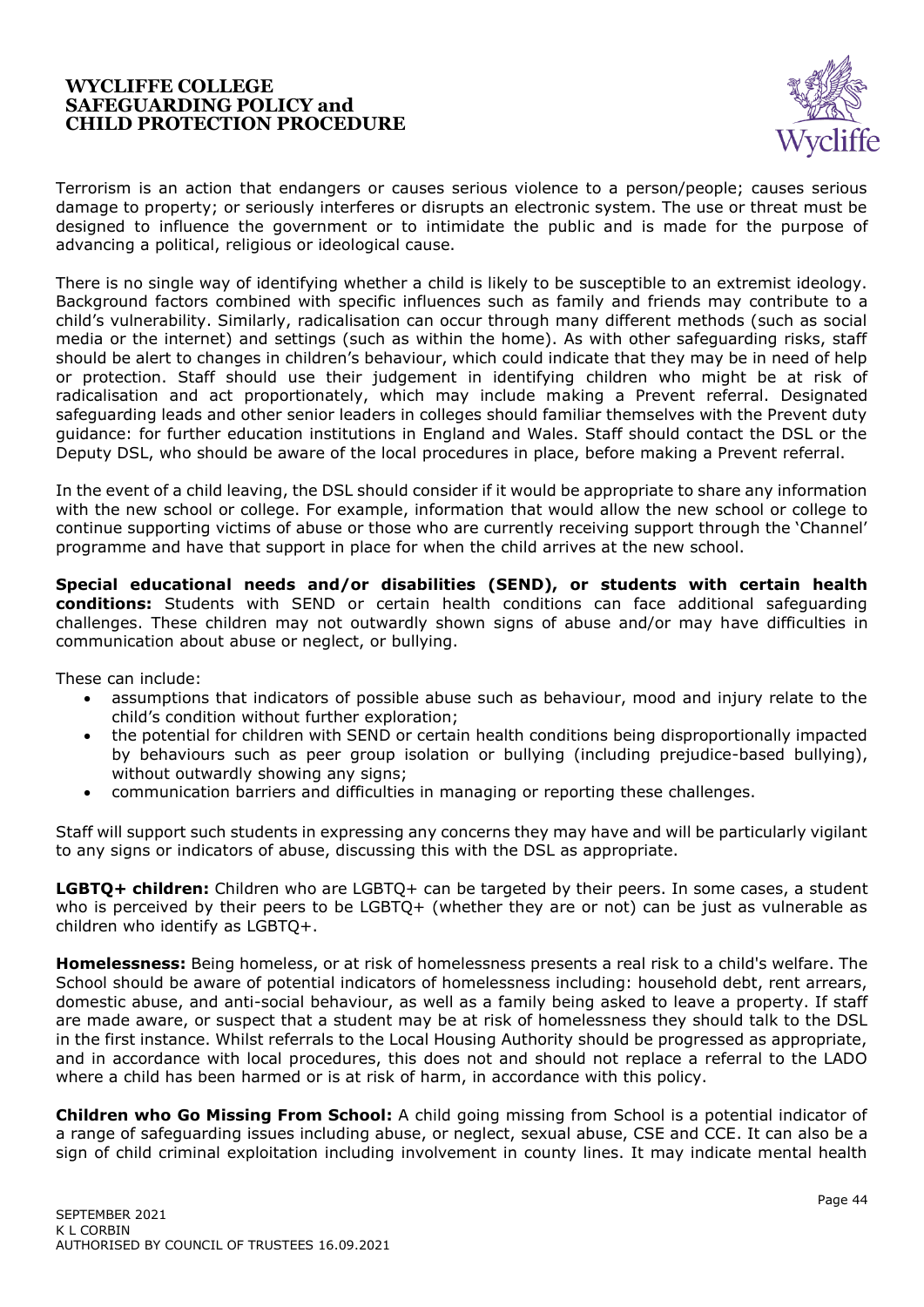Terrorism is an action that endangers or causes serious violence to a person/people; causes serious damage to property; or seriously interferes or disrupts an electronic system. The use or threat must be designed to influence the government or to intimidate the public and is made for the purpose of advancing a political, religious or ideological cause.

There is no single way of identifying whether a child is likely to be susceptible to an extremist ideology. Background factors combined with specific influences such as family and friends may contribute to a child's vulnerability. Similarly, radicalisation can occur through many different methods (such as social media or the internet) and settings (such as within the home). As with other safeguarding risks, staff should be alert to changes in children's behaviour, which could indicate that they may be in need of help or protection. Staff should use their judgement in identifying children who might be at risk of radicalisation and act proportionately, which may include making a Prevent referral. Designated safeguarding leads and other senior leaders in colleges should familiar themselves with the Prevent duty guidance: for further education institutions in England and Wales. Staff should contact the DSL or the Deputy DSL, who should be aware of the local procedures in place, before making a Prevent referral.

In the event of a child leaving, the DSL should consider if it would be appropriate to share any information with the new school or college. For example, information that would allow the new school or college to continue supporting victims of abuse or those who are currently receiving support through the 'Channel' programme and have that support in place for when the child arrives at the new school.

**Special educational needs and/or disabilities (SEND), or students with certain health conditions:** Students with SEND or certain health conditions can face additional safeguarding challenges. These children may not outwardly shown signs of abuse and/or may have difficulties in communication about abuse or neglect, or bullying.

These can include:

- assumptions that indicators of possible abuse such as behaviour, mood and injury relate to the child's condition without further exploration;
- the potential for children with SEND or certain health conditions being disproportionally impacted by behaviours such as peer group isolation or bullying (including prejudice-based bullying), without outwardly showing any signs;
- communication barriers and difficulties in managing or reporting these challenges.

Staff will support such students in expressing any concerns they may have and will be particularly vigilant to any signs or indicators of abuse, discussing this with the DSL as appropriate.

**LGBTQ+ children:** Children who are LGBTQ+ can be targeted by their peers. In some cases, a student who is perceived by their peers to be LGBTQ+ (whether they are or not) can be just as vulnerable as children who identify as LGBTQ+.

**Homelessness:** Being homeless, or at risk of homelessness presents a real risk to a child's welfare. The School should be aware of potential indicators of homelessness including: household debt, rent arrears, domestic abuse, and anti-social behaviour, as well as a family being asked to leave a property. If staff are made aware, or suspect that a student may be at risk of homelessness they should talk to the DSL in the first instance. Whilst referrals to the Local Housing Authority should be progressed as appropriate, and in accordance with local procedures, this does not and should not replace a referral to the LADO where a child has been harmed or is at risk of harm, in accordance with this policy.

**Children who Go Missing From School:** A child going missing from School is a potential indicator of a range of safeguarding issues including abuse, or neglect, sexual abuse, CSE and CCE. It can also be a sign of child criminal exploitation including involvement in county lines. It may indicate mental health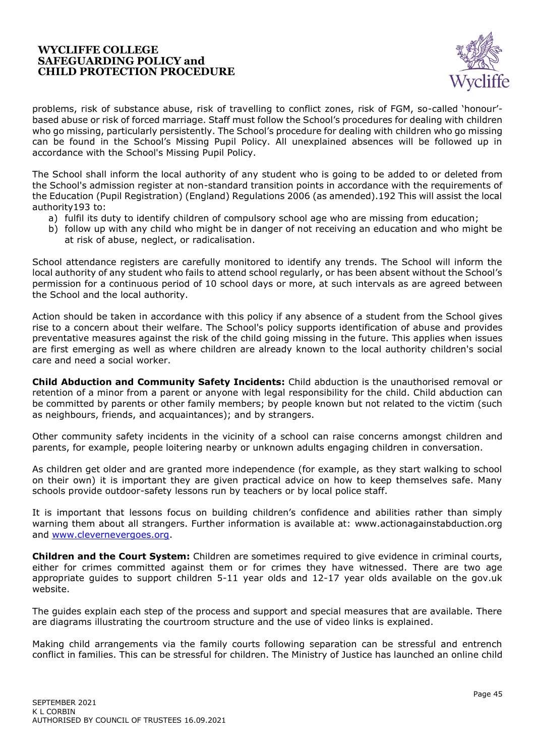problems, risk of substance abuse, risk of travelling to conflict zones, risk of FGM, so-called 'honour'-based abuse or risk of forced marriage. Staff must follow the School's procedures for dealing with children who go missing, particularly persistently. The School's procedure for dealing with children who go missing can be found in the School's Missing Pupil Policy. All unexplained absences will be followed up in accordance with the School's Missing Pupil Policy.

The School shall inform the local authority of any student who is going to be added to or deleted from the School's admission register at non-standard transition points in accordance with the requirements of the Education (Pupil Registration) (England) Regulations 2006 (as amended).192 This will assist the local authority193 to:

a) fulfil its duty to identify children of compulsory school age who are missing from education;
b) follow up with any child who might be in danger of not receiving an education and who might be at risk of abuse, neglect, or radicalisation.

School attendance registers are carefully monitored to identify any trends. The School will inform the local authority of any student who fails to attend school regularly, or has been absent without the School's permission for a continuous period of 10 school days or more, at such intervals as are agreed between the School and the local authority.

Action should be taken in accordance with this policy if any absence of a student from the School gives rise to a concern about their welfare. The School's policy supports identification of abuse and provides preventative measures against the risk of the child going missing in the future. This applies when issues are first emerging as well as where children are already known to the local authority children's social care and need a social worker.

**Child Abduction and Community Safety Incidents:** Child abduction is the unauthorised removal or retention of a minor from a parent or anyone with legal responsibility for the child. Child abduction can be committed by parents or other family members; by people known but not related to the victim (such as neighbours, friends, and acquaintances); and by strangers.

Other community safety incidents in the vicinity of a school can raise concerns amongst children and parents, for example, people loitering nearby or unknown adults engaging children in conversation.

As children get older and are granted more independence (for example, as they start walking to school on their own) it is important they are given practical advice on how to keep themselves safe. Many schools provide outdoor-safety lessons run by teachers or by local police staff.

It is important that lessons focus on building children's confidence and abilities rather than simply warning them about all strangers. Further information is available at: www.actionagainstabduction.org and [www.clevernevergoes.org](www.clevernevergoes.org).

**Children and the Court System:** Children are sometimes required to give evidence in criminal courts, either for crimes committed against them or for crimes they have witnessed. There are two age appropriate guides to support children 5-11 year olds and 12-17 year olds available on the gov.uk website.

The guides explain each step of the process and support and special measures that are available. There are diagrams illustrating the courtroom structure and the use of video links is explained.

Making child arrangements via the family courts following separation can be stressful and entrench conflict in families. This can be stressful for children. The Ministry of Justice has launched an online child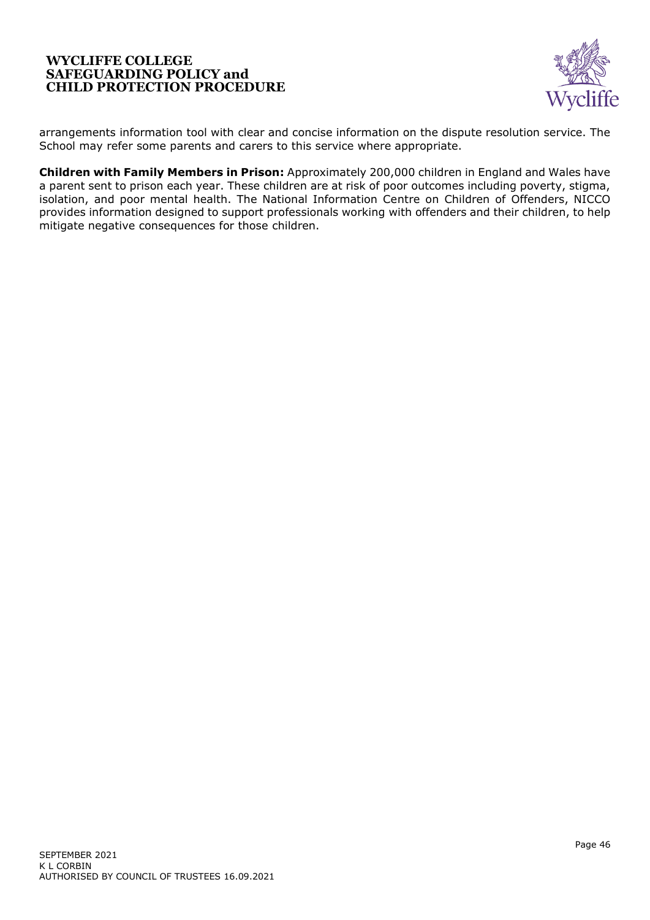arrangements information tool with clear and concise information on the dispute resolution service. The School may refer some parents and carers to this service where appropriate.

**Children with Family Members in Prison:** Approximately 200,000 children in England and Wales have a parent sent to prison each year. These children are at risk of poor outcomes including poverty, stigma, isolation, and poor mental health. The National Information Centre on Children of Offenders, NICCO provides information designed to support professionals working with offenders and their children, to help mitigate negative consequences for those children.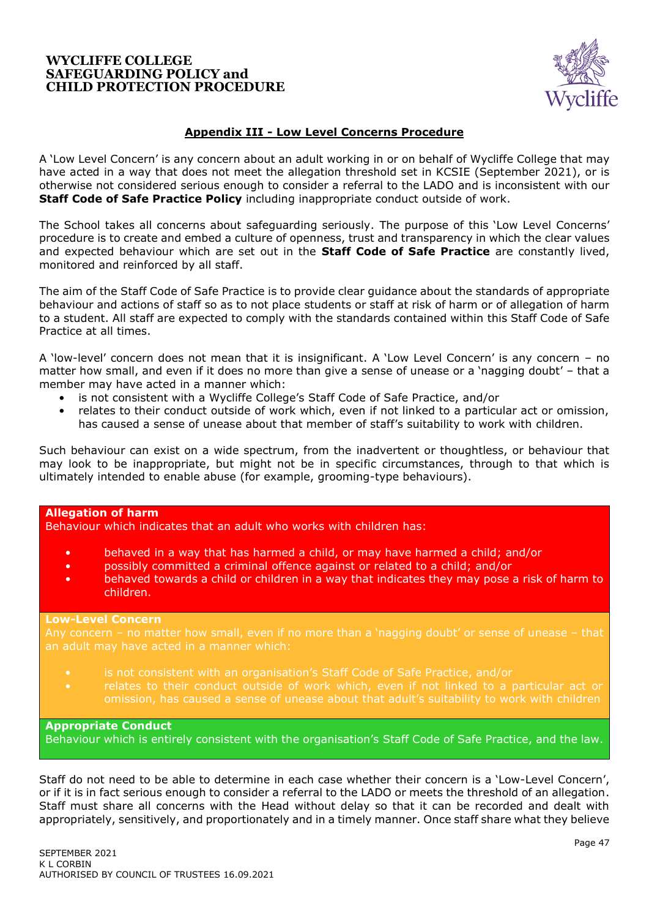## Appendix III - Low Level Concerns Procedure

A 'Low Level Concern' is any concern about an adult working in or on behalf of Wycliffe College that may have acted in a way that does not meet the allegation threshold set in KCSIE (September 2021), or is otherwise not considered serious enough to consider a referral to the LADO and is inconsistent with our **Staff Code of Safe Practice Policy** including inappropriate conduct outside of work.

The School takes all concerns about safeguarding seriously. The purpose of this 'Low Level Concerns' procedure is to create and embed a culture of openness, trust and transparency in which the clear values and expected behaviour which are set out in the **Staff Code of Safe Practice** are constantly lived, monitored and reinforced by all staff.

The aim of the Staff Code of Safe Practice is to provide clear guidance about the standards of appropriate behaviour and actions of staff so as to not place students or staff at risk of harm or of allegation of harm to a student. All staff are expected to comply with the standards contained within this Staff Code of Safe Practice at all times.

A 'low-level' concern does not mean that it is insignificant. A 'Low Level Concern' is any concern – no matter how small, and even if it does no more than give a sense of unease or a 'nagging doubt' – that a member may have acted in a manner which:

- is not consistent with a Wycliffe College's Staff Code of Safe Practice, and/or
- relates to their conduct outside of work which, even if not linked to a particular act or omission, has caused a sense of unease about that member of staff's suitability to work with children.

Such behaviour can exist on a wide spectrum, from the inadvertent or thoughtless, or behaviour that may look to be inappropriate, but might not be in specific circumstances, through to that which is ultimately intended to enable abuse (for example, grooming-type behaviours).

**Allegation of harm**
Behaviour which indicates that an adult who works with children has:

- behaved in a way that has harmed a child, or may have harmed a child; and/or
- possibly committed a criminal offence against or related to a child; and/or
- behaved towards a child or children in a way that indicates they may pose a risk of harm to children.

**Low-Level Concern**
Any concern – no matter how small, even if no more than a 'nagging doubt' or sense of unease – that an adult may have acted in a manner which:

- is not consistent with an organisation's Staff Code of Safe Practice, and/or
- relates to their conduct outside of work which, even if not linked to a particular act or omission, has caused a sense of unease about that adult's suitability to work with children

**Appropriate Conduct**
Behaviour which is entirely consistent with the organisation's Staff Code of Safe Practice, and the law.

Staff do not need to be able to determine in each case whether their concern is a 'Low-Level Concern', or if it is in fact serious enough to consider a referral to the LADO or meets the threshold of an allegation. Staff must share all concerns with the Head without delay so that it can be recorded and dealt with appropriately, sensitively, and proportionately and in a timely manner. Once staff share what they believe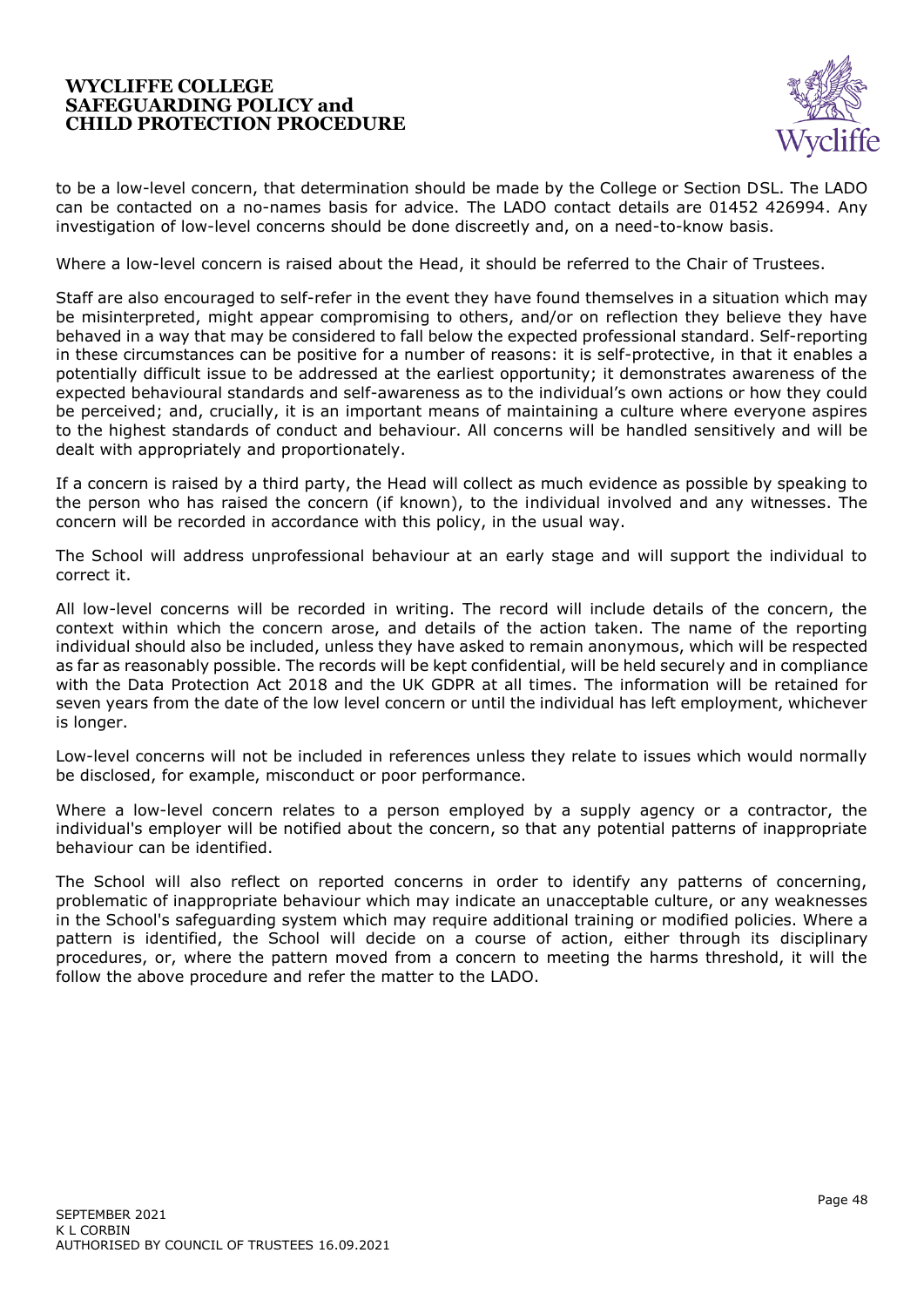to be a low-level concern, that determination should be made by the College or Section DSL. The LADO can be contacted on a no-names basis for advice. The LADO contact details are 01452 426994. Any investigation of low-level concerns should be done discreetly and, on a need-to-know basis.

Where a low-level concern is raised about the Head, it should be referred to the Chair of Trustees.

Staff are also encouraged to self-refer in the event they have found themselves in a situation which may be misinterpreted, might appear compromising to others, and/or on reflection they believe they have behaved in a way that may be considered to fall below the expected professional standard. Self-reporting in these circumstances can be positive for a number of reasons: it is self-protective, in that it enables a potentially difficult issue to be addressed at the earliest opportunity; it demonstrates awareness of the expected behavioural standards and self-awareness as to the individual's own actions or how they could be perceived; and, crucially, it is an important means of maintaining a culture where everyone aspires to the highest standards of conduct and behaviour. All concerns will be handled sensitively and will be dealt with appropriately and proportionately.

If a concern is raised by a third party, the Head will collect as much evidence as possible by speaking to the person who has raised the concern (if known), to the individual involved and any witnesses. The concern will be recorded in accordance with this policy, in the usual way.

The School will address unprofessional behaviour at an early stage and will support the individual to correct it.

All low-level concerns will be recorded in writing. The record will include details of the concern, the context within which the concern arose, and details of the action taken. The name of the reporting individual should also be included, unless they have asked to remain anonymous, which will be respected as far as reasonably possible. The records will be kept confidential, will be held securely and in compliance with the Data Protection Act 2018 and the UK GDPR at all times. The information will be retained for seven years from the date of the low level concern or until the individual has left employment, whichever is longer.

Low-level concerns will not be included in references unless they relate to issues which would normally be disclosed, for example, misconduct or poor performance.

Where a low-level concern relates to a person employed by a supply agency or a contractor, the individual's employer will be notified about the concern, so that any potential patterns of inappropriate behaviour can be identified.

The School will also reflect on reported concerns in order to identify any patterns of concerning, problematic of inappropriate behaviour which may indicate an unacceptable culture, or any weaknesses in the School's safeguarding system which may require additional training or modified policies. Where a pattern is identified, the School will decide on a course of action, either through its disciplinary procedures, or, where the pattern moved from a concern to meeting the harms threshold, it will the follow the above procedure and refer the matter to the LADO.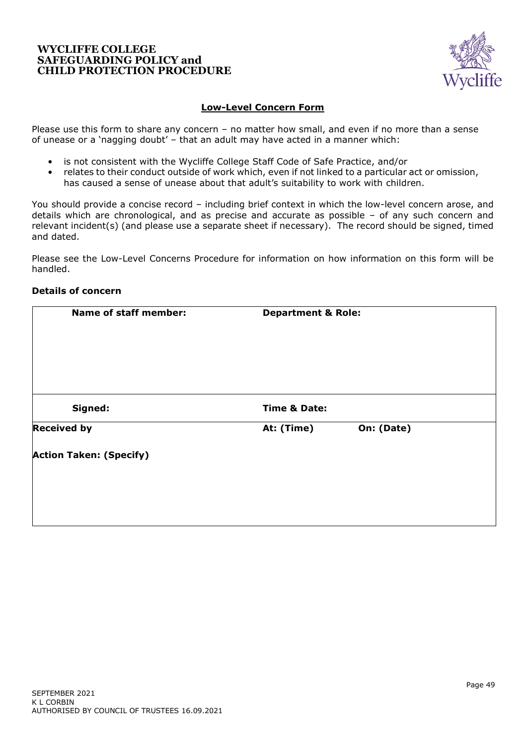## Low-Level Concern Form

Please use this form to share any concern – no matter how small, and even if no more than a sense of unease or a 'nagging doubt' – that an adult may have acted in a manner which:

- is not consistent with the Wycliffe College Staff Code of Safe Practice, and/or
- relates to their conduct outside of work which, even if not linked to a particular act or omission, has caused a sense of unease about that adult's suitability to work with children.

You should provide a concise record – including brief context in which the low-level concern arose, and details which are chronological, and as precise and accurate as possible – of any such concern and relevant incident(s) (and please use a separate sheet if necessary). The record should be signed, timed and dated.

Please see the Low-Level Concerns Procedure for information on how information on this form will be handled.

**Details of concern**

| **Name of staff member:** | **Department & Role:** | |
|---|---|---|
| **Signed:** | **Time & Date:** | |
| **Received by** | **At: (Time)** | **On: (Date)** |
| **Action Taken: (Specify)** | | |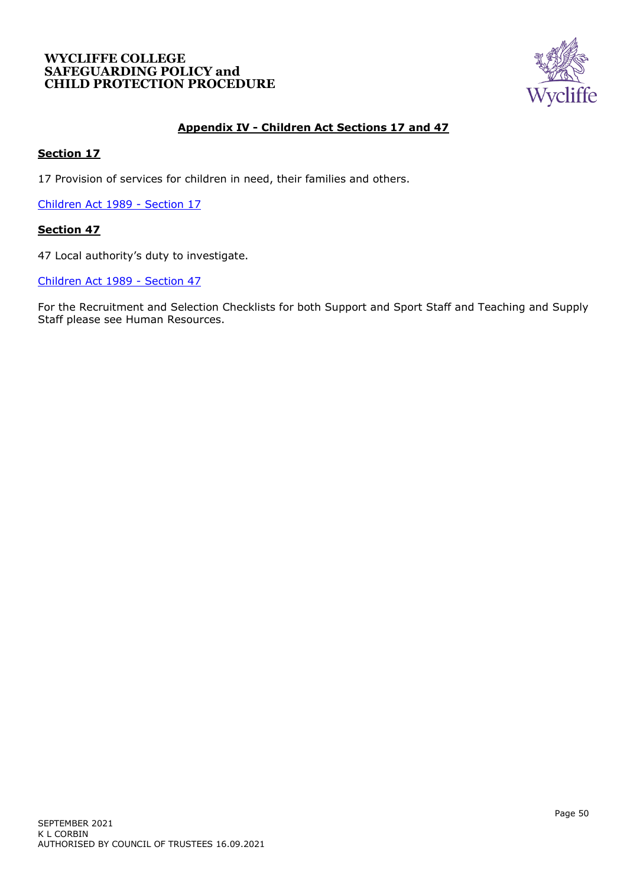## Appendix IV - Children Act Sections 17 and 47

### Section 17

17 Provision of services for children in need, their families and others.

Children Act 1989 - Section 17

### Section 47

47 Local authority's duty to investigate.

Children Act 1989 - Section 47

For the Recruitment and Selection Checklists for both Support and Sport Staff and Teaching and Supply Staff please see Human Resources.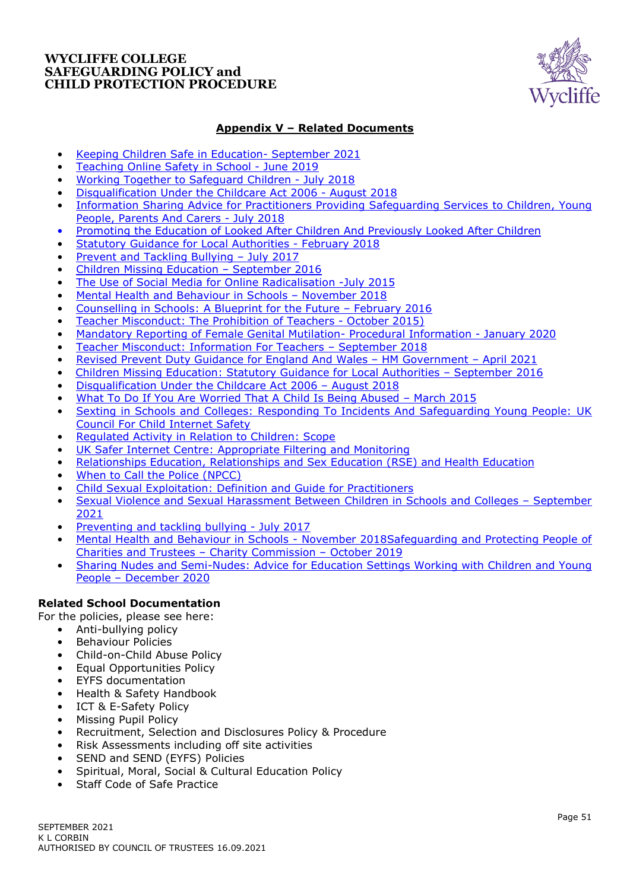## Appendix V – Related Documents

- Keeping Children Safe in Education- September 2021
- Teaching Online Safety in School - June 2019
- Working Together to Safeguard Children - July 2018
- Disqualification Under the Childcare Act 2006 - August 2018
- Information Sharing Advice for Practitioners Providing Safeguarding Services to Children, Young People, Parents And Carers - July 2018
- Promoting the Education of Looked After Children And Previously Looked After Children
- Statutory Guidance for Local Authorities - February 2018
- Prevent and Tackling Bullying – July 2017
- Children Missing Education – September 2016
- The Use of Social Media for Online Radicalisation -July 2015
- Mental Health and Behaviour in Schools – November 2018
- Counselling in Schools: A Blueprint for the Future – February 2016
- Teacher Misconduct: The Prohibition of Teachers - October 2015)
- Mandatory Reporting of Female Genital Mutilation- Procedural Information - January 2020
- Teacher Misconduct: Information For Teachers – September 2018
- Revised Prevent Duty Guidance for England And Wales – HM Government – April 2021
- Children Missing Education: Statutory Guidance for Local Authorities – September 2016
- Disqualification Under the Childcare Act 2006 – August 2018
- What To Do If You Are Worried That A Child Is Being Abused – March 2015
- Sexting in Schools and Colleges: Responding To Incidents And Safeguarding Young People: UK Council For Child Internet Safety
- Regulated Activity in Relation to Children: Scope
- UK Safer Internet Centre: Appropriate Filtering and Monitoring
- Relationships Education, Relationships and Sex Education (RSE) and Health Education
- When to Call the Police (NPCC)
- Child Sexual Exploitation: Definition and Guide for Practitioners
- Sexual Violence and Sexual Harassment Between Children in Schools and Colleges – September 2021
- Preventing and tackling bullying - July 2017
- Mental Health and Behaviour in Schools - November 2018Safeguarding and Protecting People of Charities and Trustees – Charity Commission – October 2019
- Sharing Nudes and Semi-Nudes: Advice for Education Settings Working with Children and Young People – December 2020

**Related School Documentation**

For the policies, please see here:

- Anti-bullying policy
- Behaviour Policies
- Child-on-Child Abuse Policy
- Equal Opportunities Policy
- EYFS documentation
- Health & Safety Handbook
- ICT & E-Safety Policy
- Missing Pupil Policy
- Recruitment, Selection and Disclosures Policy & Procedure
- Risk Assessments including off site activities
- SEND and SEND (EYFS) Policies
- Spiritual, Moral, Social & Cultural Education Policy
- Staff Code of Safe Practice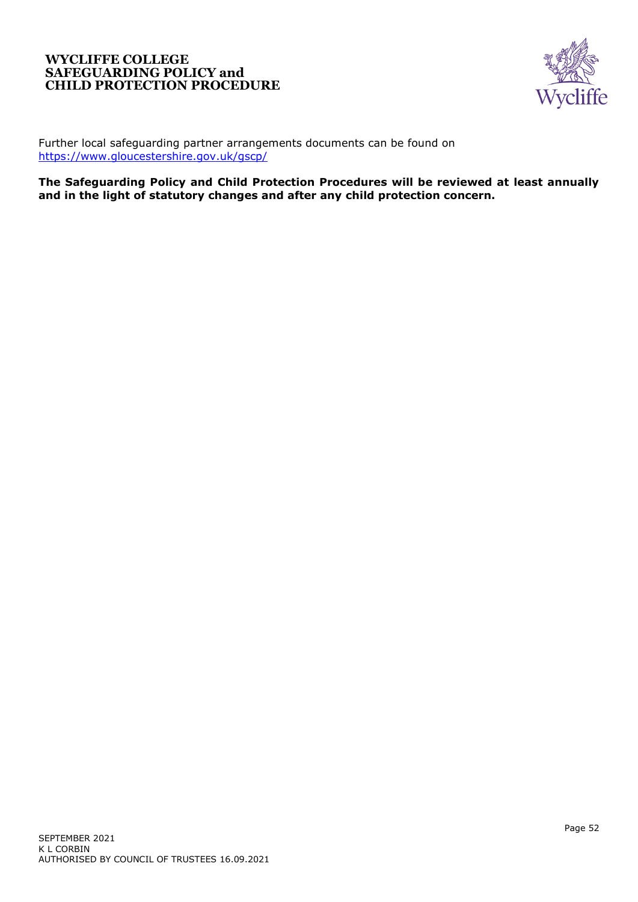Further local safeguarding partner arrangements documents can be found on https://www.gloucestershire.gov.uk/gscp/

**The Safeguarding Policy and Child Protection Procedures will be reviewed at least annually and in the light of statutory changes and after any child protection concern.**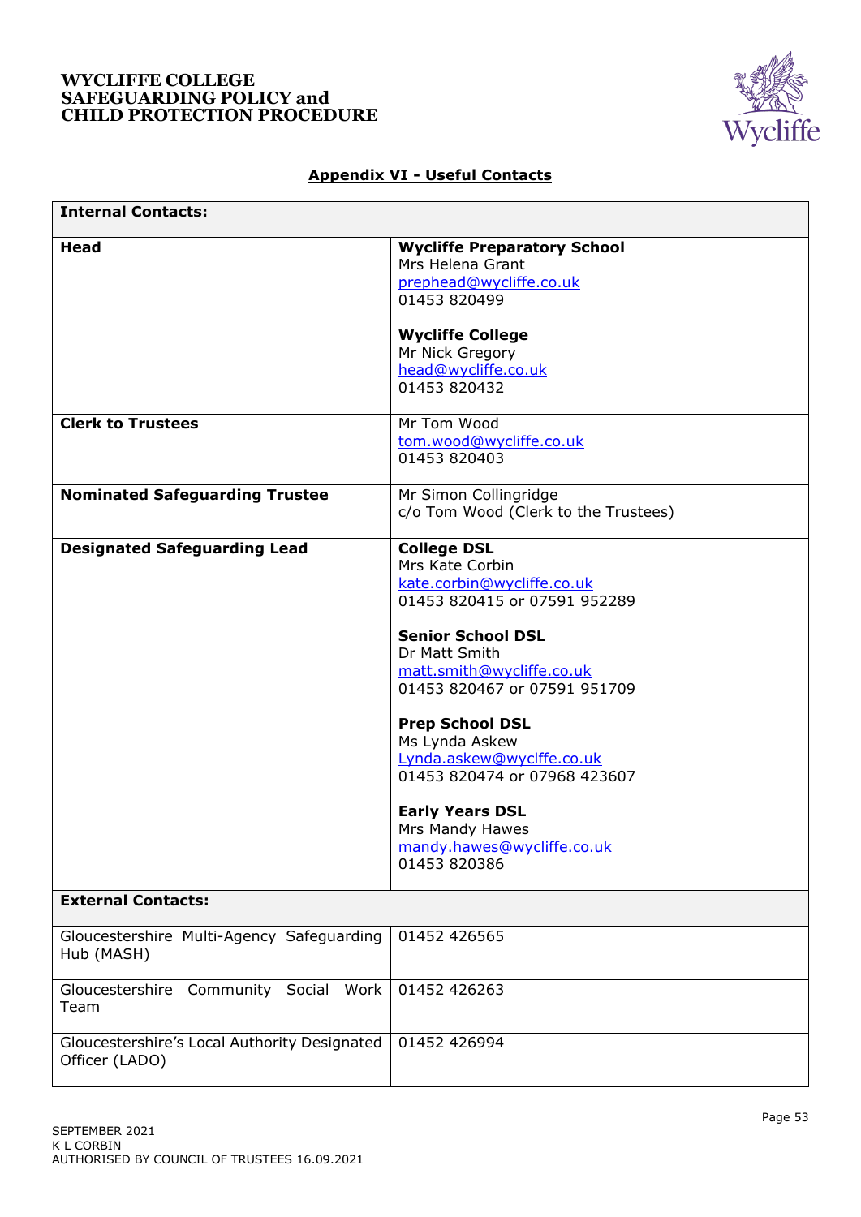## Appendix VI - Useful Contacts

| **Internal Contacts:** | |
|---|---|
| **Head** | **Wycliffe Preparatory School**<br>Mrs Helena Grant<br>prephead@wycliffe.co.uk<br>01453 820499<br><br>**Wycliffe College**<br>Mr Nick Gregory<br>head@wycliffe.co.uk<br>01453 820432 |
| **Clerk to Trustees** | Mr Tom Wood<br>tom.wood@wycliffe.co.uk<br>01453 820403 |
| **Nominated Safeguarding Trustee** | Mr Simon Collingridge<br>c/o Tom Wood (Clerk to the Trustees) |
| **Designated Safeguarding Lead** | **College DSL**<br>Mrs Kate Corbin<br>kate.corbin@wycliffe.co.uk<br>01453 820415 or 07591 952289<br><br>**Senior School DSL**<br>Dr Matt Smith<br>matt.smith@wycliffe.co.uk<br>01453 820467 or 07591 951709<br><br>**Prep School DSL**<br>Ms Lynda Askew<br>Lynda.askew@wyclffe.co.uk<br>01453 820474 or 07968 423607<br><br>**Early Years DSL**<br>Mrs Mandy Hawes<br>mandy.hawes@wycliffe.co.uk<br>01453 820386 |
| **External Contacts:** | |
| Gloucestershire Multi-Agency Safeguarding Hub (MASH) | 01452 426565 |
| Gloucestershire Community Social Work Team | 01452 426263 |
| Gloucestershire's Local Authority Designated Officer (LADO) | 01452 426994 |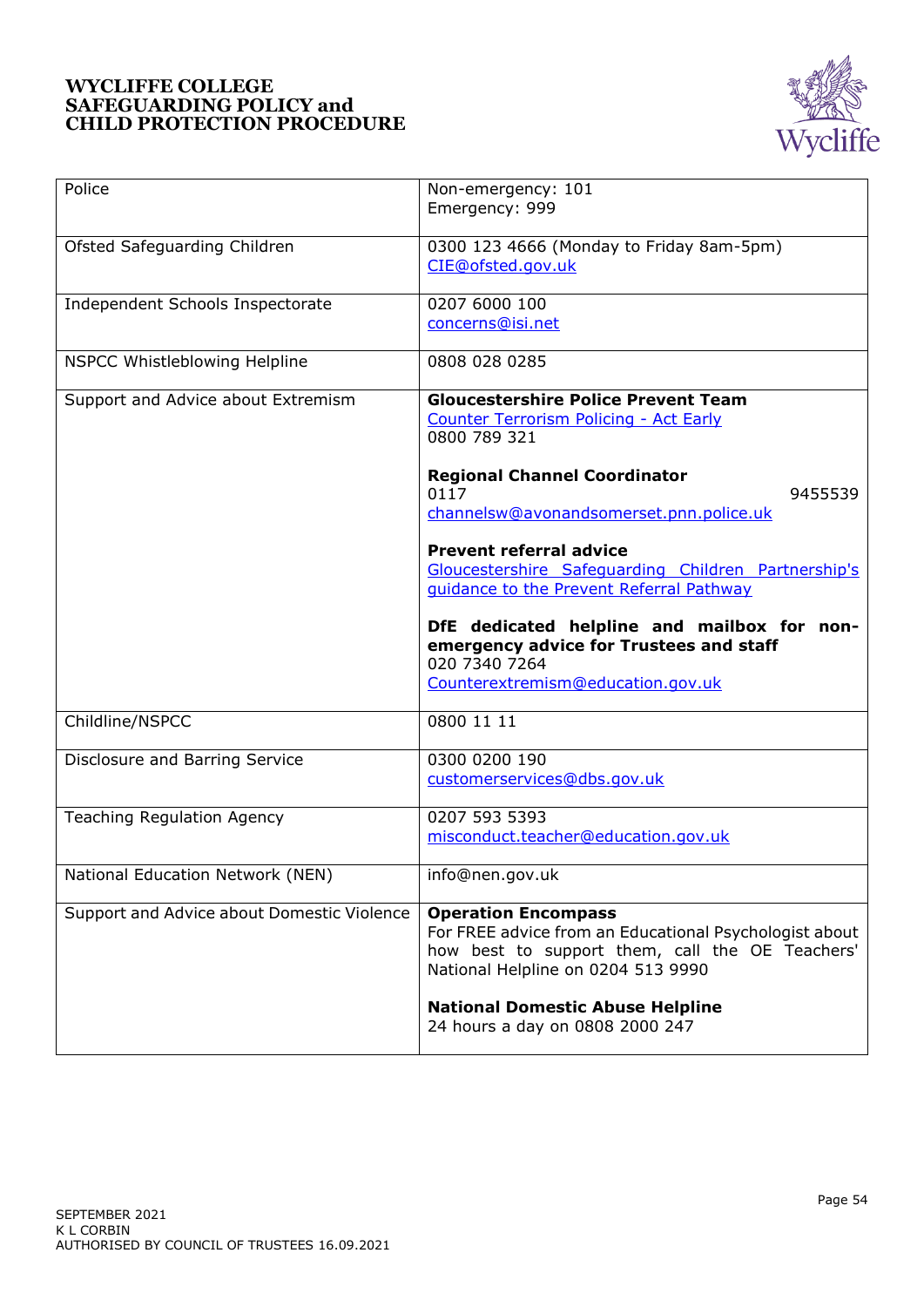| | |
|---|---|
| Police | Non-emergency: 101<br>Emergency: 999 |
| Ofsted Safeguarding Children | 0300 123 4666 (Monday to Friday 8am-5pm)<br>CIE@ofsted.gov.uk |
| Independent Schools Inspectorate | 0207 6000 100<br>concerns@isi.net |
| NSPCC Whistleblowing Helpline | 0808 028 0285 |
| Support and Advice about Extremism | **Gloucestershire Police Prevent Team**<br>Counter Terrorism Policing - Act Early<br>0800 789 321<br><br>**Regional Channel Coordinator**<br>0117 9455539<br>channelsw@avonandsomerset.pnn.police.uk<br><br>**Prevent referral advice**<br>Gloucestershire Safeguarding Children Partnership's guidance to the Prevent Referral Pathway<br><br>**DfE dedicated helpline and mailbox for non-emergency advice for Trustees and staff**<br>020 7340 7264<br>Counterextremism@education.gov.uk |
| Childline/NSPCC | 0800 11 11 |
| Disclosure and Barring Service | 0300 0200 190<br>customerservices@dbs.gov.uk |
| Teaching Regulation Agency | 0207 593 5393<br>misconduct.teacher@education.gov.uk |
| National Education Network (NEN) | info@nen.gov.uk |
| Support and Advice about Domestic Violence | **Operation Encompass**<br>For FREE advice from an Educational Psychologist about how best to support them, call the OE Teachers' National Helpline on 0204 513 9990<br><br>**National Domestic Abuse Helpline**<br>24 hours a day on 0808 2000 247 |